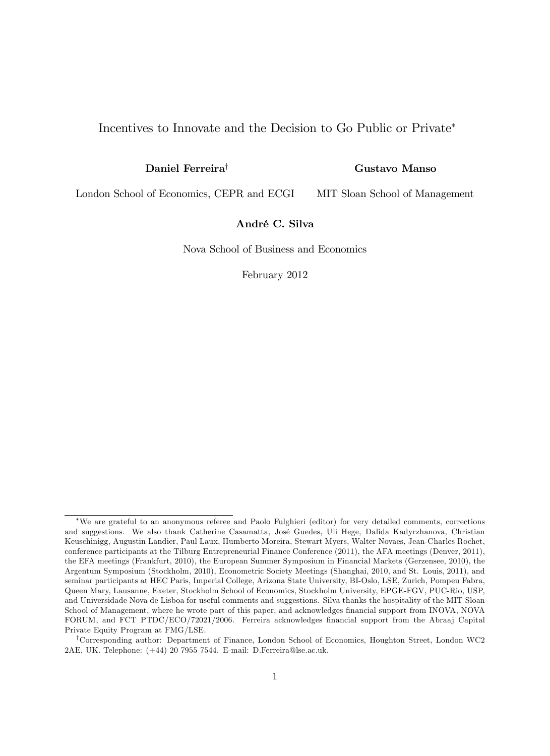# Incentives to Innovate and the Decision to Go Public or Private*

**Daniel Ferreira†**

London School of Economics, CEPR and ECGI

**Gustavo Manso**

MIT Sloan School of Management

**André C. Silva**

Nova School of Business and Economics

February 2012

---

*We are grateful to an anonymous referee and Paolo Fulghieri (editor) for very detailed comments, corrections and suggestions. We also thank Catherine Casamatta, José Guedes, Uli Hege, Dalida Kadyrzhanova, Christian Keuschinigg, Augustin Landier, Paul Laux, Humberto Moreira, Stewart Myers, Walter Novaes, Jean-Charles Rochet, conference participants at the Tilburg Entrepreneurial Finance Conference (2011), the AFA meetings (Denver, 2011), the EFA meetings (Frankfurt, 2010), the European Summer Symposium in Financial Markets (Gerzensee, 2010), the Argentum Symposium (Stockholm, 2010), Econometric Society Meetings (Shanghai, 2010, and St. Louis, 2011), and seminar participants at HEC Paris, Imperial College, Arizona State University, BI-Oslo, LSE, Zurich, Pompeu Fabra, Queen Mary, Lausanne, Exeter, Stockholm School of Economics, Stockholm University, EPGE-FGV, PUC-Rio, USP, and Universidade Nova de Lisboa for useful comments and suggestions. Silva thanks the hospitality of the MIT Sloan School of Management, where he wrote part of this paper, and acknowledges financial support from INOVA, NOVA FORUM, and FCT PTDC/ECO/72021/2006. Ferreira acknowledges financial support from the Abraaj Capital Private Equity Program at FMG/LSE.

†Corresponding author: Department of Finance, London School of Economics, Houghton Street, London WC2 2AE, UK. Telephone: (+44) 20 7955 7544. E-mail: D.Ferreira@lse.ac.uk.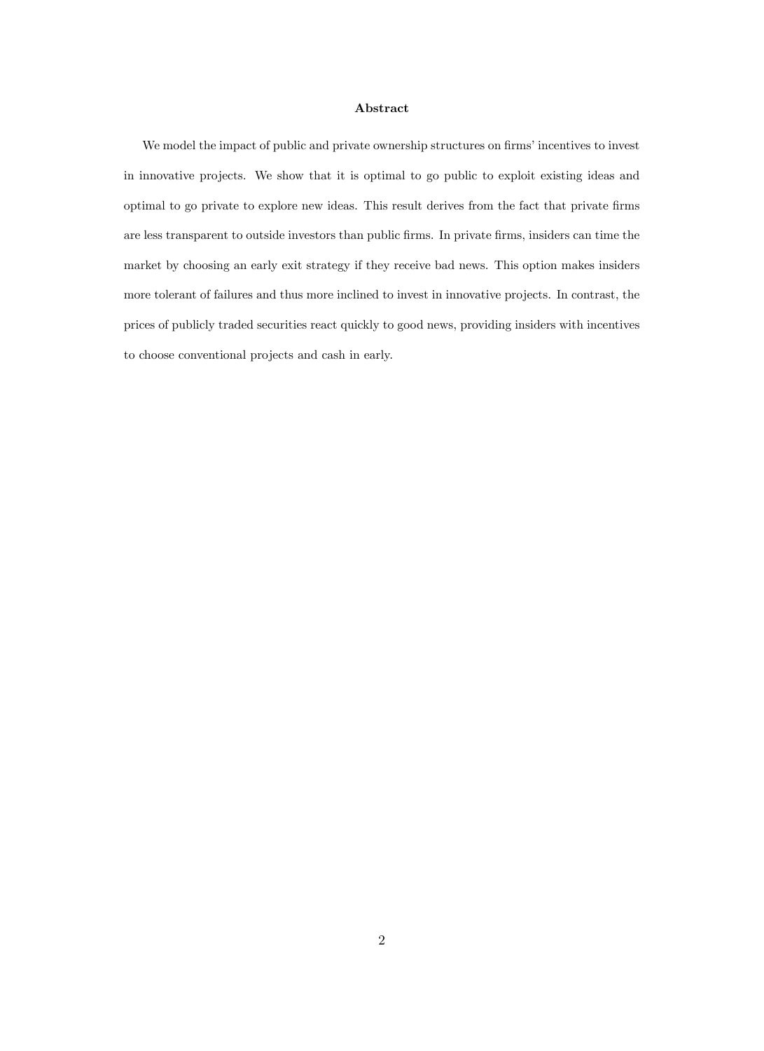**Abstract**

We model the impact of public and private ownership structures on firms' incentives to invest in innovative projects. We show that it is optimal to go public to exploit existing ideas and optimal to go private to explore new ideas. This result derives from the fact that private firms are less transparent to outside investors than public firms. In private firms, insiders can time the market by choosing an early exit strategy if they receive bad news. This option makes insiders more tolerant of failures and thus more inclined to invest in innovative projects. In contrast, the prices of publicly traded securities react quickly to good news, providing insiders with incentives to choose conventional projects and cash in early.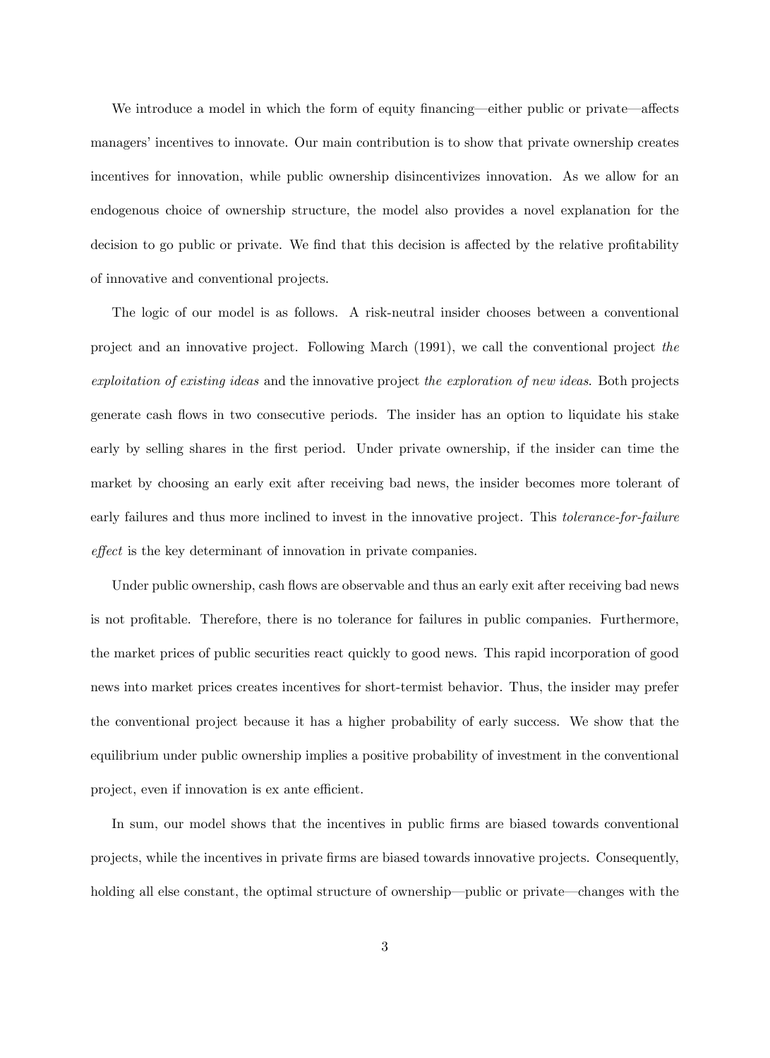We introduce a model in which the form of equity financing—either public or private—affects managers' incentives to innovate. Our main contribution is to show that private ownership creates incentives for innovation, while public ownership disincentivizes innovation. As we allow for an endogenous choice of ownership structure, the model also provides a novel explanation for the decision to go public or private. We find that this decision is affected by the relative profitability of innovative and conventional projects.

The logic of our model is as follows. A risk-neutral insider chooses between a conventional project and an innovative project. Following March (1991), we call the conventional project *the exploitation of existing ideas* and the innovative project *the exploration of new ideas*. Both projects generate cash flows in two consecutive periods. The insider has an option to liquidate his stake early by selling shares in the first period. Under private ownership, if the insider can time the market by choosing an early exit after receiving bad news, the insider becomes more tolerant of early failures and thus more inclined to invest in the innovative project. This *tolerance-for-failure effect* is the key determinant of innovation in private companies.

Under public ownership, cash flows are observable and thus an early exit after receiving bad news is not profitable. Therefore, there is no tolerance for failures in public companies. Furthermore, the market prices of public securities react quickly to good news. This rapid incorporation of good news into market prices creates incentives for short-termist behavior. Thus, the insider may prefer the conventional project because it has a higher probability of early success. We show that the equilibrium under public ownership implies a positive probability of investment in the conventional project, even if innovation is ex ante efficient.

In sum, our model shows that the incentives in public firms are biased towards conventional projects, while the incentives in private firms are biased towards innovative projects. Consequently, holding all else constant, the optimal structure of ownership—public or private—changes with the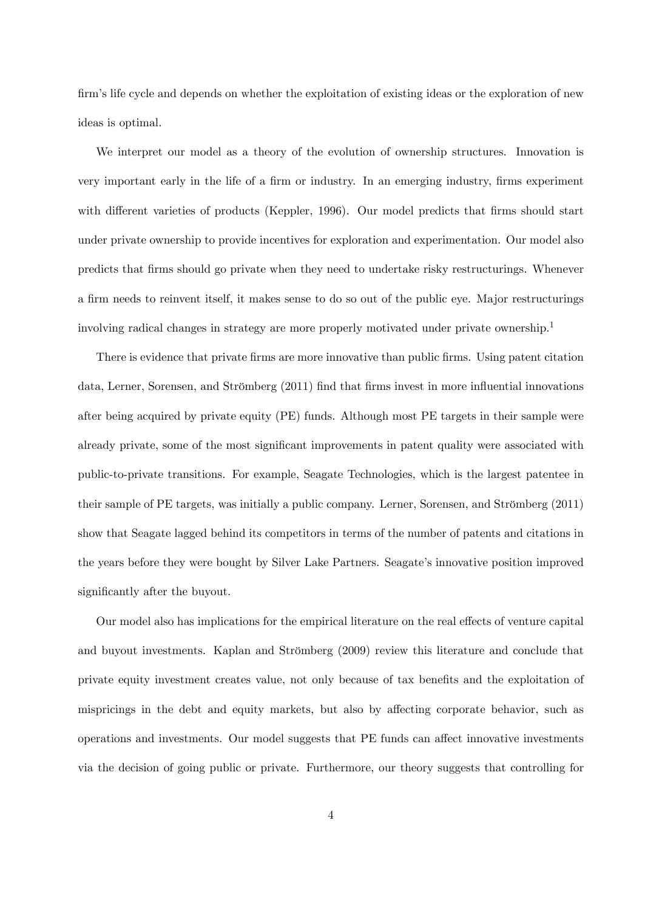firm's life cycle and depends on whether the exploitation of existing ideas or the exploration of new ideas is optimal.

We interpret our model as a theory of the evolution of ownership structures. Innovation is very important early in the life of a firm or industry. In an emerging industry, firms experiment with different varieties of products (Keppler, 1996). Our model predicts that firms should start under private ownership to provide incentives for exploration and experimentation. Our model also predicts that firms should go private when they need to undertake risky restructurings. Whenever a firm needs to reinvent itself, it makes sense to do so out of the public eye. Major restructurings involving radical changes in strategy are more properly motivated under private ownership.[1]

There is evidence that private firms are more innovative than public firms. Using patent citation data, Lerner, Sorensen, and Strömberg (2011) find that firms invest in more influential innovations after being acquired by private equity (PE) funds. Although most PE targets in their sample were already private, some of the most significant improvements in patent quality were associated with public-to-private transitions. For example, Seagate Technologies, which is the largest patentee in their sample of PE targets, was initially a public company. Lerner, Sorensen, and Strömberg (2011) show that Seagate lagged behind its competitors in terms of the number of patents and citations in the years before they were bought by Silver Lake Partners. Seagate's innovative position improved significantly after the buyout.

Our model also has implications for the empirical literature on the real effects of venture capital and buyout investments. Kaplan and Strömberg (2009) review this literature and conclude that private equity investment creates value, not only because of tax benefits and the exploitation of mispricings in the debt and equity markets, but also by affecting corporate behavior, such as operations and investments. Our model suggests that PE funds can affect innovative investments via the decision of going public or private. Furthermore, our theory suggests that controlling for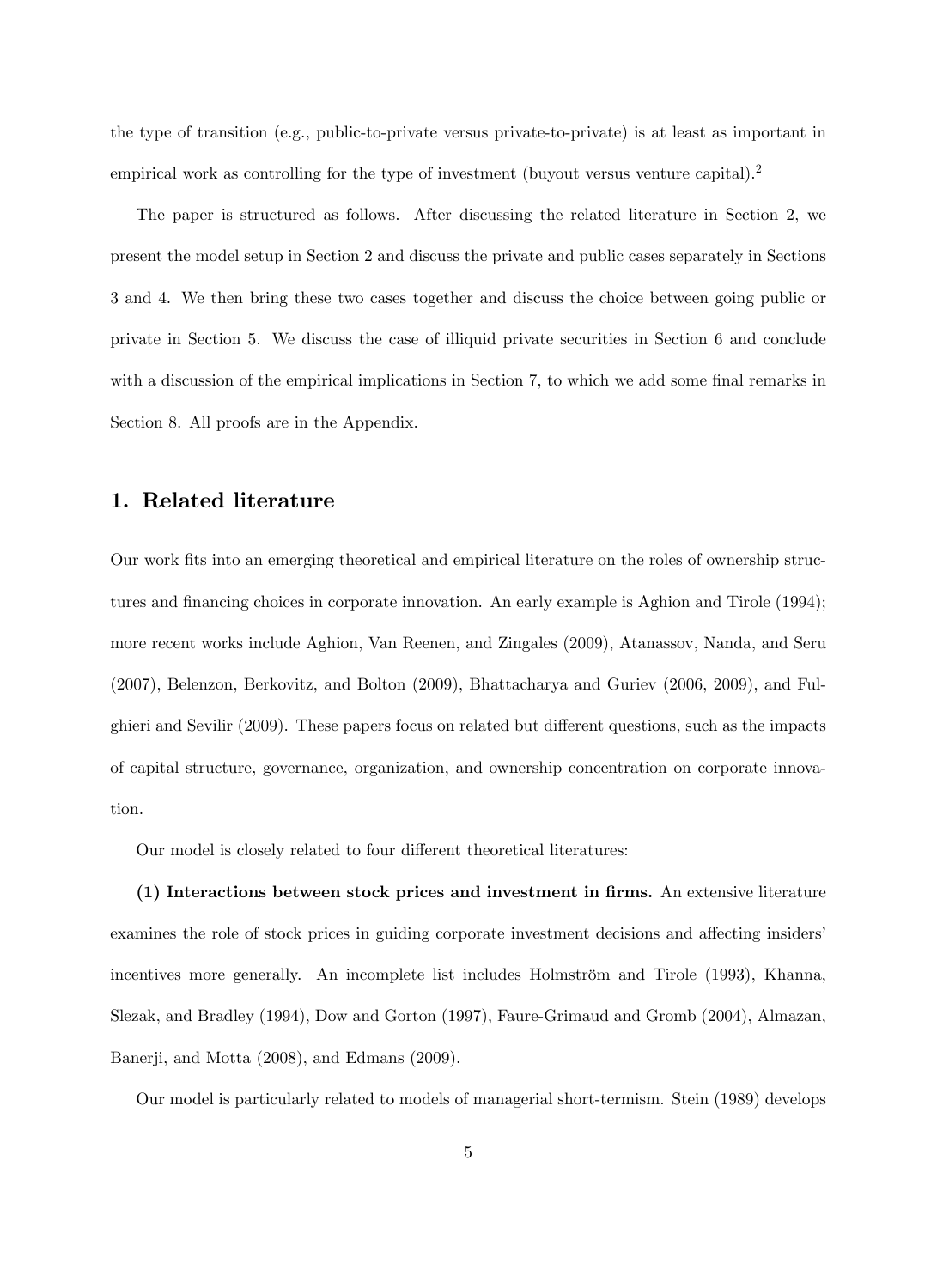the type of transition (e.g., public-to-private versus private-to-private) is at least as important in empirical work as controlling for the type of investment (buyout versus venture capital).[2]

The paper is structured as follows. After discussing the related literature in Section 2, we present the model setup in Section 2 and discuss the private and public cases separately in Sections 3 and 4. We then bring these two cases together and discuss the choice between going public or private in Section 5. We discuss the case of illiquid private securities in Section 6 and conclude with a discussion of the empirical implications in Section 7, to which we add some final remarks in Section 8. All proofs are in the Appendix.

## 1. Related literature

Our work fits into an emerging theoretical and empirical literature on the roles of ownership structures and financing choices in corporate innovation. An early example is Aghion and Tirole (1994); more recent works include Aghion, Van Reenen, and Zingales (2009), Atanassov, Nanda, and Seru (2007), Belenzon, Berkovitz, and Bolton (2009), Bhattacharya and Guriev (2006, 2009), and Fulghieri and Sevilir (2009). These papers focus on related but different questions, such as the impacts of capital structure, governance, organization, and ownership concentration on corporate innovation.

Our model is closely related to four different theoretical literatures:

**(1) Interactions between stock prices and investment in firms.** An extensive literature examines the role of stock prices in guiding corporate investment decisions and affecting insiders' incentives more generally. An incomplete list includes Holmström and Tirole (1993), Khanna, Slezak, and Bradley (1994), Dow and Gorton (1997), Faure-Grimaud and Gromb (2004), Almazan, Banerji, and Motta (2008), and Edmans (2009).

Our model is particularly related to models of managerial short-termism. Stein (1989) develops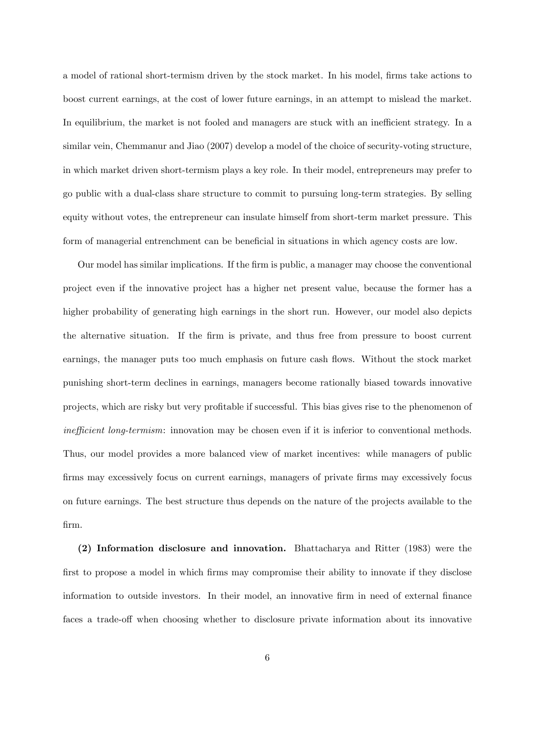a model of rational short-termism driven by the stock market. In his model, firms take actions to boost current earnings, at the cost of lower future earnings, in an attempt to mislead the market. In equilibrium, the market is not fooled and managers are stuck with an inefficient strategy. In a similar vein, Chemmanur and Jiao (2007) develop a model of the choice of security-voting structure, in which market driven short-termism plays a key role. In their model, entrepreneurs may prefer to go public with a dual-class share structure to commit to pursuing long-term strategies. By selling equity without votes, the entrepreneur can insulate himself from short-term market pressure. This form of managerial entrenchment can be beneficial in situations in which agency costs are low.

Our model has similar implications. If the firm is public, a manager may choose the conventional project even if the innovative project has a higher net present value, because the former has a higher probability of generating high earnings in the short run. However, our model also depicts the alternative situation. If the firm is private, and thus free from pressure to boost current earnings, the manager puts too much emphasis on future cash flows. Without the stock market punishing short-term declines in earnings, managers become rationally biased towards innovative projects, which are risky but very profitable if successful. This bias gives rise to the phenomenon of *inefficient long-termism*: innovation may be chosen even if it is inferior to conventional methods. Thus, our model provides a more balanced view of market incentives: while managers of public firms may excessively focus on current earnings, managers of private firms may excessively focus on future earnings. The best structure thus depends on the nature of the projects available to the firm.

**(2) Information disclosure and innovation.** Bhattacharya and Ritter (1983) were the first to propose a model in which firms may compromise their ability to innovate if they disclose information to outside investors. In their model, an innovative firm in need of external finance faces a trade-off when choosing whether to disclosure private information about its innovative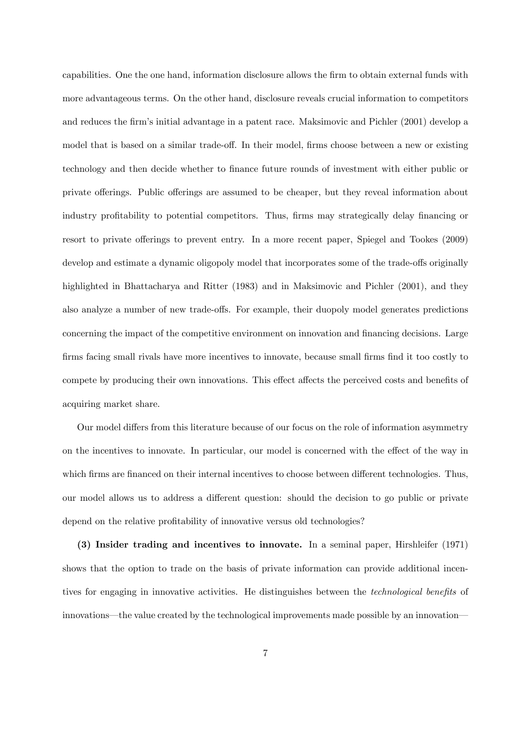capabilities. One the one hand, information disclosure allows the firm to obtain external funds with more advantageous terms. On the other hand, disclosure reveals crucial information to competitors and reduces the firm's initial advantage in a patent race. Maksimovic and Pichler (2001) develop a model that is based on a similar trade-off. In their model, firms choose between a new or existing technology and then decide whether to finance future rounds of investment with either public or private offerings. Public offerings are assumed to be cheaper, but they reveal information about industry profitability to potential competitors. Thus, firms may strategically delay financing or resort to private offerings to prevent entry. In a more recent paper, Spiegel and Tookes (2009) develop and estimate a dynamic oligopoly model that incorporates some of the trade-offs originally highlighted in Bhattacharya and Ritter (1983) and in Maksimovic and Pichler (2001), and they also analyze a number of new trade-offs. For example, their duopoly model generates predictions concerning the impact of the competitive environment on innovation and financing decisions. Large firms facing small rivals have more incentives to innovate, because small firms find it too costly to compete by producing their own innovations. This effect affects the perceived costs and benefits of acquiring market share.

Our model differs from this literature because of our focus on the role of information asymmetry on the incentives to innovate. In particular, our model is concerned with the effect of the way in which firms are financed on their internal incentives to choose between different technologies. Thus, our model allows us to address a different question: should the decision to go public or private depend on the relative profitability of innovative versus old technologies?

**(3) Insider trading and incentives to innovate.** In a seminal paper, Hirshleifer (1971) shows that the option to trade on the basis of private information can provide additional incentives for engaging in innovative activities. He distinguishes between the *technological benefits* of innovations—the value created by the technological improvements made possible by an innovation—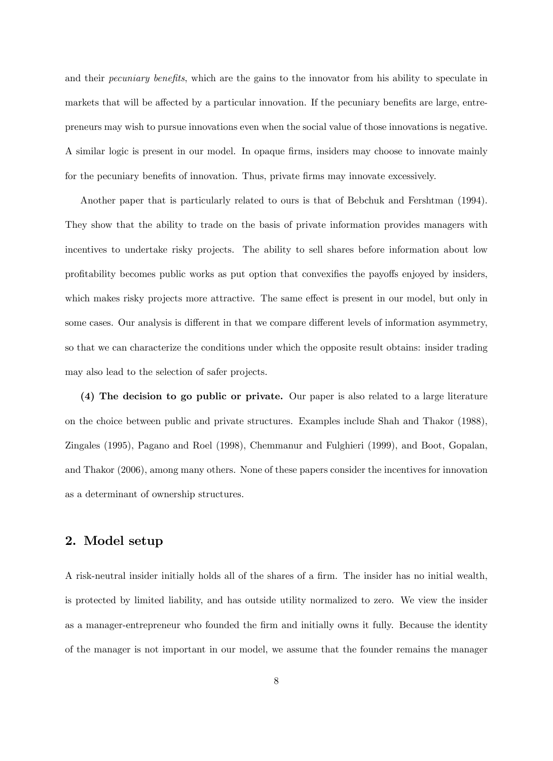and their *pecuniary benefits*, which are the gains to the innovator from his ability to speculate in markets that will be affected by a particular innovation. If the pecuniary benefits are large, entrepreneurs may wish to pursue innovations even when the social value of those innovations is negative. A similar logic is present in our model. In opaque firms, insiders may choose to innovate mainly for the pecuniary benefits of innovation. Thus, private firms may innovate excessively.

Another paper that is particularly related to ours is that of Bebchuk and Fershtman (1994). They show that the ability to trade on the basis of private information provides managers with incentives to undertake risky projects. The ability to sell shares before information about low profitability becomes public works as put option that convexifies the payoffs enjoyed by insiders, which makes risky projects more attractive. The same effect is present in our model, but only in some cases. Our analysis is different in that we compare different levels of information asymmetry, so that we can characterize the conditions under which the opposite result obtains: insider trading may also lead to the selection of safer projects.

**(4) The decision to go public or private.** Our paper is also related to a large literature on the choice between public and private structures. Examples include Shah and Thakor (1988), Zingales (1995), Pagano and Roel (1998), Chemmanur and Fulghieri (1999), and Boot, Gopalan, and Thakor (2006), among many others. None of these papers consider the incentives for innovation as a determinant of ownership structures.

## 2. Model setup

A risk-neutral insider initially holds all of the shares of a firm. The insider has no initial wealth, is protected by limited liability, and has outside utility normalized to zero. We view the insider as a manager-entrepreneur who founded the firm and initially owns it fully. Because the identity of the manager is not important in our model, we assume that the founder remains the manager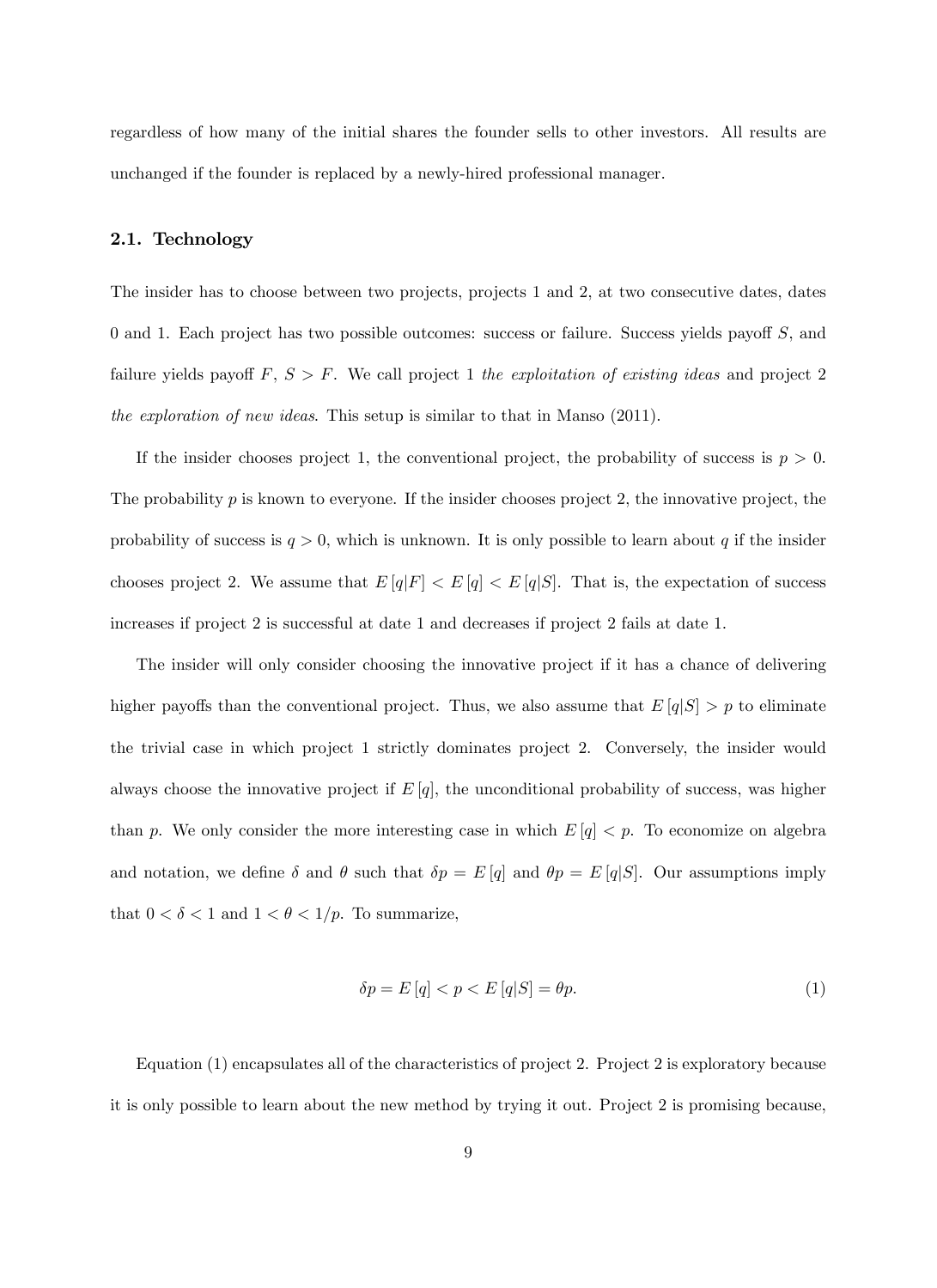regardless of how many of the initial shares the founder sells to other investors. All results are unchanged if the founder is replaced by a newly-hired professional manager.

### 2.1. Technology

The insider has to choose between two projects, projects 1 and 2, at two consecutive dates, dates 0 and 1. Each project has two possible outcomes: success or failure. Success yields payoff $S$, and failure yields payoff $F$, $S > F$. We call project 1 *the exploitation of existing ideas* and project 2 *the exploration of new ideas*. This setup is similar to that in Manso (2011).

If the insider chooses project 1, the conventional project, the probability of success is $p > 0$. The probability $p$ is known to everyone. If the insider chooses project 2, the innovative project, the probability of success is $q > 0$, which is unknown. It is only possible to learn about $q$ if the insider chooses project 2. We assume that $E[q|F] < E[q] < E[q|S]$. That is, the expectation of success increases if project 2 is successful at date 1 and decreases if project 2 fails at date 1.

The insider will only consider choosing the innovative project if it has a chance of delivering higher payoffs than the conventional project. Thus, we also assume that $E[q|S] > p$ to eliminate the trivial case in which project 1 strictly dominates project 2. Conversely, the insider would always choose the innovative project if $E[q]$, the unconditional probability of success, was higher than $p$. We only consider the more interesting case in which $E[q] < p$. To economize on algebra and notation, we define $\delta$ and $\theta$ such that $\delta p = E[q]$ and $\theta p = E[q|S]$. Our assumptions imply that $0 < \delta < 1$ and $1 < \theta < 1/p$. To summarize,

$$\delta p = E[q] < p < E[q|S] = \theta p. \tag{1}$$

Equation (1) encapsulates all of the characteristics of project 2. Project 2 is exploratory because it is only possible to learn about the new method by trying it out. Project 2 is promising because,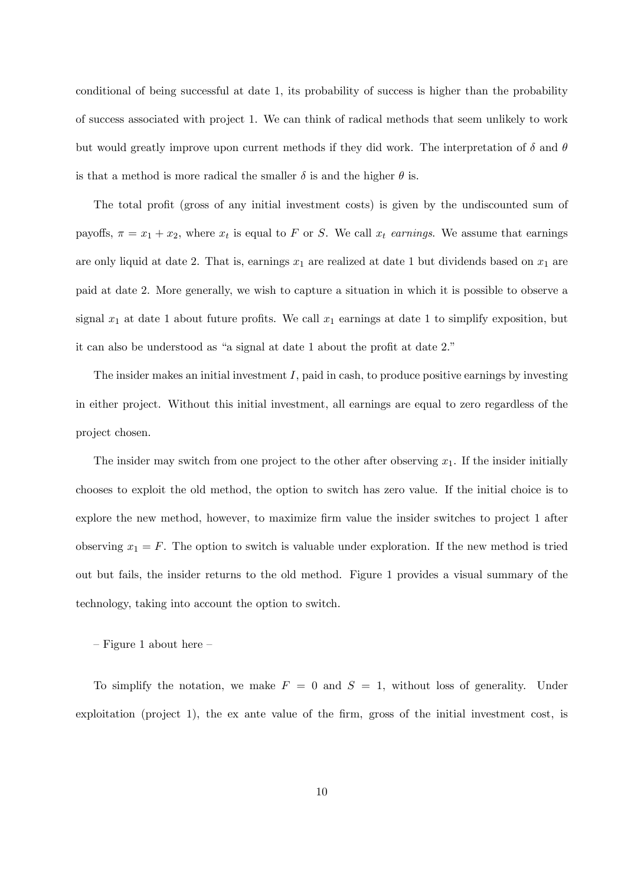conditional of being successful at date 1, its probability of success is higher than the probability of success associated with project 1. We can think of radical methods that seem unlikely to work but would greatly improve upon current methods if they did work. The interpretation of $\delta$ and $\theta$ is that a method is more radical the smaller $\delta$ is and the higher $\theta$ is.

The total profit (gross of any initial investment costs) is given by the undiscounted sum of payoffs, $\pi = x_1 + x_2$, where $x_t$ is equal to $F$ or $S$. We call $x_t$ *earnings*. We assume that earnings are only liquid at date 2. That is, earnings $x_1$ are realized at date 1 but dividends based on $x_1$ are paid at date 2. More generally, we wish to capture a situation in which it is possible to observe a signal $x_1$ at date 1 about future profits. We call $x_1$ earnings at date 1 to simplify exposition, but it can also be understood as "a signal at date 1 about the profit at date 2."

The insider makes an initial investment $I$, paid in cash, to produce positive earnings by investing in either project. Without this initial investment, all earnings are equal to zero regardless of the project chosen.

The insider may switch from one project to the other after observing $x_1$. If the insider initially chooses to exploit the old method, the option to switch has zero value. If the initial choice is to explore the new method, however, to maximize firm value the insider switches to project 1 after observing $x_1 = F$. The option to switch is valuable under exploration. If the new method is tried out but fails, the insider returns to the old method. Figure 1 provides a visual summary of the technology, taking into account the option to switch.

– Figure 1 about here –

To simplify the notation, we make $F = 0$ and $S = 1$, without loss of generality. Under exploitation (project 1), the ex ante value of the firm, gross of the initial investment cost, is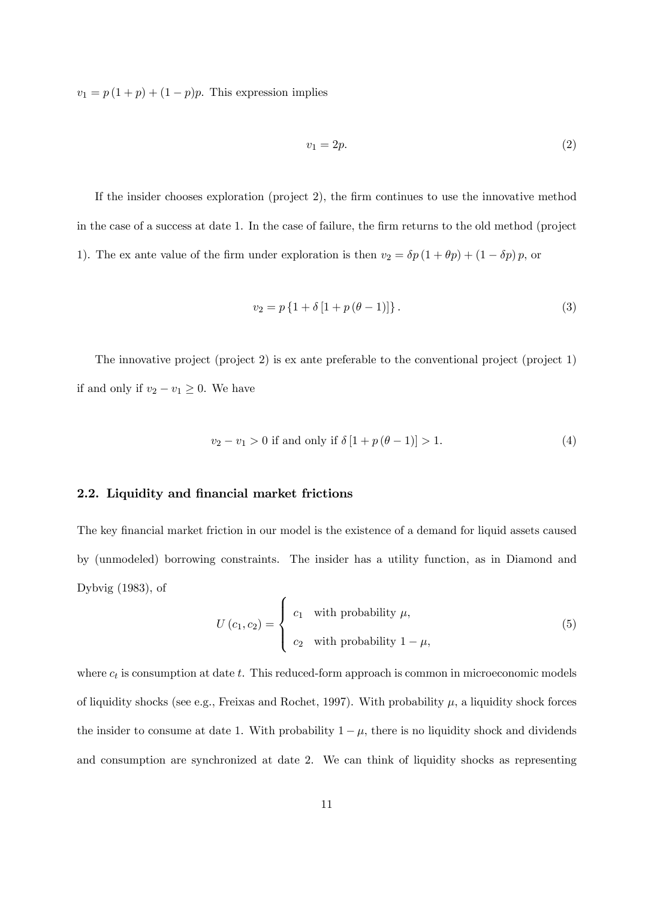$v_1 = p(1+p) + (1-p)p$. This expression implies

$$v_1 = 2p. \tag{2}$$

If the insider chooses exploration (project 2), the firm continues to use the innovative method in the case of a success at date 1. In the case of failure, the firm returns to the old method (project 1). The ex ante value of the firm under exploration is then $v_2 = \delta p(1+\theta p) + (1-\delta p)p$, or

$$v_2 = p\{1 + \delta[1 + p(\theta - 1)]\}. \tag{3}$$

The innovative project (project 2) is ex ante preferable to the conventional project (project 1) if and only if $v_2 - v_1 \geq 0$. We have

$$v_2 - v_1 > 0 \text{ if and only if } \delta[1 + p(\theta - 1)] > 1. \tag{4}$$

### 2.2. Liquidity and financial market frictions

The key financial market friction in our model is the existence of a demand for liquid assets caused by (unmodeled) borrowing constraints. The insider has a utility function, as in Diamond and Dybvig (1983), of

$$U(c_1, c_2) = \begin{cases} c_1 & \text{with probability } \mu, \\ c_2 & \text{with probability } 1-\mu, \end{cases} \tag{5}$$

where $c_t$ is consumption at date $t$. This reduced-form approach is common in microeconomic models of liquidity shocks (see e.g., Freixas and Rochet, 1997). With probability $\mu$, a liquidity shock forces the insider to consume at date 1. With probability $1-\mu$, there is no liquidity shock and dividends and consumption are synchronized at date 2. We can think of liquidity shocks as representing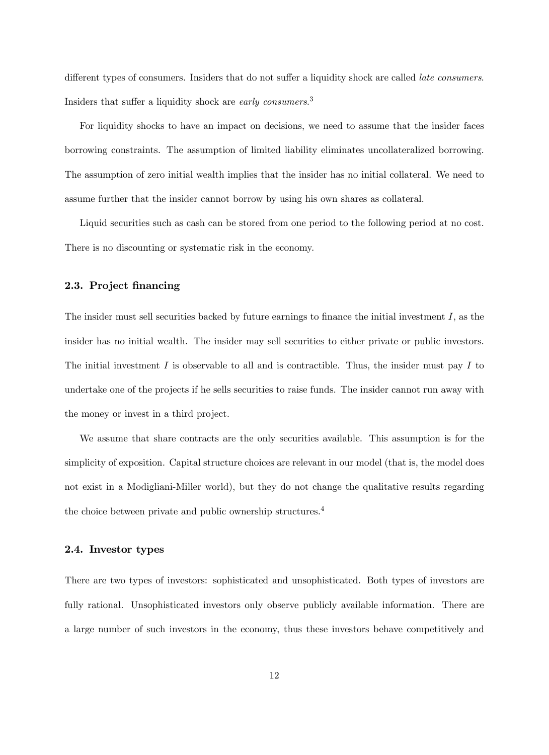different types of consumers. Insiders that do not suffer a liquidity shock are called *late consumers*. Insiders that suffer a liquidity shock are *early consumers*.[3]

For liquidity shocks to have an impact on decisions, we need to assume that the insider faces borrowing constraints. The assumption of limited liability eliminates uncollateralized borrowing. The assumption of zero initial wealth implies that the insider has no initial collateral. We need to assume further that the insider cannot borrow by using his own shares as collateral.

Liquid securities such as cash can be stored from one period to the following period at no cost. There is no discounting or systematic risk in the economy.

### 2.3. Project financing

The insider must sell securities backed by future earnings to finance the initial investment $I$, as the insider has no initial wealth. The insider may sell securities to either private or public investors. The initial investment $I$ is observable to all and is contractible. Thus, the insider must pay $I$ to undertake one of the projects if he sells securities to raise funds. The insider cannot run away with the money or invest in a third project.

We assume that share contracts are the only securities available. This assumption is for the simplicity of exposition. Capital structure choices are relevant in our model (that is, the model does not exist in a Modigliani-Miller world), but they do not change the qualitative results regarding the choice between private and public ownership structures.[4]

### 2.4. Investor types

There are two types of investors: sophisticated and unsophisticated. Both types of investors are fully rational. Unsophisticated investors only observe publicly available information. There are a large number of such investors in the economy, thus these investors behave competitively and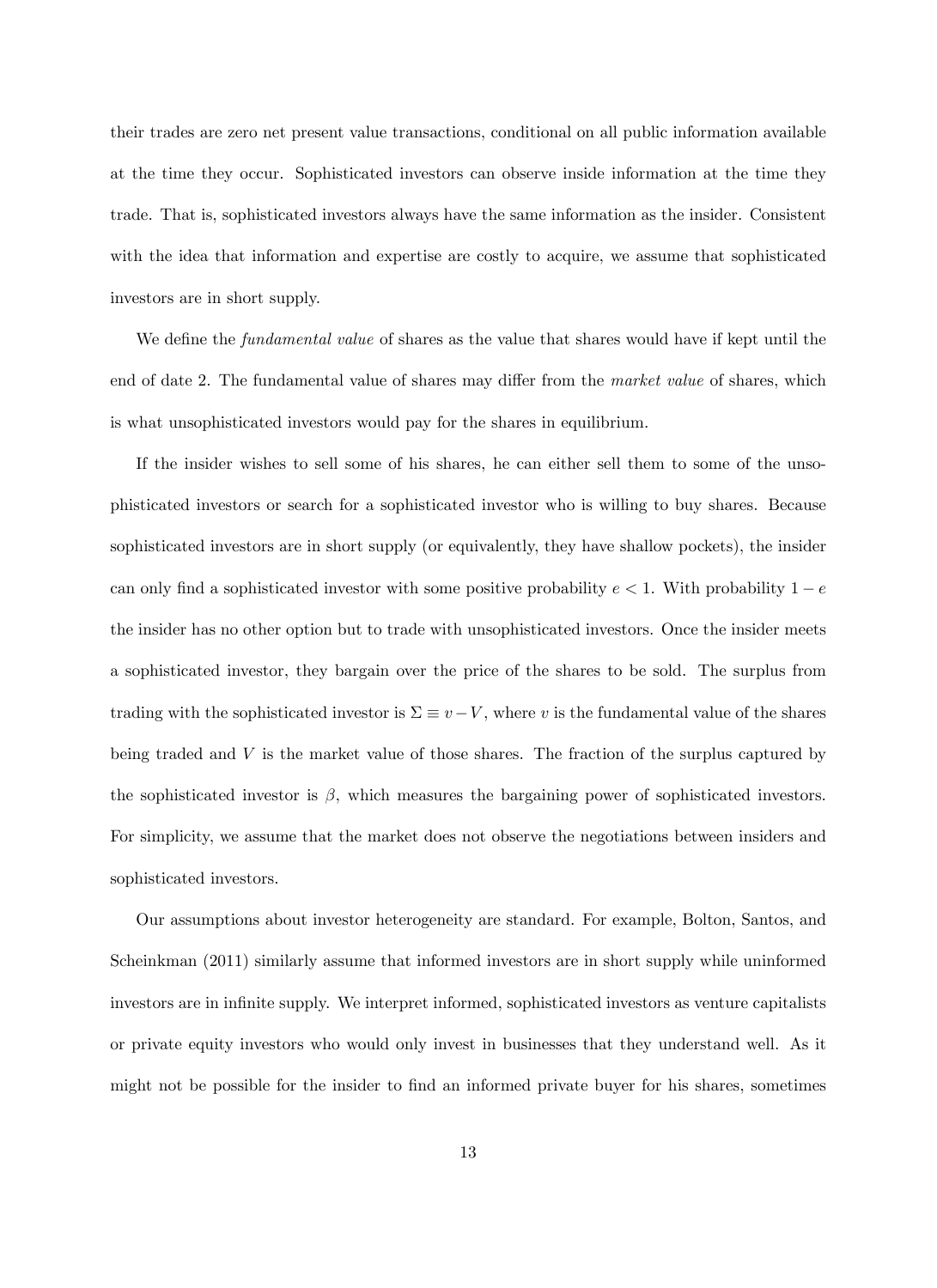their trades are zero net present value transactions, conditional on all public information available at the time they occur. Sophisticated investors can observe inside information at the time they trade. That is, sophisticated investors always have the same information as the insider. Consistent with the idea that information and expertise are costly to acquire, we assume that sophisticated investors are in short supply.

We define the *fundamental value* of shares as the value that shares would have if kept until the end of date 2. The fundamental value of shares may differ from the *market value* of shares, which is what unsophisticated investors would pay for the shares in equilibrium.

If the insider wishes to sell some of his shares, he can either sell them to some of the unsophisticated investors or search for a sophisticated investor who is willing to buy shares. Because sophisticated investors are in short supply (or equivalently, they have shallow pockets), the insider can only find a sophisticated investor with some positive probability $e < 1$. With probability $1 - e$ the insider has no other option but to trade with unsophisticated investors. Once the insider meets a sophisticated investor, they bargain over the price of the shares to be sold. The surplus from trading with the sophisticated investor is $\Sigma \equiv v - V$, where $v$ is the fundamental value of the shares being traded and $V$ is the market value of those shares. The fraction of the surplus captured by the sophisticated investor is $\beta$, which measures the bargaining power of sophisticated investors. For simplicity, we assume that the market does not observe the negotiations between insiders and sophisticated investors.

Our assumptions about investor heterogeneity are standard. For example, Bolton, Santos, and Scheinkman (2011) similarly assume that informed investors are in short supply while uninformed investors are in infinite supply. We interpret informed, sophisticated investors as venture capitalists or private equity investors who would only invest in businesses that they understand well. As it might not be possible for the insider to find an informed private buyer for his shares, sometimes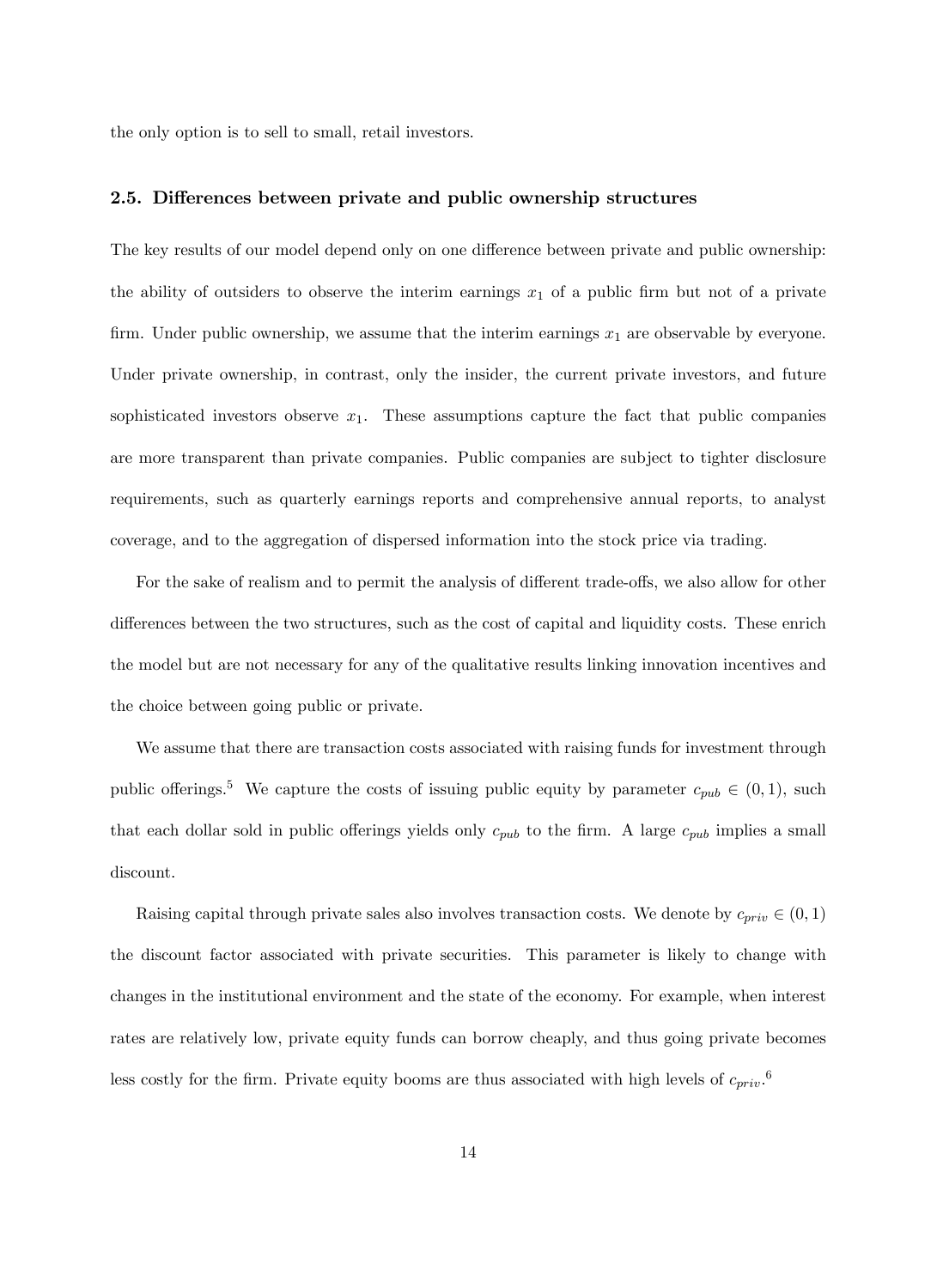the only option is to sell to small, retail investors.

### 2.5. Differences between private and public ownership structures

The key results of our model depend only on one difference between private and public ownership: the ability of outsiders to observe the interim earnings $x_1$ of a public firm but not of a private firm. Under public ownership, we assume that the interim earnings $x_1$ are observable by everyone. Under private ownership, in contrast, only the insider, the current private investors, and future sophisticated investors observe $x_1$. These assumptions capture the fact that public companies are more transparent than private companies. Public companies are subject to tighter disclosure requirements, such as quarterly earnings reports and comprehensive annual reports, to analyst coverage, and to the aggregation of dispersed information into the stock price via trading.

For the sake of realism and to permit the analysis of different trade-offs, we also allow for other differences between the two structures, such as the cost of capital and liquidity costs. These enrich the model but are not necessary for any of the qualitative results linking innovation incentives and the choice between going public or private.

We assume that there are transaction costs associated with raising funds for investment through public offerings.[5] We capture the costs of issuing public equity by parameter $c_{pub} \in (0, 1)$, such that each dollar sold in public offerings yields only $c_{pub}$ to the firm. A large $c_{pub}$ implies a small discount.

Raising capital through private sales also involves transaction costs. We denote by $c_{priv} \in (0, 1)$ the discount factor associated with private securities. This parameter is likely to change with changes in the institutional environment and the state of the economy. For example, when interest rates are relatively low, private equity funds can borrow cheaply, and thus going private becomes less costly for the firm. Private equity booms are thus associated with high levels of $c_{priv}$.[6]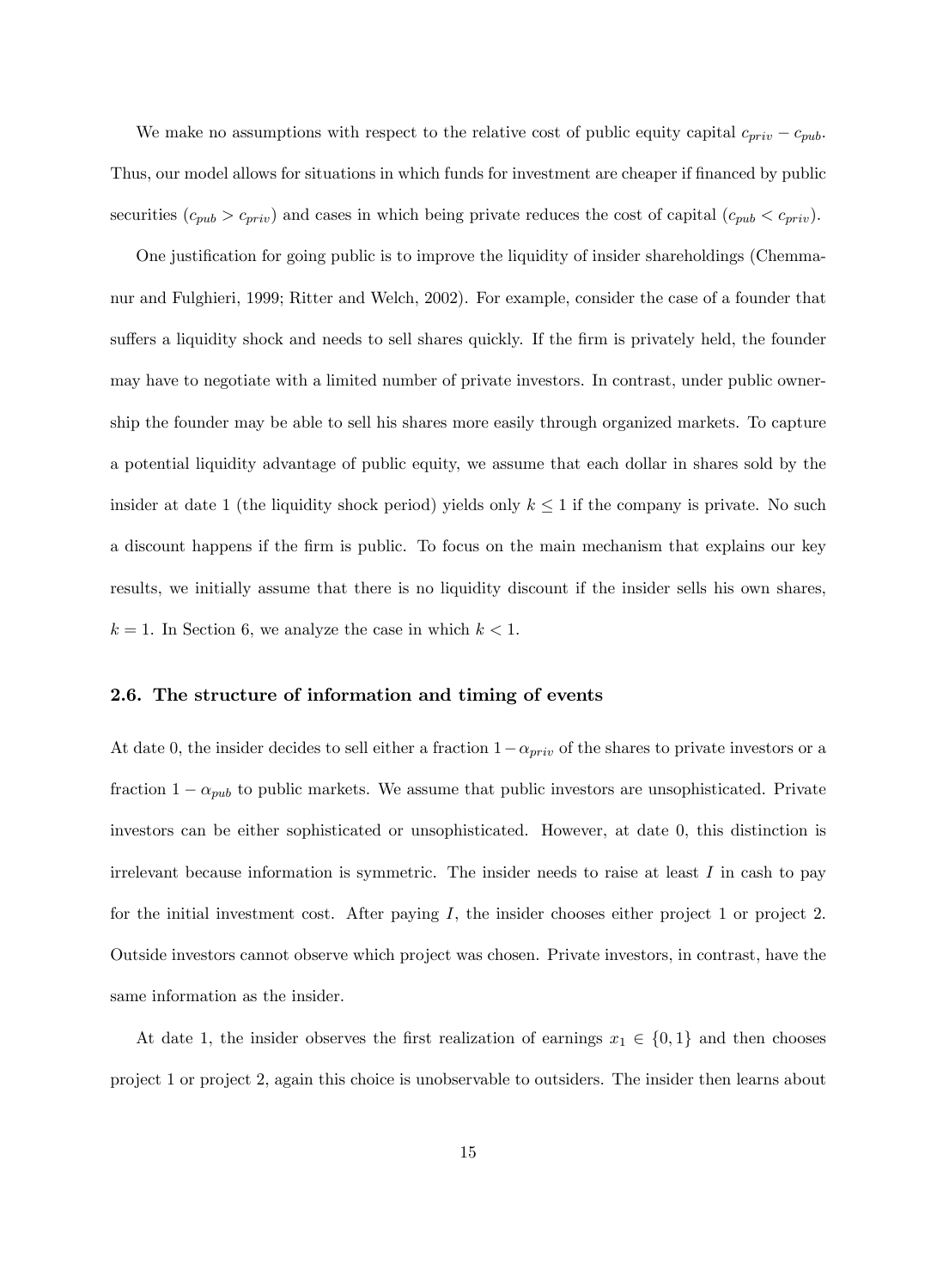We make no assumptions with respect to the relative cost of public equity capital $c_{priv} - c_{pub}$. Thus, our model allows for situations in which funds for investment are cheaper if financed by public securities ($c_{pub} > c_{priv}$) and cases in which being private reduces the cost of capital ($c_{pub} < c_{priv}$).

One justification for going public is to improve the liquidity of insider shareholdings (Chemmanur and Fulghieri, 1999; Ritter and Welch, 2002). For example, consider the case of a founder that suffers a liquidity shock and needs to sell shares quickly. If the firm is privately held, the founder may have to negotiate with a limited number of private investors. In contrast, under public ownership the founder may be able to sell his shares more easily through organized markets. To capture a potential liquidity advantage of public equity, we assume that each dollar in shares sold by the insider at date 1 (the liquidity shock period) yields only $k \leq 1$ if the company is private. No such a discount happens if the firm is public. To focus on the main mechanism that explains our key results, we initially assume that there is no liquidity discount if the insider sells his own shares, $k = 1$. In Section 6, we analyze the case in which $k < 1$.

### 2.6. The structure of information and timing of events

At date 0, the insider decides to sell either a fraction $1 - \alpha_{priv}$ of the shares to private investors or a fraction $1 - \alpha_{pub}$ to public markets. We assume that public investors are unsophisticated. Private investors can be either sophisticated or unsophisticated. However, at date 0, this distinction is irrelevant because information is symmetric. The insider needs to raise at least $I$ in cash to pay for the initial investment cost. After paying $I$, the insider chooses either project 1 or project 2. Outside investors cannot observe which project was chosen. Private investors, in contrast, have the same information as the insider.

At date 1, the insider observes the first realization of earnings $x_1 \in \{0, 1\}$ and then chooses project 1 or project 2, again this choice is unobservable to outsiders. The insider then learns about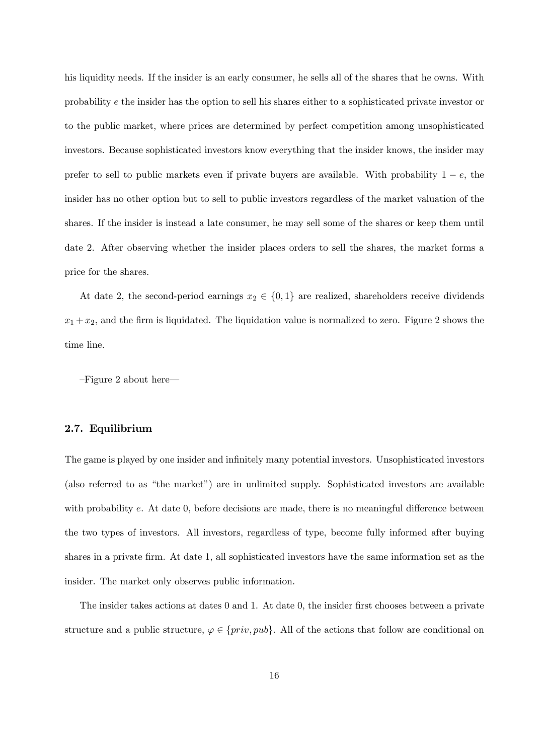his liquidity needs. If the insider is an early consumer, he sells all of the shares that he owns. With probability $e$ the insider has the option to sell his shares either to a sophisticated private investor or to the public market, where prices are determined by perfect competition among unsophisticated investors. Because sophisticated investors know everything that the insider knows, the insider may prefer to sell to public markets even if private buyers are available. With probability $1 - e$, the insider has no other option but to sell to public investors regardless of the market valuation of the shares. If the insider is instead a late consumer, he may sell some of the shares or keep them until date 2. After observing whether the insider places orders to sell the shares, the market forms a price for the shares.

At date 2, the second-period earnings $x_2 \in \{0, 1\}$ are realized, shareholders receive dividends $x_1 + x_2$, and the firm is liquidated. The liquidation value is normalized to zero. Figure 2 shows the time line.

–Figure 2 about here—

### 2.7. Equilibrium

The game is played by one insider and infinitely many potential investors. Unsophisticated investors (also referred to as "the market") are in unlimited supply. Sophisticated investors are available with probability $e$. At date 0, before decisions are made, there is no meaningful difference between the two types of investors. All investors, regardless of type, become fully informed after buying shares in a private firm. At date 1, all sophisticated investors have the same information set as the insider. The market only observes public information.

The insider takes actions at dates 0 and 1. At date 0, the insider first chooses between a private structure and a public structure, $\varphi \in \{priv, pub\}$. All of the actions that follow are conditional on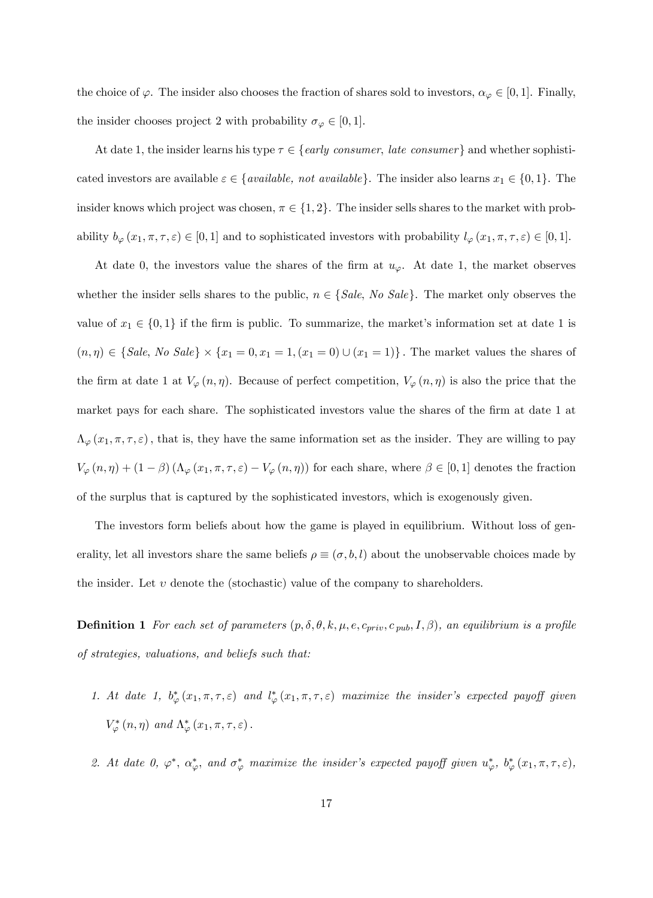the choice of $\varphi$. The insider also chooses the fraction of shares sold to investors, $\alpha_\varphi \in [0,1]$. Finally, the insider chooses project 2 with probability $\sigma_\varphi \in [0,1]$.

At date 1, the insider learns his type $\tau \in \{$*early consumer, late consumer*$\}$ and whether sophisticated investors are available $\varepsilon \in \{$*available, not available*$\}$. The insider also learns $x_1 \in \{0,1\}$. The insider knows which project was chosen, $\pi \in \{1,2\}$. The insider sells shares to the market with probability $b_\varphi(x_1, \pi, \tau, \varepsilon) \in [0,1]$ and to sophisticated investors with probability $l_\varphi(x_1, \pi, \tau, \varepsilon) \in [0,1]$.

At date 0, the investors value the shares of the firm at $u_\varphi$. At date 1, the market observes whether the insider sells shares to the public, $n \in \{$*Sale, No Sale*$\}$. The market only observes the value of $x_1 \in \{0,1\}$ if the firm is public. To summarize, the market's information set at date 1 is $(n, \eta) \in \{\text{Sale, No Sale}\} \times \{x_1 = 0, x_1 = 1, (x_1 = 0) \cup (x_1 = 1)\}$. The market values the shares of the firm at date 1 at $V_\varphi(n, \eta)$. Because of perfect competition, $V_\varphi(n, \eta)$ is also the price that the market pays for each share. The sophisticated investors value the shares of the firm at date 1 at $\Lambda_\varphi(x_1, \pi, \tau, \varepsilon)$, that is, they have the same information set as the insider. They are willing to pay $V_\varphi(n, \eta) + (1-\beta)(\Lambda_\varphi(x_1, \pi, \tau, \varepsilon) - V_\varphi(n, \eta))$ for each share, where $\beta \in [0,1]$ denotes the fraction of the surplus that is captured by the sophisticated investors, which is exogenously given.

The investors form beliefs about how the game is played in equilibrium. Without loss of generality, let all investors share the same beliefs $\rho \equiv (\sigma, b, l)$ about the unobservable choices made by the insider. Let $\upsilon$ denote the (stochastic) value of the company to shareholders.

**Definition 1** *For each set of parameters $(p, \delta, \theta, k, \mu, e, c_{priv}, c_{pub}, I, \beta)$, an equilibrium is a profile of strategies, valuations, and beliefs such that:*

1. *At date 1, $b^*_\varphi(x_1, \pi, \tau, \varepsilon)$ and $l^*_\varphi(x_1, \pi, \tau, \varepsilon)$ maximize the insider's expected payoff given $V^*_\varphi(n, \eta)$ and $\Lambda^*_\varphi(x_1, \pi, \tau, \varepsilon)$.*

2. *At date 0, $\varphi^*$, $\alpha^*_\varphi$, and $\sigma^*_\varphi$ maximize the insider's expected payoff given $u^*_\varphi$, $b^*_\varphi(x_1, \pi, \tau, \varepsilon)$,*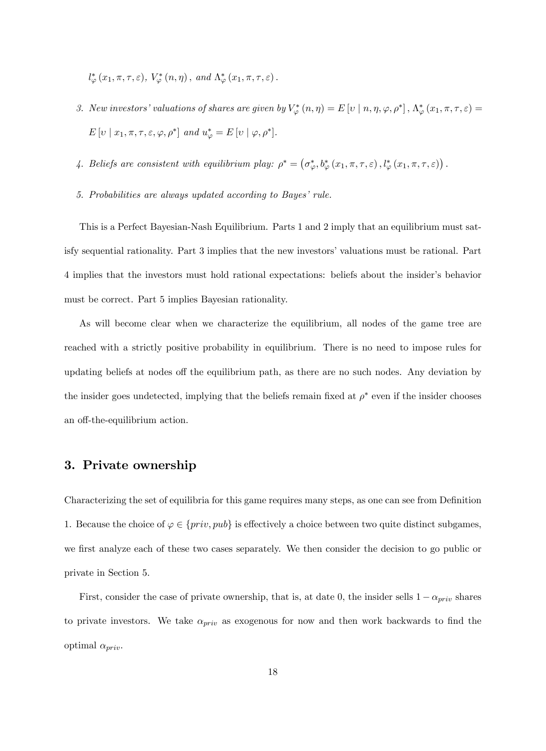$l^*_\varphi(x_1, \pi, \tau, \varepsilon)$, $V^*_\varphi(n, \eta)$, *and* $\Lambda^*_\varphi(x_1, \pi, \tau, \varepsilon)$.

3. *New investors' valuations of shares are given by* $V^*_\varphi(n, \eta) = E[\upsilon \mid n, \eta, \varphi, \rho^*]$, $\Lambda^*_\varphi(x_1, \pi, \tau, \varepsilon) = E[\upsilon \mid x_1, \pi, \tau, \varepsilon, \varphi, \rho^*]$ *and* $u^*_\varphi = E[\upsilon \mid \varphi, \rho^*]$.

4. *Beliefs are consistent with equilibrium play:* $\rho^* = \left(\sigma^*_\varphi, b^*_\varphi(x_1, \pi, \tau, \varepsilon), l^*_\varphi(x_1, \pi, \tau, \varepsilon)\right)$.

5. *Probabilities are always updated according to Bayes' rule.*

This is a Perfect Bayesian-Nash Equilibrium. Parts 1 and 2 imply that an equilibrium must satisfy sequential rationality. Part 3 implies that the new investors' valuations must be rational. Part 4 implies that the investors must hold rational expectations: beliefs about the insider's behavior must be correct. Part 5 implies Bayesian rationality.

As will become clear when we characterize the equilibrium, all nodes of the game tree are reached with a strictly positive probability in equilibrium. There is no need to impose rules for updating beliefs at nodes off the equilibrium path, as there are no such nodes. Any deviation by the insider goes undetected, implying that the beliefs remain fixed at $\rho^*$ even if the insider chooses an off-the-equilibrium action.

## 3. Private ownership

Characterizing the set of equilibria for this game requires many steps, as one can see from Definition 1. Because the choice of $\varphi \in \{priv, pub\}$ is effectively a choice between two quite distinct subgames, we first analyze each of these two cases separately. We then consider the decision to go public or private in Section 5.

First, consider the case of private ownership, that is, at date 0, the insider sells $1 - \alpha_{priv}$ shares to private investors. We take $\alpha_{priv}$ as exogenous for now and then work backwards to find the optimal $\alpha_{priv}$.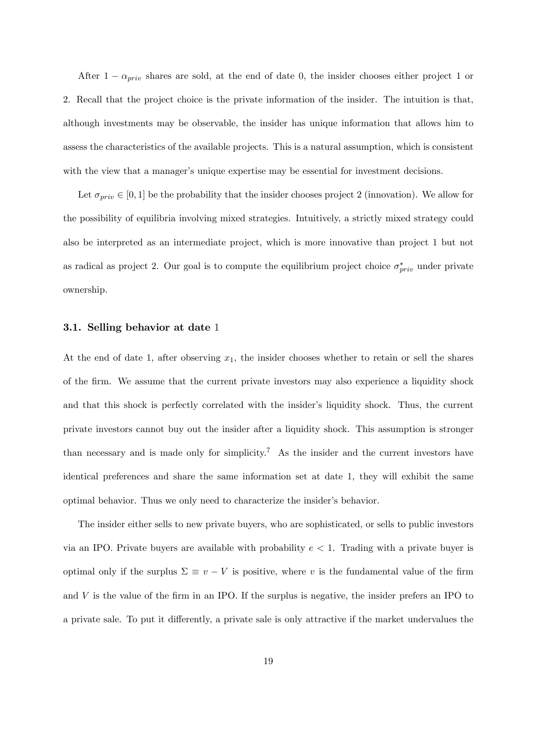After $1 - \alpha_{priv}$ shares are sold, at the end of date 0, the insider chooses either project 1 or 2. Recall that the project choice is the private information of the insider. The intuition is that, although investments may be observable, the insider has unique information that allows him to assess the characteristics of the available projects. This is a natural assumption, which is consistent with the view that a manager's unique expertise may be essential for investment decisions.

Let $\sigma_{priv} \in [0, 1]$ be the probability that the insider chooses project 2 (innovation). We allow for the possibility of equilibria involving mixed strategies. Intuitively, a strictly mixed strategy could also be interpreted as an intermediate project, which is more innovative than project 1 but not as radical as project 2. Our goal is to compute the equilibrium project choice $\sigma^*_{priv}$ under private ownership.

### 3.1. Selling behavior at date 1

At the end of date 1, after observing $x_1$, the insider chooses whether to retain or sell the shares of the firm. We assume that the current private investors may also experience a liquidity shock and that this shock is perfectly correlated with the insider's liquidity shock. Thus, the current private investors cannot buy out the insider after a liquidity shock. This assumption is stronger than necessary and is made only for simplicity.[7] As the insider and the current investors have identical preferences and share the same information set at date 1, they will exhibit the same optimal behavior. Thus we only need to characterize the insider's behavior.

The insider either sells to new private buyers, who are sophisticated, or sells to public investors via an IPO. Private buyers are available with probability $e < 1$. Trading with a private buyer is optimal only if the surplus $\Sigma \equiv v - V$ is positive, where $v$ is the fundamental value of the firm and $V$ is the value of the firm in an IPO. If the surplus is negative, the insider prefers an IPO to a private sale. To put it differently, a private sale is only attractive if the market undervalues the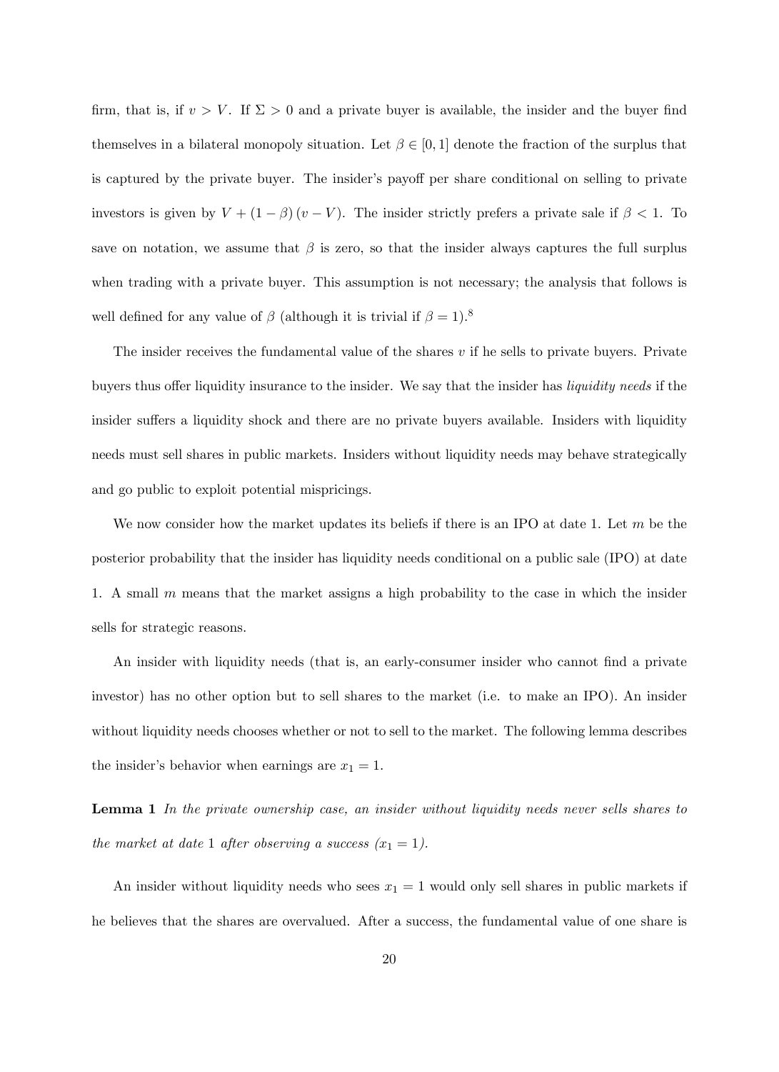firm, that is, if $v > V$. If $\Sigma > 0$ and a private buyer is available, the insider and the buyer find themselves in a bilateral monopoly situation. Let $\beta \in [0, 1]$ denote the fraction of the surplus that is captured by the private buyer. The insider's payoff per share conditional on selling to private investors is given by $V + (1 - \beta)(v - V)$. The insider strictly prefers a private sale if $\beta < 1$. To save on notation, we assume that $\beta$ is zero, so that the insider always captures the full surplus when trading with a private buyer. This assumption is not necessary; the analysis that follows is well defined for any value of $\beta$ (although it is trivial if $\beta = 1$).[8]

The insider receives the fundamental value of the shares $v$ if he sells to private buyers. Private buyers thus offer liquidity insurance to the insider. We say that the insider has *liquidity needs* if the insider suffers a liquidity shock and there are no private buyers available. Insiders with liquidity needs must sell shares in public markets. Insiders without liquidity needs may behave strategically and go public to exploit potential mispricings.

We now consider how the market updates its beliefs if there is an IPO at date 1. Let $m$ be the posterior probability that the insider has liquidity needs conditional on a public sale (IPO) at date 1. A small $m$ means that the market assigns a high probability to the case in which the insider sells for strategic reasons.

An insider with liquidity needs (that is, an early-consumer insider who cannot find a private investor) has no other option but to sell shares to the market (i.e. to make an IPO). An insider without liquidity needs chooses whether or not to sell to the market. The following lemma describes the insider's behavior when earnings are $x_1 = 1$.

**Lemma 1** *In the private ownership case, an insider without liquidity needs never sells shares to the market at date* 1 *after observing a success* ($x_1 = 1$).

An insider without liquidity needs who sees $x_1 = 1$ would only sell shares in public markets if he believes that the shares are overvalued. After a success, the fundamental value of one share is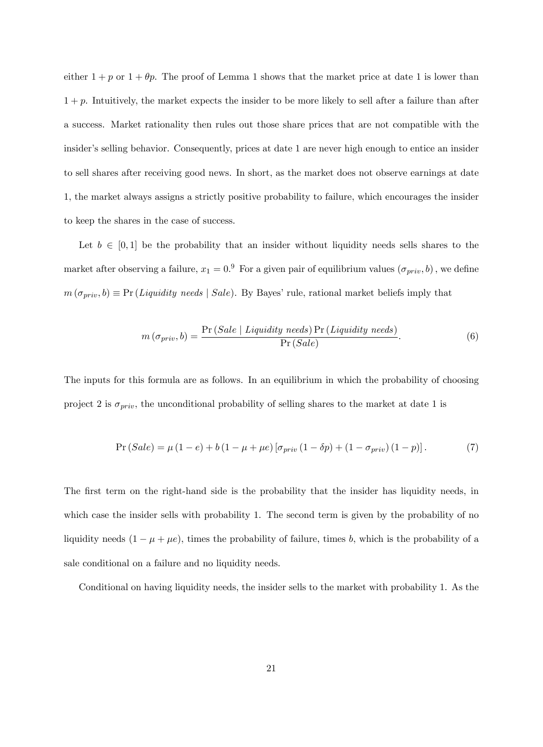either $1+p$ or $1+\theta p$. The proof of Lemma 1 shows that the market price at date 1 is lower than $1+p$. Intuitively, the market expects the insider to be more likely to sell after a failure than after a success. Market rationality then rules out those share prices that are not compatible with the insider's selling behavior. Consequently, prices at date 1 are never high enough to entice an insider to sell shares after receiving good news. In short, as the market does not observe earnings at date 1, the market always assigns a strictly positive probability to failure, which encourages the insider to keep the shares in the case of success.

Let $b \in [0,1]$ be the probability that an insider without liquidity needs sells shares to the market after observing a failure, $x_1 = 0$.[9] For a given pair of equilibrium values $(\sigma_{priv}, b)$, we define $m(\sigma_{priv}, b) \equiv \Pr(\textit{Liquidity needs} \mid \textit{Sale})$. By Bayes' rule, rational market beliefs imply that

$$m(\sigma_{priv}, b) = \frac{\Pr(\textit{Sale} \mid \textit{Liquidity needs}) \Pr(\textit{Liquidity needs})}{\Pr(\textit{Sale})}. \tag{6}$$

The inputs for this formula are as follows. In an equilibrium in which the probability of choosing project 2 is $\sigma_{priv}$, the unconditional probability of selling shares to the market at date 1 is

$$\Pr(\textit{Sale}) = \mu(1-e) + b(1-\mu+\mu e)\left[\sigma_{priv}(1-\delta p) + (1-\sigma_{priv})(1-p)\right]. \tag{7}$$

The first term on the right-hand side is the probability that the insider has liquidity needs, in which case the insider sells with probability 1. The second term is given by the probability of no liquidity needs $(1-\mu+\mu e)$, times the probability of failure, times $b$, which is the probability of a sale conditional on a failure and no liquidity needs.

Conditional on having liquidity needs, the insider sells to the market with probability 1. As the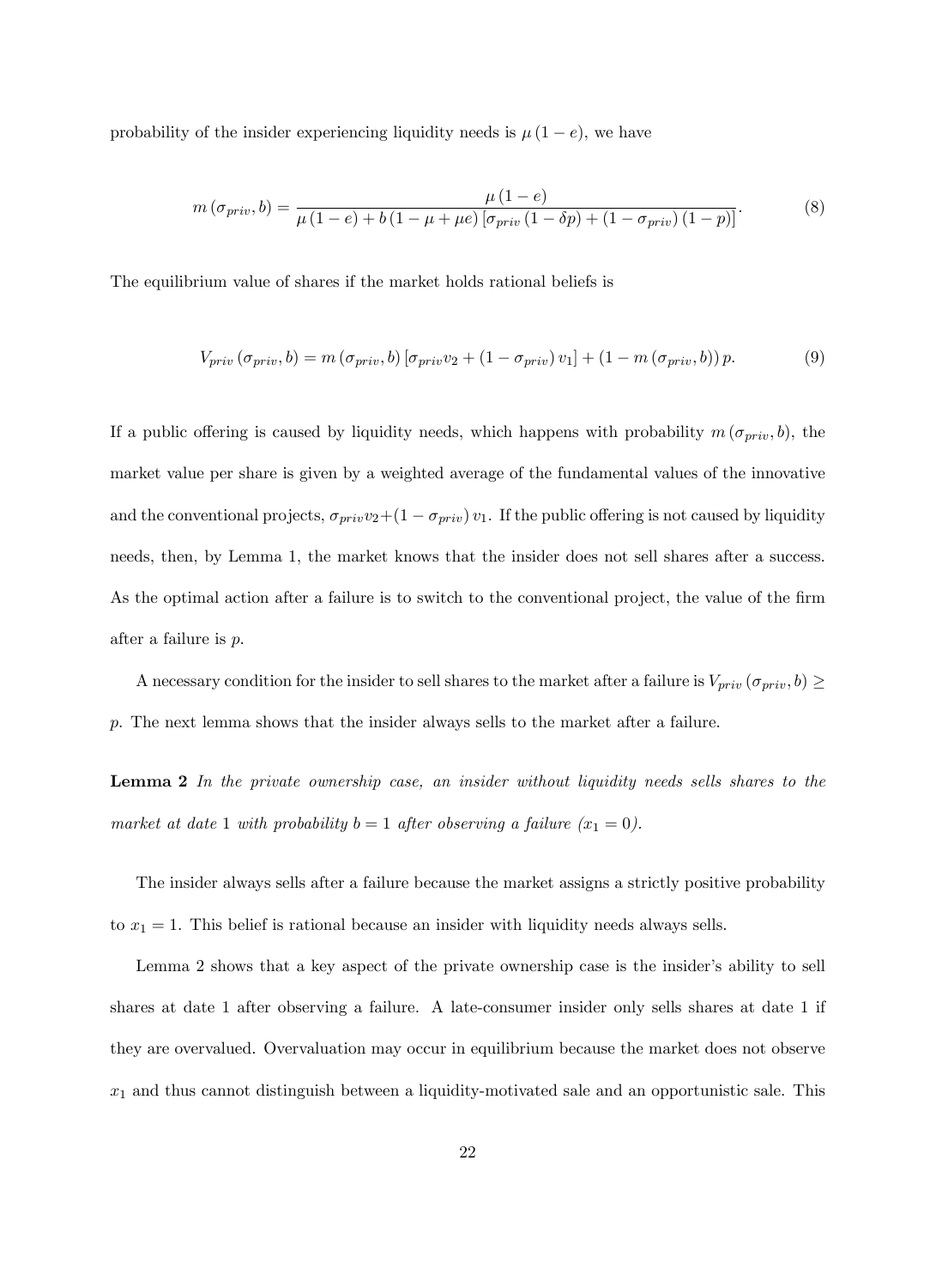probability of the insider experiencing liquidity needs is $\mu(1-e)$, we have

$$m(\sigma_{priv}, b) = \frac{\mu(1-e)}{\mu(1-e) + b(1-\mu+\mu e)\left[\sigma_{priv}(1-\delta p) + (1-\sigma_{priv})(1-p)\right]}. \tag{8}$$

The equilibrium value of shares if the market holds rational beliefs is

$$V_{priv}(\sigma_{priv}, b) = m(\sigma_{priv}, b)\left[\sigma_{priv} v_2 + (1-\sigma_{priv}) v_1\right] + (1 - m(\sigma_{priv}, b))\, p. \tag{9}$$

If a public offering is caused by liquidity needs, which happens with probability $m(\sigma_{priv}, b)$, the market value per share is given by a weighted average of the fundamental values of the innovative and the conventional projects, $\sigma_{priv} v_2 + (1-\sigma_{priv}) v_1$. If the public offering is not caused by liquidity needs, then, by Lemma 1, the market knows that the insider does not sell shares after a success. As the optimal action after a failure is to switch to the conventional project, the value of the firm after a failure is $p$.

A necessary condition for the insider to sell shares to the market after a failure is $V_{priv}(\sigma_{priv}, b) \geq p$. The next lemma shows that the insider always sells to the market after a failure.

**Lemma 2** *In the private ownership case, an insider without liquidity needs sells shares to the market at date* 1 *with probability* $b = 1$ *after observing a failure* ($x_1 = 0$).

The insider always sells after a failure because the market assigns a strictly positive probability to $x_1 = 1$. This belief is rational because an insider with liquidity needs always sells.

Lemma 2 shows that a key aspect of the private ownership case is the insider's ability to sell shares at date 1 after observing a failure. A late-consumer insider only sells shares at date 1 if they are overvalued. Overvaluation may occur in equilibrium because the market does not observe $x_1$ and thus cannot distinguish between a liquidity-motivated sale and an opportunistic sale. This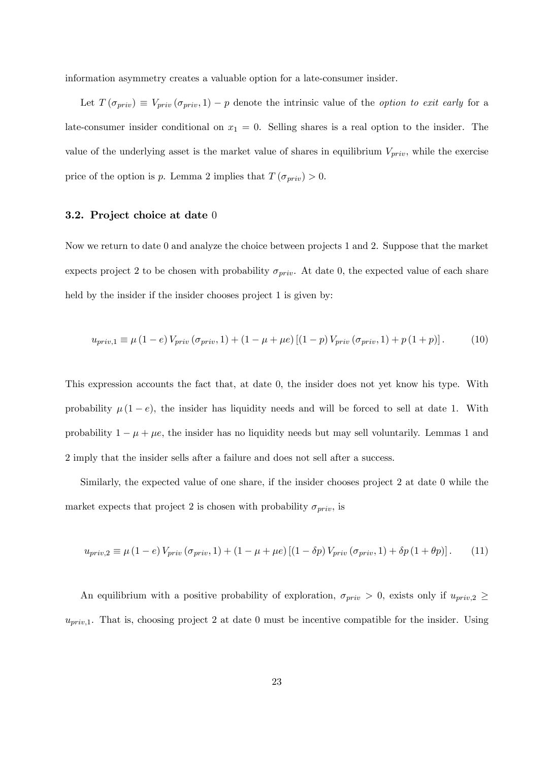information asymmetry creates a valuable option for a late-consumer insider.

Let $T(\sigma_{priv}) \equiv V_{priv}(\sigma_{priv}, 1) - p$ denote the intrinsic value of the *option to exit early* for a late-consumer insider conditional on $x_1 = 0$. Selling shares is a real option to the insider. The value of the underlying asset is the market value of shares in equilibrium $V_{priv}$, while the exercise price of the option is $p$. Lemma 2 implies that $T(\sigma_{priv}) > 0$.

### 3.2. Project choice at date 0

Now we return to date 0 and analyze the choice between projects 1 and 2. Suppose that the market expects project 2 to be chosen with probability $\sigma_{priv}$. At date 0, the expected value of each share held by the insider if the insider chooses project 1 is given by:

$$u_{priv,1} \equiv \mu(1-e)V_{priv}(\sigma_{priv}, 1) + (1 - \mu + \mu e)\left[(1-p)V_{priv}(\sigma_{priv}, 1) + p(1+p)\right]. \tag{10}$$

This expression accounts the fact that, at date 0, the insider does not yet know his type. With probability $\mu(1-e)$, the insider has liquidity needs and will be forced to sell at date 1. With probability $1 - \mu + \mu e$, the insider has no liquidity needs but may sell voluntarily. Lemmas 1 and 2 imply that the insider sells after a failure and does not sell after a success.

Similarly, the expected value of one share, if the insider chooses project 2 at date 0 while the market expects that project 2 is chosen with probability $\sigma_{priv}$, is

$$u_{priv,2} \equiv \mu(1-e)V_{priv}(\sigma_{priv}, 1) + (1 - \mu + \mu e)\left[(1-\delta p)V_{priv}(\sigma_{priv}, 1) + \delta p(1+\theta p)\right]. \tag{11}$$

An equilibrium with a positive probability of exploration, $\sigma_{priv} > 0$, exists only if $u_{priv,2} \geq u_{priv,1}$. That is, choosing project 2 at date 0 must be incentive compatible for the insider. Using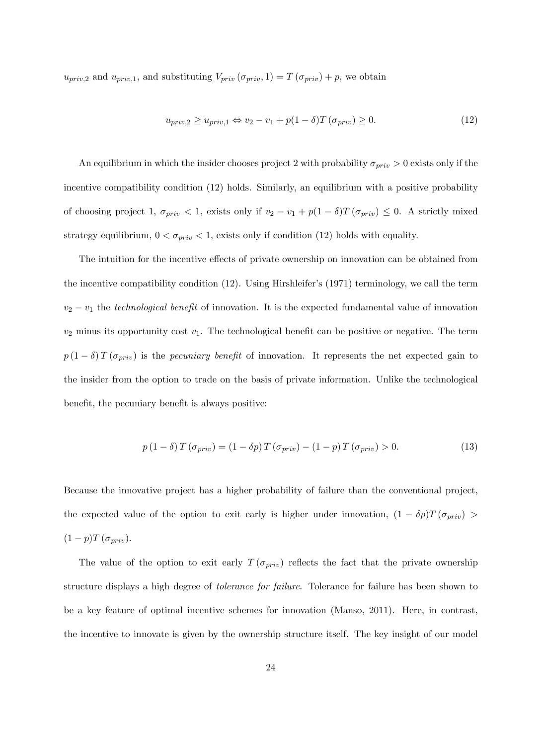$u_{priv,2}$ and $u_{priv,1}$, and substituting $V_{priv}(\sigma_{priv}, 1) = T(\sigma_{priv}) + p$, we obtain

$$u_{priv,2} \geq u_{priv,1} \Leftrightarrow v_2 - v_1 + p(1-\delta)T(\sigma_{priv}) \geq 0. \tag{12}$$

An equilibrium in which the insider chooses project 2 with probability $\sigma_{priv} > 0$ exists only if the incentive compatibility condition (12) holds. Similarly, an equilibrium with a positive probability of choosing project 1, $\sigma_{priv} < 1$, exists only if $v_2 - v_1 + p(1-\delta)T(\sigma_{priv}) \leq 0$. A strictly mixed strategy equilibrium, $0 < \sigma_{priv} < 1$, exists only if condition (12) holds with equality.

The intuition for the incentive effects of private ownership on innovation can be obtained from the incentive compatibility condition (12). Using Hirshleifer's (1971) terminology, we call the term $v_2 - v_1$ the *technological benefit* of innovation. It is the expected fundamental value of innovation $v_2$ minus its opportunity cost $v_1$. The technological benefit can be positive or negative. The term $p(1-\delta)T(\sigma_{priv})$ is the *pecuniary benefit* of innovation. It represents the net expected gain to the insider from the option to trade on the basis of private information. Unlike the technological benefit, the pecuniary benefit is always positive:

$$p(1-\delta)T(\sigma_{priv}) = (1-\delta p)T(\sigma_{priv}) - (1-p)T(\sigma_{priv}) > 0. \tag{13}$$

Because the innovative project has a higher probability of failure than the conventional project, the expected value of the option to exit early is higher under innovation, $(1-\delta p)T(\sigma_{priv}) > (1-p)T(\sigma_{priv})$.

The value of the option to exit early $T(\sigma_{priv})$ reflects the fact that the private ownership structure displays a high degree of *tolerance for failure*. Tolerance for failure has been shown to be a key feature of optimal incentive schemes for innovation (Manso, 2011). Here, in contrast, the incentive to innovate is given by the ownership structure itself. The key insight of our model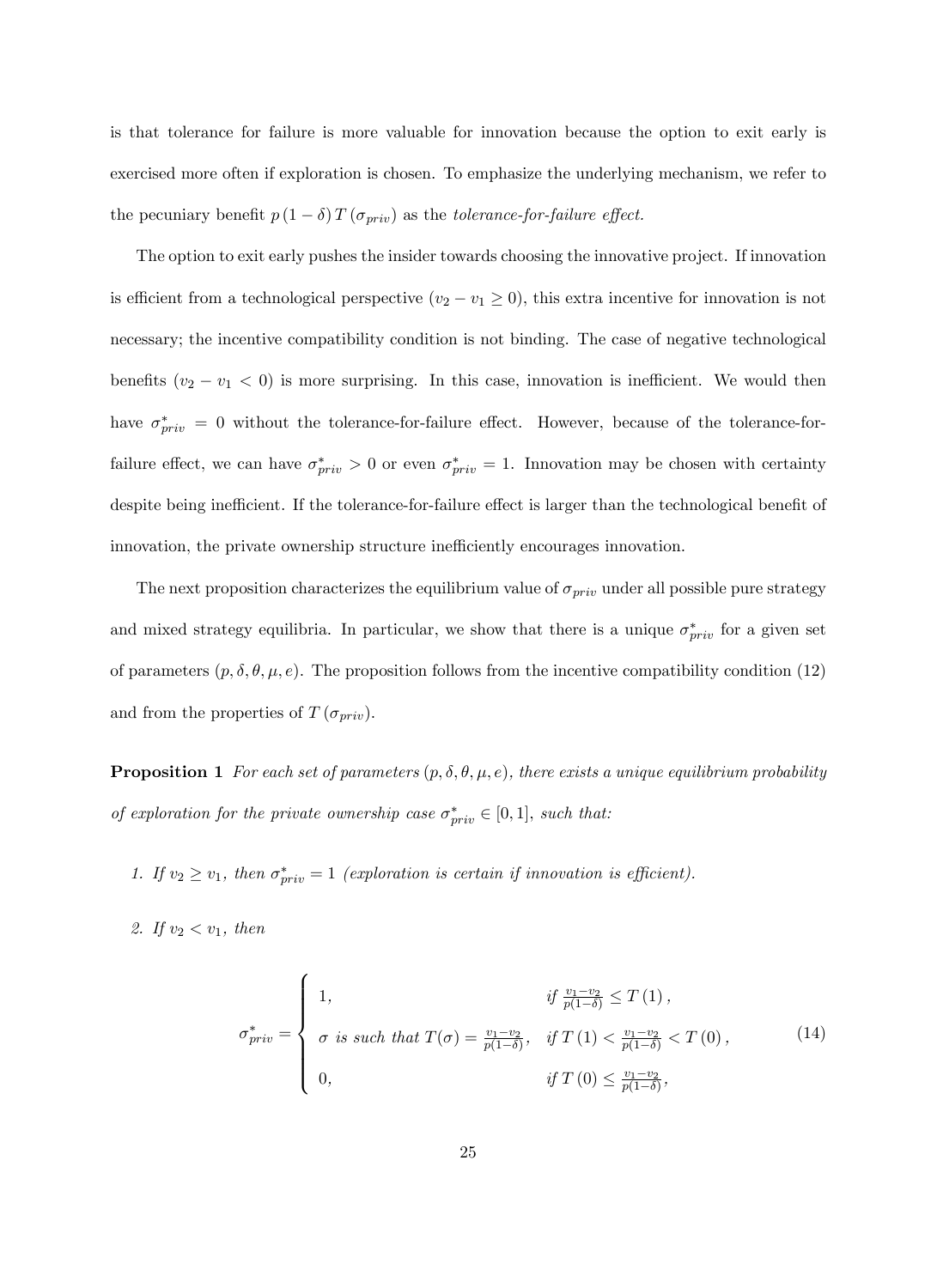is that tolerance for failure is more valuable for innovation because the option to exit early is exercised more often if exploration is chosen. To emphasize the underlying mechanism, we refer to the pecuniary benefit $p(1-\delta)T(\sigma_{priv})$ as the *tolerance-for-failure effect.*

The option to exit early pushes the insider towards choosing the innovative project. If innovation is efficient from a technological perspective ($v_2 - v_1 \geq 0$), this extra incentive for innovation is not necessary; the incentive compatibility condition is not binding. The case of negative technological benefits ($v_2 - v_1 < 0$) is more surprising. In this case, innovation is inefficient. We would then have $\sigma^*_{priv} = 0$ without the tolerance-for-failure effect. However, because of the tolerance-for-failure effect, we can have $\sigma^*_{priv} > 0$ or even $\sigma^*_{priv} = 1$. Innovation may be chosen with certainty despite being inefficient. If the tolerance-for-failure effect is larger than the technological benefit of innovation, the private ownership structure inefficiently encourages innovation.

The next proposition characterizes the equilibrium value of $\sigma_{priv}$ under all possible pure strategy and mixed strategy equilibria. In particular, we show that there is a unique $\sigma^*_{priv}$ for a given set of parameters $(p, \delta, \theta, \mu, e)$. The proposition follows from the incentive compatibility condition (12) and from the properties of $T(\sigma_{priv})$.

**Proposition 1** *For each set of parameters $(p, \delta, \theta, \mu, e)$, there exists a unique equilibrium probability of exploration for the private ownership case $\sigma^*_{priv} \in [0, 1]$, such that:*

1. *If $v_2 \geq v_1$, then $\sigma^*_{priv} = 1$ (exploration is certain if innovation is efficient).*
2. *If $v_2 < v_1$, then*

$$\sigma^*_{priv} = \begin{cases} 1, & \text{if } \frac{v_1 - v_2}{p(1-\delta)} \leq T(1), \\ \sigma \text{ is such that } T(\sigma) = \frac{v_1 - v_2}{p(1-\delta)}, & \text{if } T(1) < \frac{v_1 - v_2}{p(1-\delta)} < T(0), \\ 0, & \text{if } T(0) \leq \frac{v_1 - v_2}{p(1-\delta)}, \end{cases} \tag{14}$$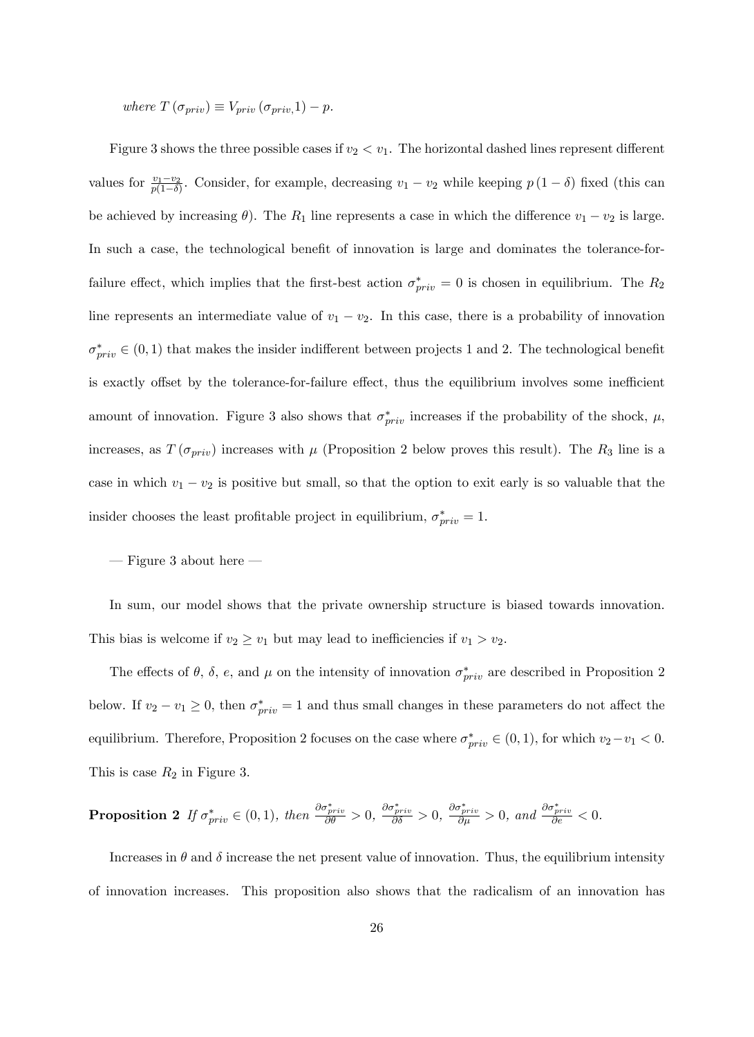*where* $T(\sigma_{priv}) \equiv V_{priv}(\sigma_{priv}, 1) - p$.

Figure 3 shows the three possible cases if $v_2 < v_1$. The horizontal dashed lines represent different values for $\frac{v_1 - v_2}{p(1-\delta)}$. Consider, for example, decreasing $v_1 - v_2$ while keeping $p(1-\delta)$ fixed (this can be achieved by increasing $\theta$). The $R_1$ line represents a case in which the difference $v_1 - v_2$ is large. In such a case, the technological benefit of innovation is large and dominates the tolerance-for-failure effect, which implies that the first-best action $\sigma^*_{priv} = 0$ is chosen in equilibrium. The $R_2$ line represents an intermediate value of $v_1 - v_2$. In this case, there is a probability of innovation $\sigma^*_{priv} \in (0,1)$ that makes the insider indifferent between projects 1 and 2. The technological benefit is exactly offset by the tolerance-for-failure effect, thus the equilibrium involves some inefficient amount of innovation. Figure 3 also shows that $\sigma^*_{priv}$ increases if the probability of the shock, $\mu$, increases, as $T(\sigma_{priv})$ increases with $\mu$ (Proposition 2 below proves this result). The $R_3$ line is a case in which $v_1 - v_2$ is positive but small, so that the option to exit early is so valuable that the insider chooses the least profitable project in equilibrium, $\sigma^*_{priv} = 1$.

— Figure 3 about here —

In sum, our model shows that the private ownership structure is biased towards innovation. This bias is welcome if $v_2 \geq v_1$ but may lead to inefficiencies if $v_1 > v_2$.

The effects of $\theta$, $\delta$, $e$, and $\mu$ on the intensity of innovation $\sigma^*_{priv}$ are described in Proposition 2 below. If $v_2 - v_1 \geq 0$, then $\sigma^*_{priv} = 1$ and thus small changes in these parameters do not affect the equilibrium. Therefore, Proposition 2 focuses on the case where $\sigma^*_{priv} \in (0,1)$, for which $v_2 - v_1 < 0$. This is case $R_2$ in Figure 3.

**Proposition 2** *If* $\sigma^*_{priv} \in (0,1)$*, then* $\frac{\partial \sigma^*_{priv}}{\partial \theta} > 0$*,* $\frac{\partial \sigma^*_{priv}}{\partial \delta} > 0$*,* $\frac{\partial \sigma^*_{priv}}{\partial \mu} > 0$*, and* $\frac{\partial \sigma^*_{priv}}{\partial e} < 0$*.*

Increases in $\theta$ and $\delta$ increase the net present value of innovation. Thus, the equilibrium intensity of innovation increases. This proposition also shows that the radicalism of an innovation has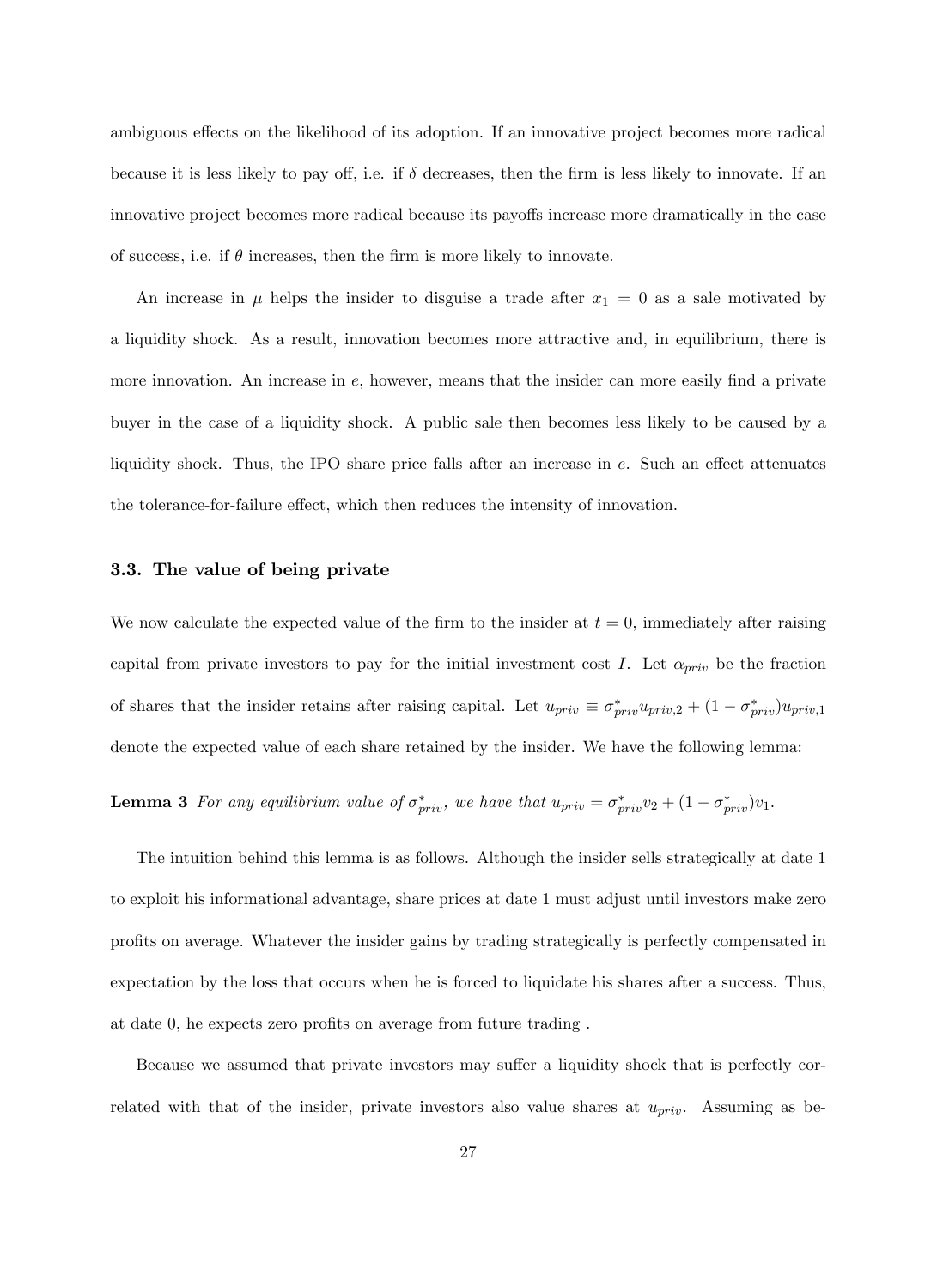ambiguous effects on the likelihood of its adoption. If an innovative project becomes more radical because it is less likely to pay off, i.e. if $\delta$ decreases, then the firm is less likely to innovate. If an innovative project becomes more radical because its payoffs increase more dramatically in the case of success, i.e. if $\theta$ increases, then the firm is more likely to innovate.

An increase in $\mu$ helps the insider to disguise a trade after $x_1 = 0$ as a sale motivated by a liquidity shock. As a result, innovation becomes more attractive and, in equilibrium, there is more innovation. An increase in $e$, however, means that the insider can more easily find a private buyer in the case of a liquidity shock. A public sale then becomes less likely to be caused by a liquidity shock. Thus, the IPO share price falls after an increase in $e$. Such an effect attenuates the tolerance-for-failure effect, which then reduces the intensity of innovation.

### 3.3. The value of being private

We now calculate the expected value of the firm to the insider at $t = 0$, immediately after raising capital from private investors to pay for the initial investment cost $I$. Let $\alpha_{priv}$ be the fraction of shares that the insider retains after raising capital. Let $u_{priv} \equiv \sigma^*_{priv} u_{priv,2} + (1 - \sigma^*_{priv}) u_{priv,1}$ denote the expected value of each share retained by the insider. We have the following lemma:

**Lemma 3** *For any equilibrium value of $\sigma^*_{priv}$, we have that $u_{priv} = \sigma^*_{priv} v_2 + (1 - \sigma^*_{priv}) v_1$.*

The intuition behind this lemma is as follows. Although the insider sells strategically at date 1 to exploit his informational advantage, share prices at date 1 must adjust until investors make zero profits on average. Whatever the insider gains by trading strategically is perfectly compensated in expectation by the loss that occurs when he is forced to liquidate his shares after a success. Thus, at date 0, he expects zero profits on average from future trading .

Because we assumed that private investors may suffer a liquidity shock that is perfectly correlated with that of the insider, private investors also value shares at $u_{priv}$. Assuming as be-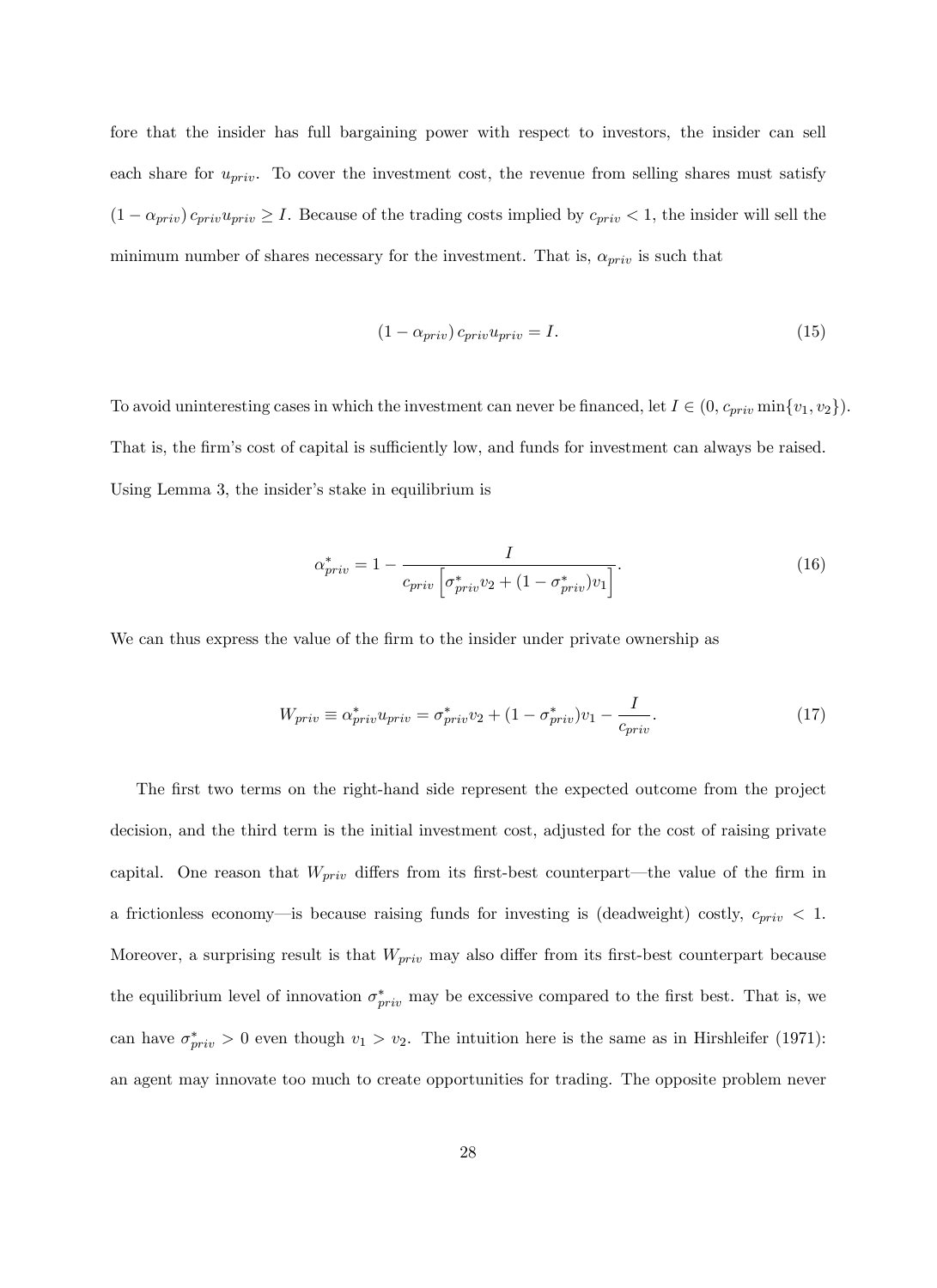fore that the insider has full bargaining power with respect to investors, the insider can sell each share for $u_{priv}$. To cover the investment cost, the revenue from selling shares must satisfy $(1-\alpha_{priv})\, c_{priv} u_{priv} \geq I$. Because of the trading costs implied by $c_{priv} < 1$, the insider will sell the minimum number of shares necessary for the investment. That is, $\alpha_{priv}$ is such that

$$(1-\alpha_{priv})\, c_{priv} u_{priv} = I. \tag{15}$$

To avoid uninteresting cases in which the investment can never be financed, let $I \in (0, c_{priv} \min\{v_1, v_2\})$. That is, the firm's cost of capital is sufficiently low, and funds for investment can always be raised. Using Lemma 3, the insider's stake in equilibrium is

$$\alpha^*_{priv} = 1 - \frac{I}{c_{priv}\left[\sigma^*_{priv} v_2 + (1-\sigma^*_{priv}) v_1\right]}. \tag{16}$$

We can thus express the value of the firm to the insider under private ownership as

$$W_{priv} \equiv \alpha^*_{priv} u_{priv} = \sigma^*_{priv} v_2 + (1-\sigma^*_{priv}) v_1 - \frac{I}{c_{priv}}. \tag{17}$$

The first two terms on the right-hand side represent the expected outcome from the project decision, and the third term is the initial investment cost, adjusted for the cost of raising private capital. One reason that $W_{priv}$ differs from its first-best counterpart—the value of the firm in a frictionless economy—is because raising funds for investing is (deadweight) costly, $c_{priv} < 1$. Moreover, a surprising result is that $W_{priv}$ may also differ from its first-best counterpart because the equilibrium level of innovation $\sigma^*_{priv}$ may be excessive compared to the first best. That is, we can have $\sigma^*_{priv} > 0$ even though $v_1 > v_2$. The intuition here is the same as in Hirshleifer (1971): an agent may innovate too much to create opportunities for trading. The opposite problem never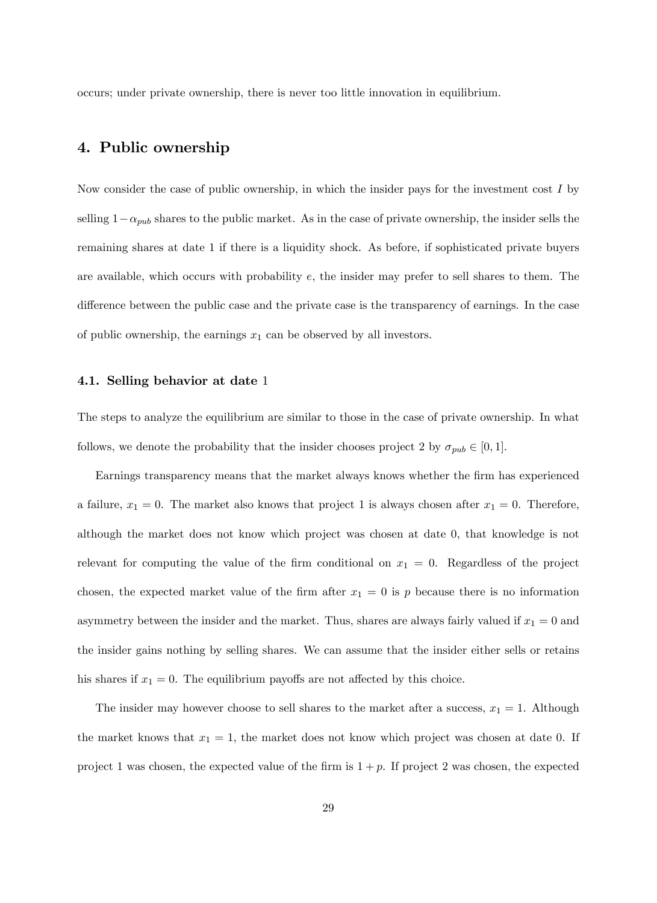occurs; under private ownership, there is never too little innovation in equilibrium.

## 4. Public ownership

Now consider the case of public ownership, in which the insider pays for the investment cost $I$ by selling $1 - \alpha_{pub}$ shares to the public market. As in the case of private ownership, the insider sells the remaining shares at date 1 if there is a liquidity shock. As before, if sophisticated private buyers are available, which occurs with probability $e$, the insider may prefer to sell shares to them. The difference between the public case and the private case is the transparency of earnings. In the case of public ownership, the earnings $x_1$ can be observed by all investors.

### 4.1. Selling behavior at date 1

The steps to analyze the equilibrium are similar to those in the case of private ownership. In what follows, we denote the probability that the insider chooses project 2 by $\sigma_{pub} \in [0, 1]$.

Earnings transparency means that the market always knows whether the firm has experienced a failure, $x_1 = 0$. The market also knows that project 1 is always chosen after $x_1 = 0$. Therefore, although the market does not know which project was chosen at date 0, that knowledge is not relevant for computing the value of the firm conditional on $x_1 = 0$. Regardless of the project chosen, the expected market value of the firm after $x_1 = 0$ is $p$ because there is no information asymmetry between the insider and the market. Thus, shares are always fairly valued if $x_1 = 0$ and the insider gains nothing by selling shares. We can assume that the insider either sells or retains his shares if $x_1 = 0$. The equilibrium payoffs are not affected by this choice.

The insider may however choose to sell shares to the market after a success, $x_1 = 1$. Although the market knows that $x_1 = 1$, the market does not know which project was chosen at date 0. If project 1 was chosen, the expected value of the firm is $1 + p$. If project 2 was chosen, the expected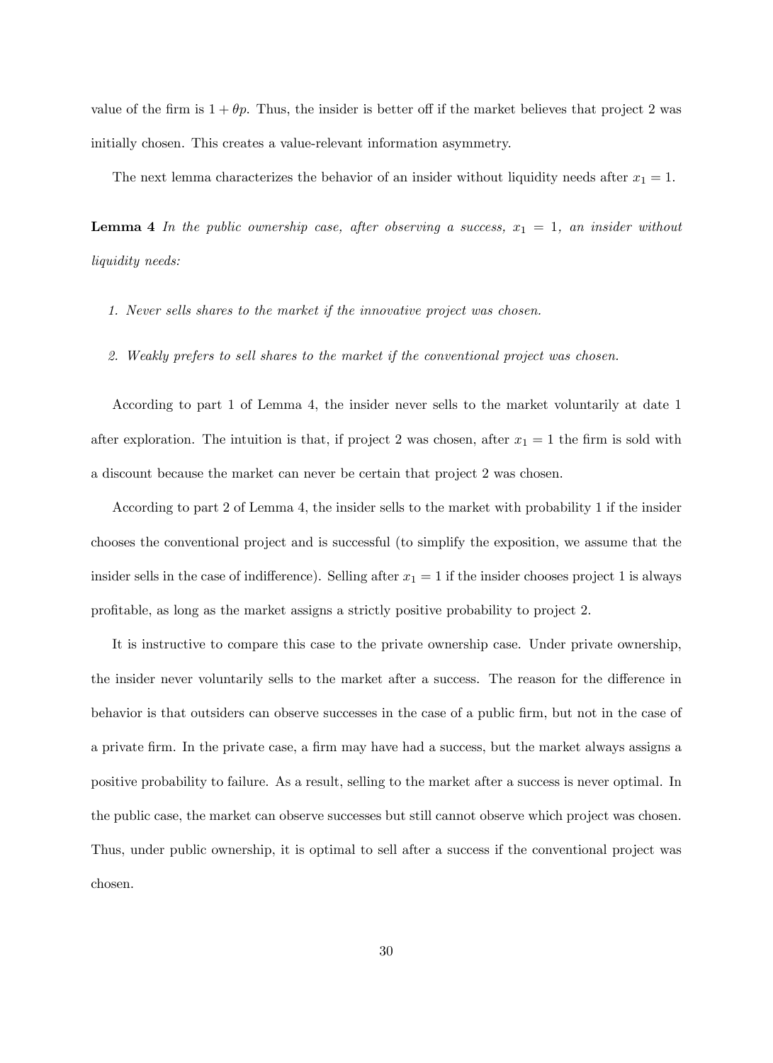value of the firm is $1 + \theta p$. Thus, the insider is better off if the market believes that project 2 was initially chosen. This creates a value-relevant information asymmetry.

The next lemma characterizes the behavior of an insider without liquidity needs after $x_1 = 1$.

**Lemma 4** *In the public ownership case, after observing a success, $x_1 = 1$, an insider without liquidity needs:*

1. *Never sells shares to the market if the innovative project was chosen.*
2. *Weakly prefers to sell shares to the market if the conventional project was chosen.*

According to part 1 of Lemma 4, the insider never sells to the market voluntarily at date 1 after exploration. The intuition is that, if project 2 was chosen, after $x_1 = 1$ the firm is sold with a discount because the market can never be certain that project 2 was chosen.

According to part 2 of Lemma 4, the insider sells to the market with probability 1 if the insider chooses the conventional project and is successful (to simplify the exposition, we assume that the insider sells in the case of indifference). Selling after $x_1 = 1$ if the insider chooses project 1 is always profitable, as long as the market assigns a strictly positive probability to project 2.

It is instructive to compare this case to the private ownership case. Under private ownership, the insider never voluntarily sells to the market after a success. The reason for the difference in behavior is that outsiders can observe successes in the case of a public firm, but not in the case of a private firm. In the private case, a firm may have had a success, but the market always assigns a positive probability to failure. As a result, selling to the market after a success is never optimal. In the public case, the market can observe successes but still cannot observe which project was chosen. Thus, under public ownership, it is optimal to sell after a success if the conventional project was chosen.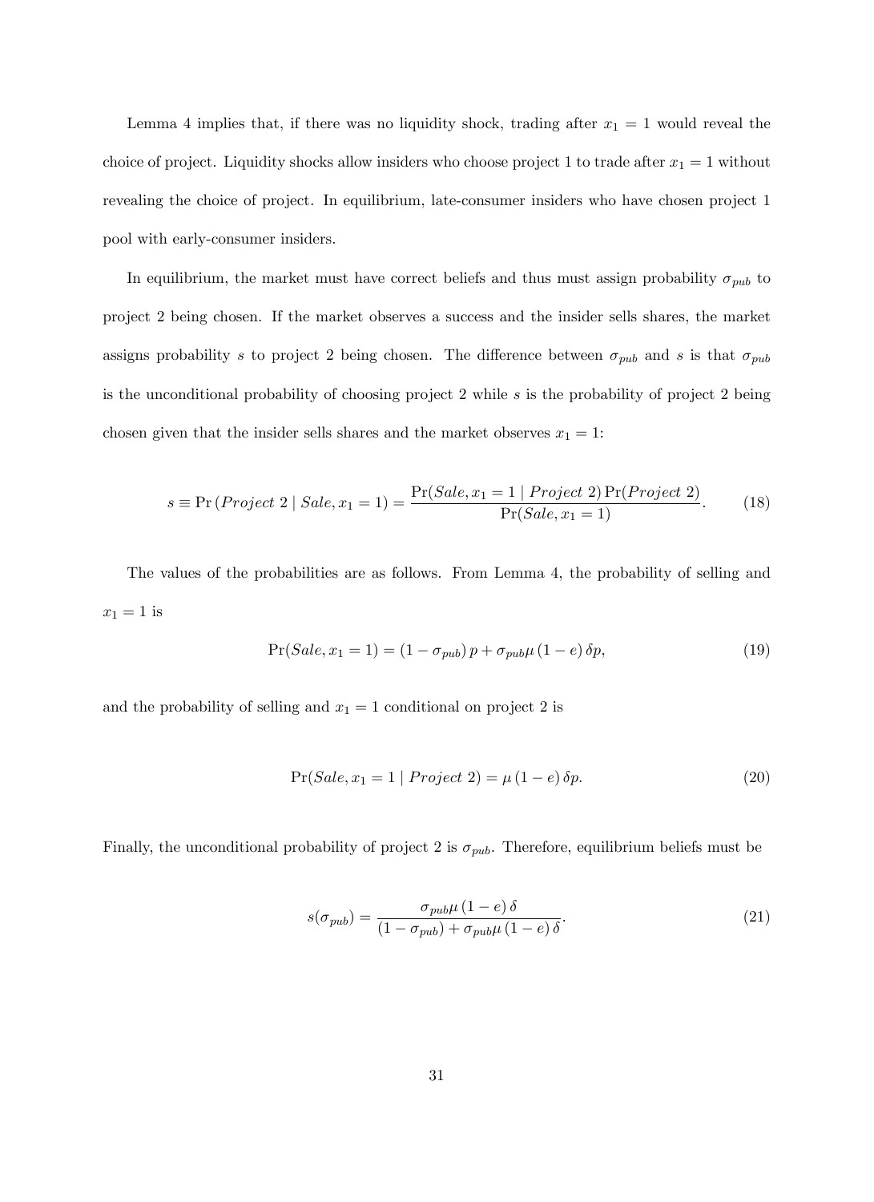Lemma 4 implies that, if there was no liquidity shock, trading after $x_1 = 1$ would reveal the choice of project. Liquidity shocks allow insiders who choose project 1 to trade after $x_1 = 1$ without revealing the choice of project. In equilibrium, late-consumer insiders who have chosen project 1 pool with early-consumer insiders.

In equilibrium, the market must have correct beliefs and thus must assign probability $\sigma_{pub}$ to project 2 being chosen. If the market observes a success and the insider sells shares, the market assigns probability $s$ to project 2 being chosen. The difference between $\sigma_{pub}$ and $s$ is that $\sigma_{pub}$ is the unconditional probability of choosing project 2 while $s$ is the probability of project 2 being chosen given that the insider sells shares and the market observes $x_1 = 1$:

$$s \equiv \Pr\left(Project\ 2 \mid Sale, x_1 = 1\right) = \frac{\Pr(Sale, x_1 = 1 \mid Project\ 2)\Pr(Project\ 2)}{\Pr(Sale, x_1 = 1)}. \tag{18}$$

The values of the probabilities are as follows. From Lemma 4, the probability of selling and $x_1 = 1$ is

$$\Pr(Sale, x_1 = 1) = \left(1 - \sigma_{pub}\right) p + \sigma_{pub}\mu\left(1 - e\right)\delta p, \tag{19}$$

and the probability of selling and $x_1 = 1$ conditional on project 2 is

$$\Pr(Sale, x_1 = 1 \mid Project\ 2) = \mu\left(1 - e\right)\delta p. \tag{20}$$

Finally, the unconditional probability of project 2 is $\sigma_{pub}$. Therefore, equilibrium beliefs must be

$$s(\sigma_{pub}) = \frac{\sigma_{pub}\mu\left(1 - e\right)\delta}{\left(1 - \sigma_{pub}\right) + \sigma_{pub}\mu\left(1 - e\right)\delta}. \tag{21}$$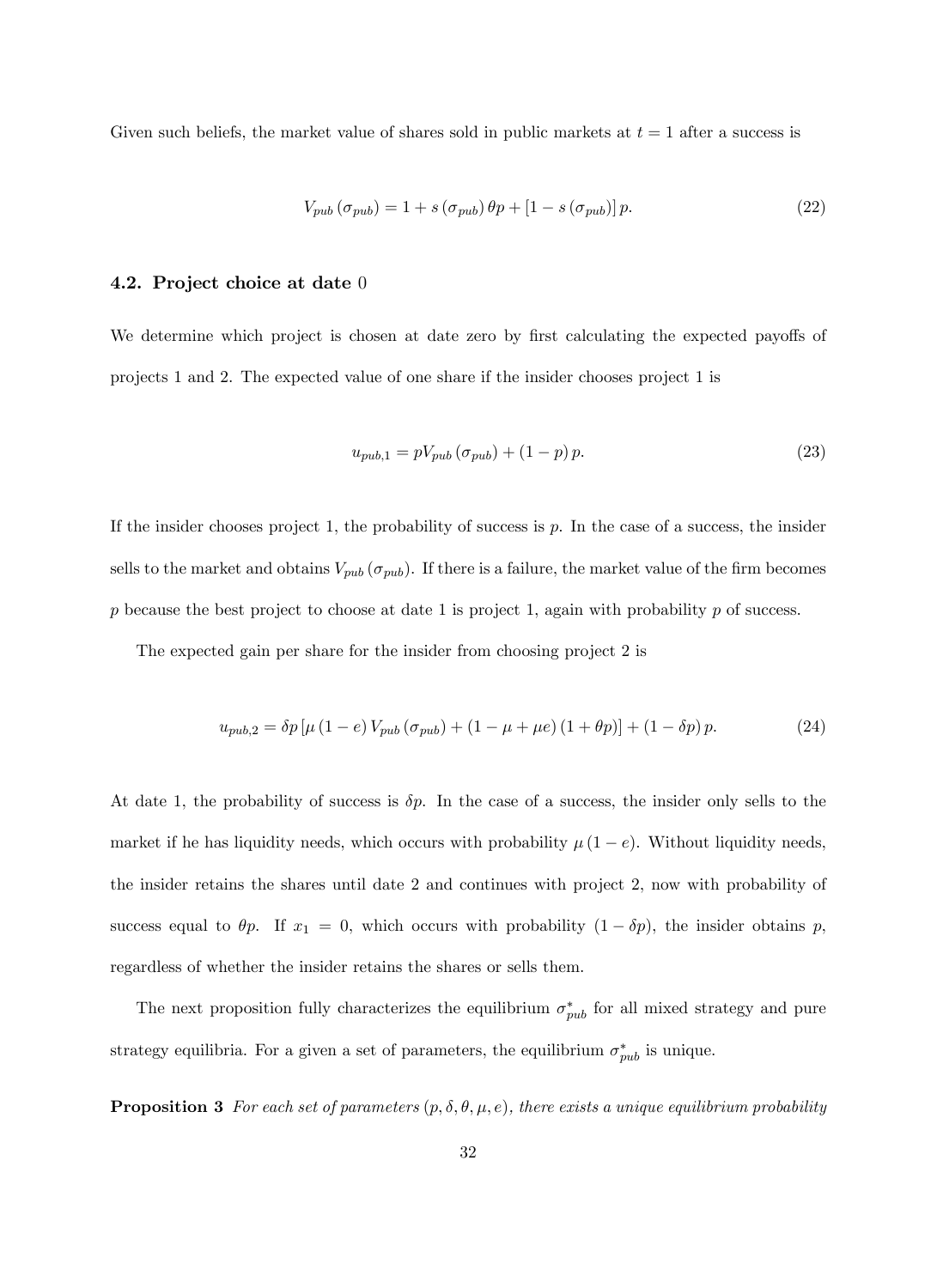Given such beliefs, the market value of shares sold in public markets at $t = 1$ after a success is

$$V_{pub}(\sigma_{pub}) = 1 + s(\sigma_{pub})\,\theta p + [1 - s(\sigma_{pub})]\,p. \tag{22}$$

### 4.2. Project choice at date 0

We determine which project is chosen at date zero by first calculating the expected payoffs of projects 1 and 2. The expected value of one share if the insider chooses project 1 is

$$u_{pub,1} = pV_{pub}(\sigma_{pub}) + (1-p)\,p. \tag{23}$$

If the insider chooses project 1, the probability of success is $p$. In the case of a success, the insider sells to the market and obtains $V_{pub}(\sigma_{pub})$. If there is a failure, the market value of the firm becomes $p$ because the best project to choose at date 1 is project 1, again with probability $p$ of success.

The expected gain per share for the insider from choosing project 2 is

$$u_{pub,2} = \delta p\left[\mu(1-e)\,V_{pub}(\sigma_{pub}) + (1 - \mu + \mu e)(1 + \theta p)\right] + (1 - \delta p)\,p. \tag{24}$$

At date 1, the probability of success is $\delta p$. In the case of a success, the insider only sells to the market if he has liquidity needs, which occurs with probability $\mu(1-e)$. Without liquidity needs, the insider retains the shares until date 2 and continues with project 2, now with probability of success equal to $\theta p$. If $x_1 = 0$, which occurs with probability $(1 - \delta p)$, the insider obtains $p$, regardless of whether the insider retains the shares or sells them.

The next proposition fully characterizes the equilibrium $\sigma^*_{pub}$ for all mixed strategy and pure strategy equilibria. For a given a set of parameters, the equilibrium $\sigma^*_{pub}$ is unique.

**Proposition 3** *For each set of parameters $(p, \delta, \theta, \mu, e)$, there exists a unique equilibrium probability*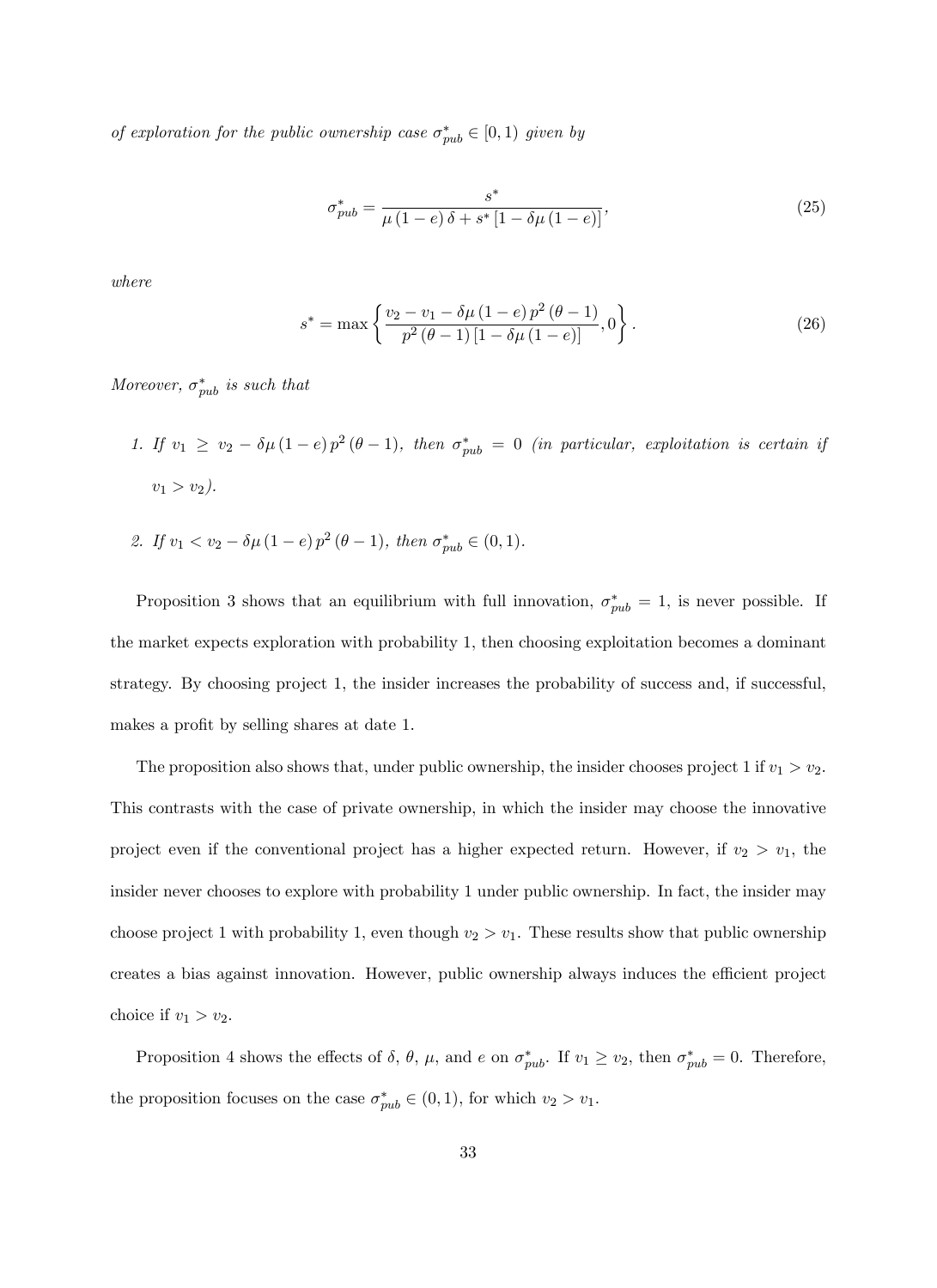*of exploration for the public ownership case $\sigma^*_{pub} \in [0, 1)$ given by*

$$\sigma^*_{pub} = \frac{s^*}{\mu (1 - e) \delta + s^* [1 - \delta \mu (1 - e)]}, \tag{25}$$

*where*

$$s^* = \max \left\{ \frac{v_2 - v_1 - \delta \mu (1 - e) p^2 (\theta - 1)}{p^2 (\theta - 1) [1 - \delta \mu (1 - e)]}, 0 \right\}. \tag{26}$$

*Moreover, $\sigma^*_{pub}$ is such that*

1. *If $v_1 \geq v_2 - \delta \mu (1 - e) p^2 (\theta - 1)$, then $\sigma^*_{pub} = 0$ (in particular, exploitation is certain if $v_1 > v_2$).*

2. *If $v_1 < v_2 - \delta \mu (1 - e) p^2 (\theta - 1)$, then $\sigma^*_{pub} \in (0, 1)$.*

Proposition 3 shows that an equilibrium with full innovation, $\sigma^*_{pub} = 1$, is never possible. If the market expects exploration with probability 1, then choosing exploitation becomes a dominant strategy. By choosing project 1, the insider increases the probability of success and, if successful, makes a profit by selling shares at date 1.

The proposition also shows that, under public ownership, the insider chooses project 1 if $v_1 > v_2$. This contrasts with the case of private ownership, in which the insider may choose the innovative project even if the conventional project has a higher expected return. However, if $v_2 > v_1$, the insider never chooses to explore with probability 1 under public ownership. In fact, the insider may choose project 1 with probability 1, even though $v_2 > v_1$. These results show that public ownership creates a bias against innovation. However, public ownership always induces the efficient project choice if $v_1 > v_2$.

Proposition 4 shows the effects of $\delta$, $\theta$, $\mu$, and $e$ on $\sigma^*_{pub}$. If $v_1 \geq v_2$, then $\sigma^*_{pub} = 0$. Therefore, the proposition focuses on the case $\sigma^*_{pub} \in (0, 1)$, for which $v_2 > v_1$.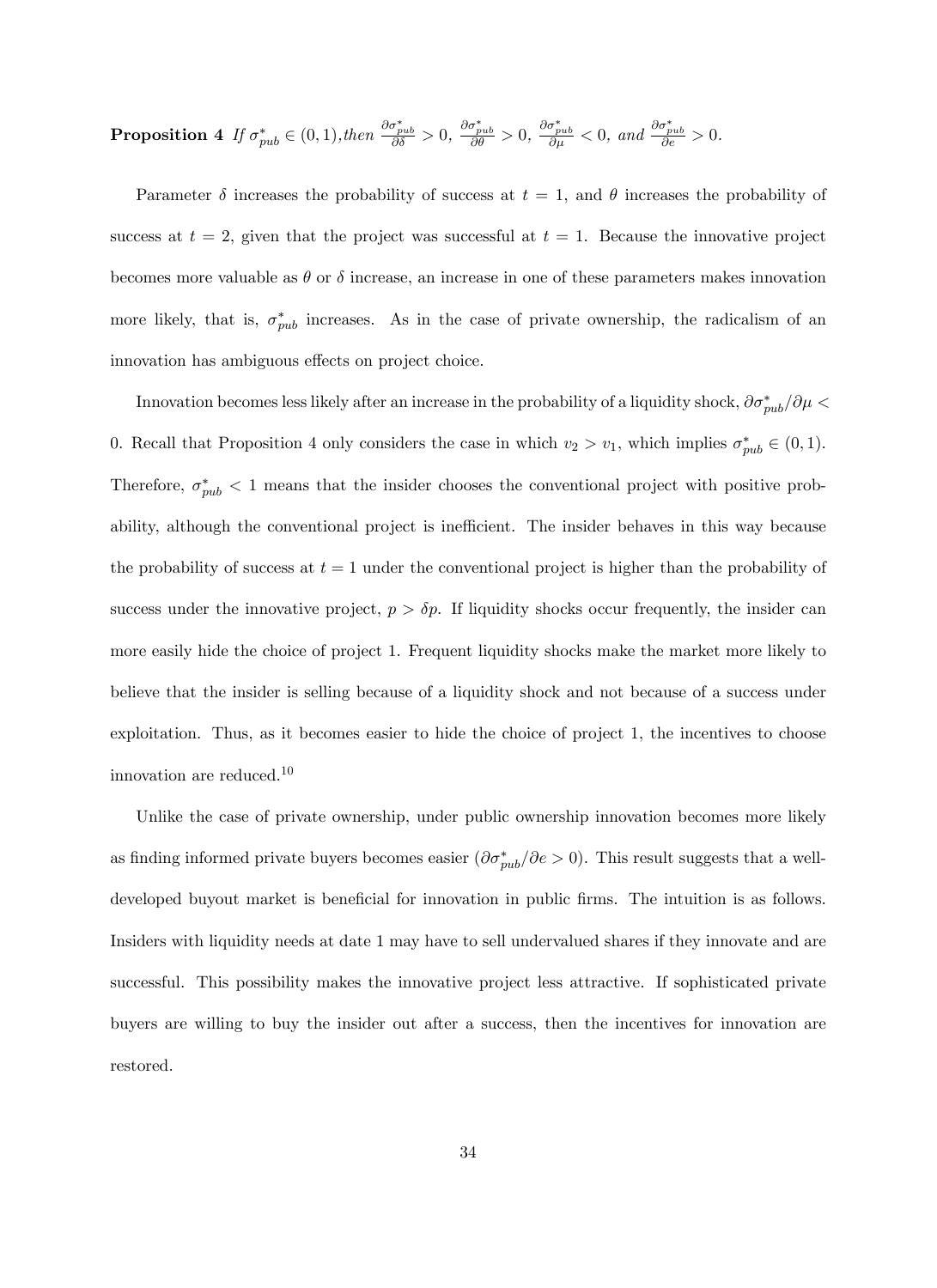**Proposition 4** *If $\sigma^*_{pub} \in (0,1)$, then $\frac{\partial \sigma^*_{pub}}{\partial \delta} > 0$, $\frac{\partial \sigma^*_{pub}}{\partial \theta} > 0$, $\frac{\partial \sigma^*_{pub}}{\partial \mu} < 0$, and $\frac{\partial \sigma^*_{pub}}{\partial e} > 0$.*

Parameter $\delta$ increases the probability of success at $t = 1$, and $\theta$ increases the probability of success at $t = 2$, given that the project was successful at $t = 1$. Because the innovative project becomes more valuable as $\theta$ or $\delta$ increase, an increase in one of these parameters makes innovation more likely, that is, $\sigma^*_{pub}$ increases. As in the case of private ownership, the radicalism of an innovation has ambiguous effects on project choice.

Innovation becomes less likely after an increase in the probability of a liquidity shock, $\partial \sigma^*_{pub}/\partial \mu < 0$. Recall that Proposition 4 only considers the case in which $v_2 > v_1$, which implies $\sigma^*_{pub} \in (0,1)$. Therefore, $\sigma^*_{pub} < 1$ means that the insider chooses the conventional project with positive probability, although the conventional project is inefficient. The insider behaves in this way because the probability of success at $t = 1$ under the conventional project is higher than the probability of success under the innovative project, $p > \delta p$. If liquidity shocks occur frequently, the insider can more easily hide the choice of project 1. Frequent liquidity shocks make the market more likely to believe that the insider is selling because of a liquidity shock and not because of a success under exploitation. Thus, as it becomes easier to hide the choice of project 1, the incentives to choose innovation are reduced.[10]

Unlike the case of private ownership, under public ownership innovation becomes more likely as finding informed private buyers becomes easier ($\partial \sigma^*_{pub}/\partial e > 0$). This result suggests that a well-developed buyout market is beneficial for innovation in public firms. The intuition is as follows. Insiders with liquidity needs at date 1 may have to sell undervalued shares if they innovate and are successful. This possibility makes the innovative project less attractive. If sophisticated private buyers are willing to buy the insider out after a success, then the incentives for innovation are restored.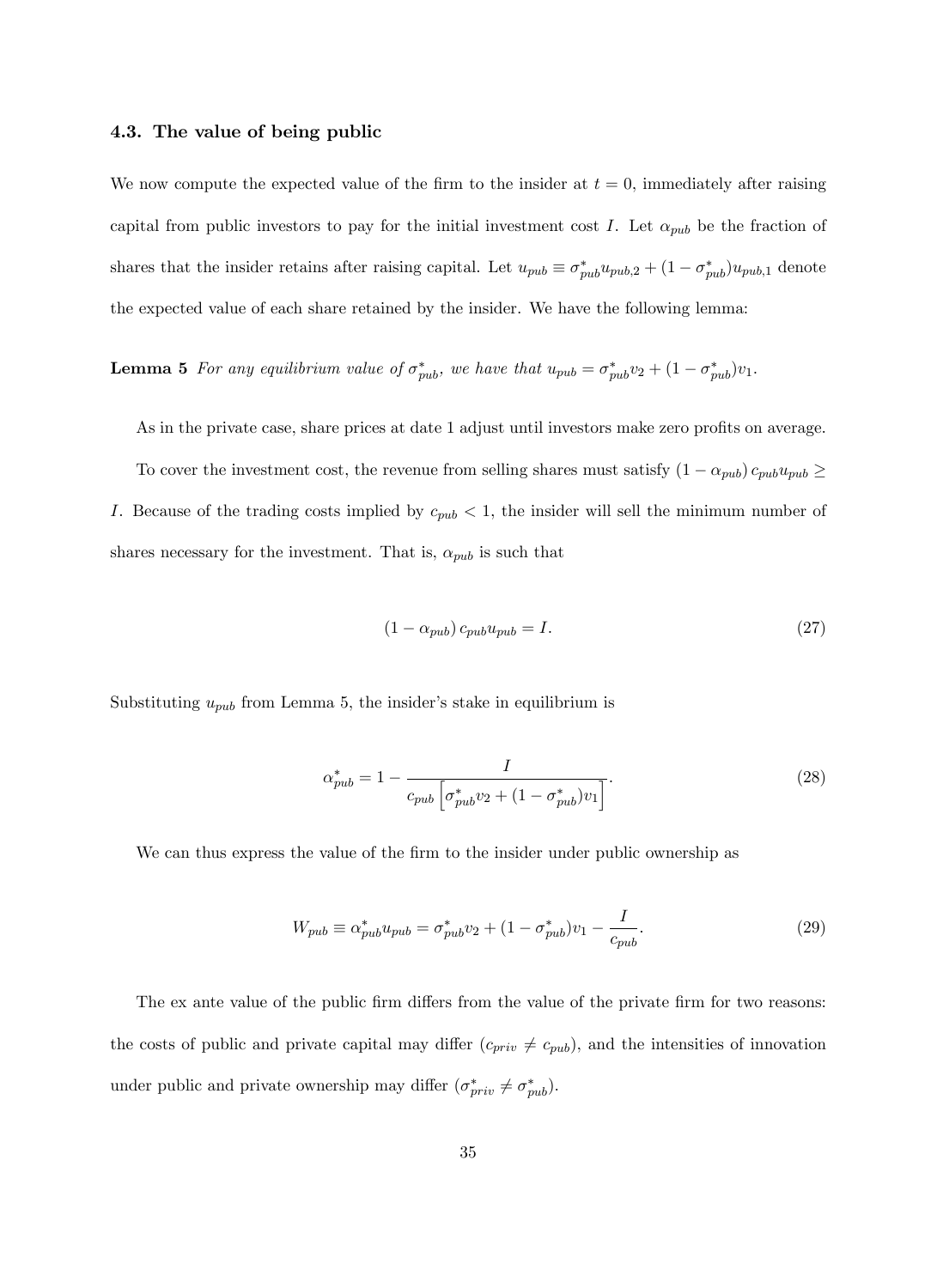### 4.3. The value of being public

We now compute the expected value of the firm to the insider at $t = 0$, immediately after raising capital from public investors to pay for the initial investment cost $I$. Let $\alpha_{pub}$ be the fraction of shares that the insider retains after raising capital. Let $u_{pub} \equiv \sigma^*_{pub} u_{pub,2} + (1 - \sigma^*_{pub}) u_{pub,1}$ denote the expected value of each share retained by the insider. We have the following lemma:

**Lemma 5** *For any equilibrium value of $\sigma^*_{pub}$, we have that $u_{pub} = \sigma^*_{pub} v_2 + (1 - \sigma^*_{pub}) v_1$.*

As in the private case, share prices at date 1 adjust until investors make zero profits on average.

To cover the investment cost, the revenue from selling shares must satisfy $(1 - \alpha_{pub}) c_{pub} u_{pub} \geq I$. Because of the trading costs implied by $c_{pub} < 1$, the insider will sell the minimum number of shares necessary for the investment. That is, $\alpha_{pub}$ is such that

$$(1 - \alpha_{pub}) c_{pub} u_{pub} = I. \tag{27}$$

Substituting $u_{pub}$ from Lemma 5, the insider's stake in equilibrium is

$$\alpha^*_{pub} = 1 - \frac{I}{c_{pub} \left[ \sigma^*_{pub} v_2 + (1 - \sigma^*_{pub}) v_1 \right]}. \tag{28}$$

We can thus express the value of the firm to the insider under public ownership as

$$W_{pub} \equiv \alpha^*_{pub} u_{pub} = \sigma^*_{pub} v_2 + (1 - \sigma^*_{pub}) v_1 - \frac{I}{c_{pub}}. \tag{29}$$

The ex ante value of the public firm differs from the value of the private firm for two reasons: the costs of public and private capital may differ ($c_{priv} \neq c_{pub}$), and the intensities of innovation under public and private ownership may differ ($\sigma^*_{priv} \neq \sigma^*_{pub}$).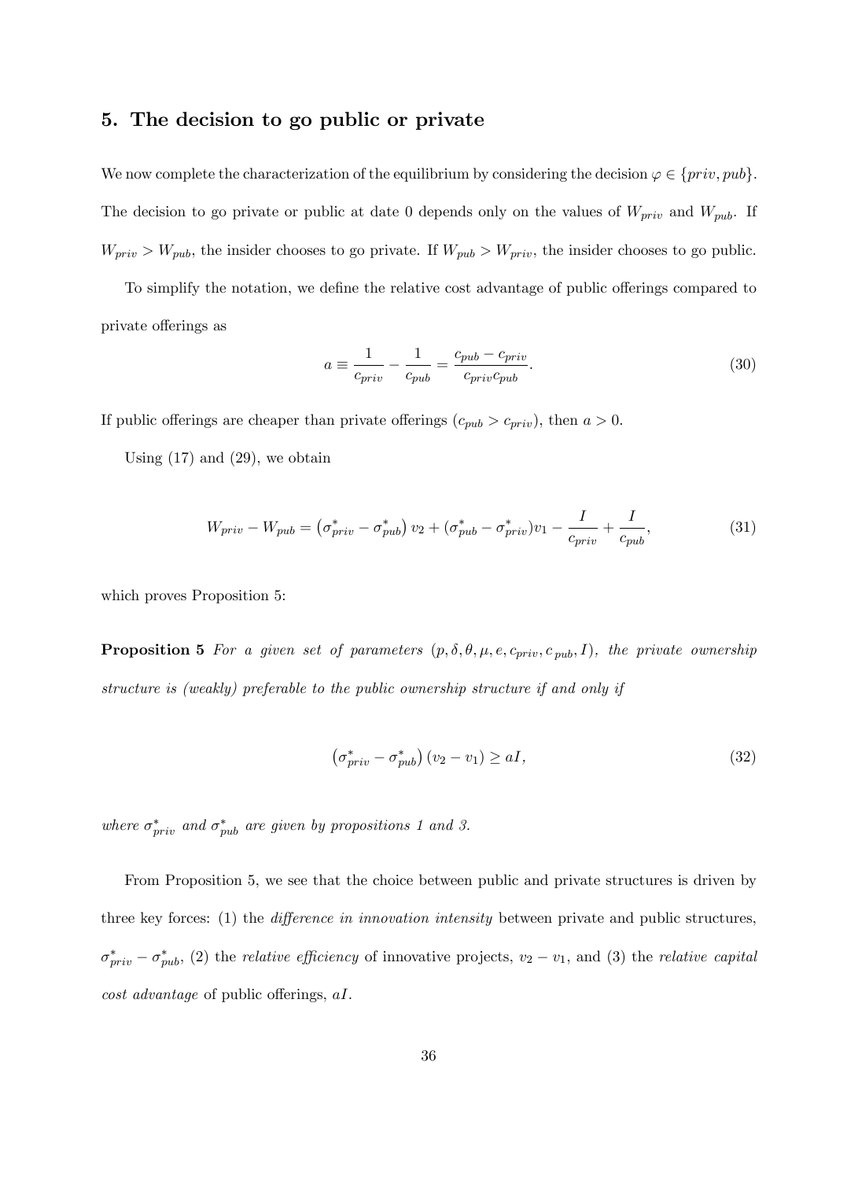## 5. The decision to go public or private

We now complete the characterization of the equilibrium by considering the decision $\varphi \in \{priv, pub\}$. The decision to go private or public at date 0 depends only on the values of $W_{priv}$ and $W_{pub}$. If $W_{priv} > W_{pub}$, the insider chooses to go private. If $W_{pub} > W_{priv}$, the insider chooses to go public.

To simplify the notation, we define the relative cost advantage of public offerings compared to private offerings as

$$a \equiv \frac{1}{c_{priv}} - \frac{1}{c_{pub}} = \frac{c_{pub} - c_{priv}}{c_{priv} c_{pub}}. \tag{30}$$

If public offerings are cheaper than private offerings ($c_{pub} > c_{priv}$), then $a > 0$.

Using (17) and (29), we obtain

$$W_{priv} - W_{pub} = \left(\sigma^*_{priv} - \sigma^*_{pub}\right) v_2 + (\sigma^*_{pub} - \sigma^*_{priv}) v_1 - \frac{I}{c_{priv}} + \frac{I}{c_{pub}}, \tag{31}$$

which proves Proposition 5:

**Proposition 5** *For a given set of parameters $(p, \delta, \theta, \mu, e, c_{priv}, c_{pub}, I)$, the private ownership structure is (weakly) preferable to the public ownership structure if and only if*

$$\left(\sigma^*_{priv} - \sigma^*_{pub}\right)(v_2 - v_1) \geq aI, \tag{32}$$

*where $\sigma^*_{priv}$ and $\sigma^*_{pub}$ are given by propositions 1 and 3.*

From Proposition 5, we see that the choice between public and private structures is driven by three key forces: (1) the *difference in innovation intensity* between private and public structures, $\sigma^*_{priv} - \sigma^*_{pub}$, (2) the *relative efficiency* of innovative projects, $v_2 - v_1$, and (3) the *relative capital cost advantage* of public offerings, $aI$.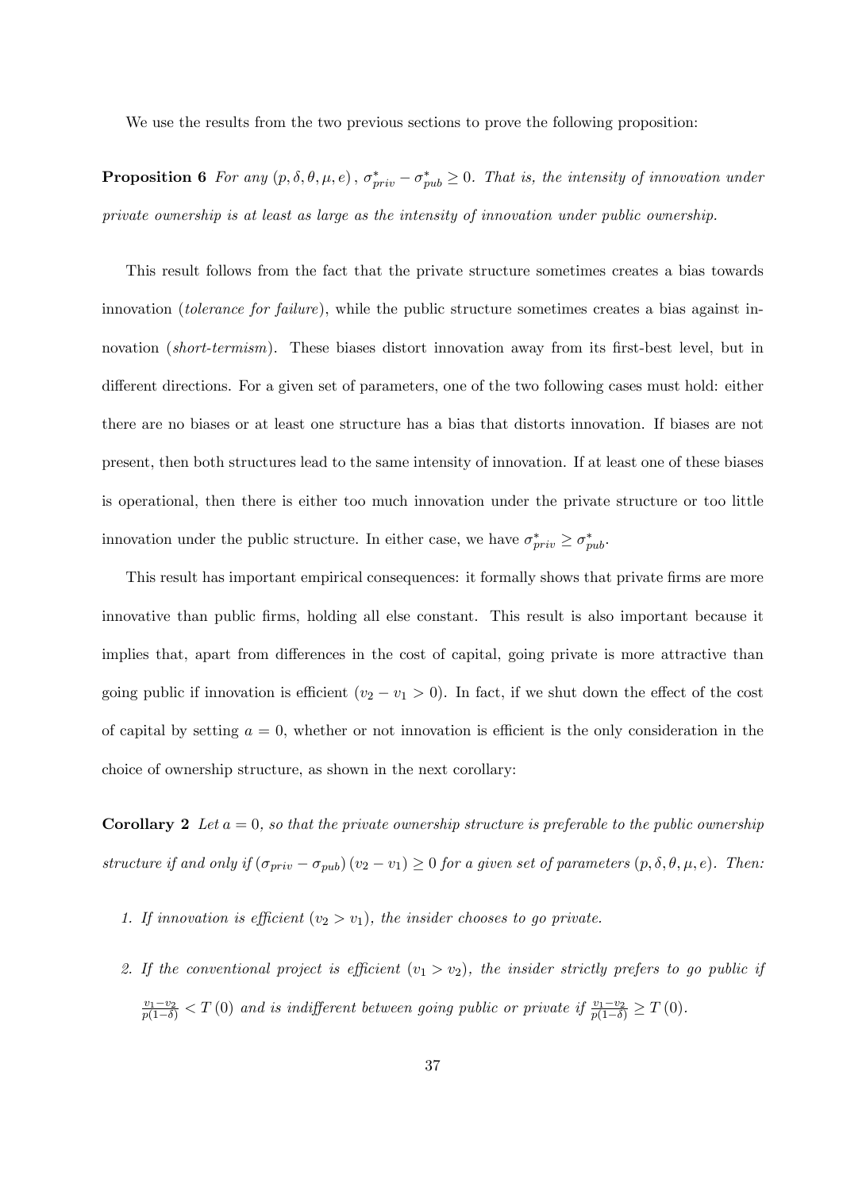We use the results from the two previous sections to prove the following proposition:

**Proposition 6** *For any* $(p, \delta, \theta, \mu, e)$, $\sigma^*_{priv} - \sigma^*_{pub} \geq 0$. *That is, the intensity of innovation under private ownership is at least as large as the intensity of innovation under public ownership.*

This result follows from the fact that the private structure sometimes creates a bias towards innovation (*tolerance for failure*), while the public structure sometimes creates a bias against innovation (*short-termism*). These biases distort innovation away from its first-best level, but in different directions. For a given set of parameters, one of the two following cases must hold: either there are no biases or at least one structure has a bias that distorts innovation. If biases are not present, then both structures lead to the same intensity of innovation. If at least one of these biases is operational, then there is either too much innovation under the private structure or too little innovation under the public structure. In either case, we have $\sigma^*_{priv} \geq \sigma^*_{pub}$.

This result has important empirical consequences: it formally shows that private firms are more innovative than public firms, holding all else constant. This result is also important because it implies that, apart from differences in the cost of capital, going private is more attractive than going public if innovation is efficient ($v_2 - v_1 > 0$). In fact, if we shut down the effect of the cost of capital by setting $a = 0$, whether or not innovation is efficient is the only consideration in the choice of ownership structure, as shown in the next corollary:

**Corollary 2** *Let* $a = 0$, *so that the private ownership structure is preferable to the public ownership structure if and only if* $(\sigma_{priv} - \sigma_{pub})(v_2 - v_1) \geq 0$ *for a given set of parameters* $(p, \delta, \theta, \mu, e)$. *Then:*

1. *If innovation is efficient* ($v_2 > v_1$), *the insider chooses to go private.*

2. *If the conventional project is efficient* ($v_1 > v_2$), *the insider strictly prefers to go public if* $\frac{v_1 - v_2}{p(1-\delta)} < T(0)$ *and is indifferent between going public or private if* $\frac{v_1 - v_2}{p(1-\delta)} \geq T(0)$.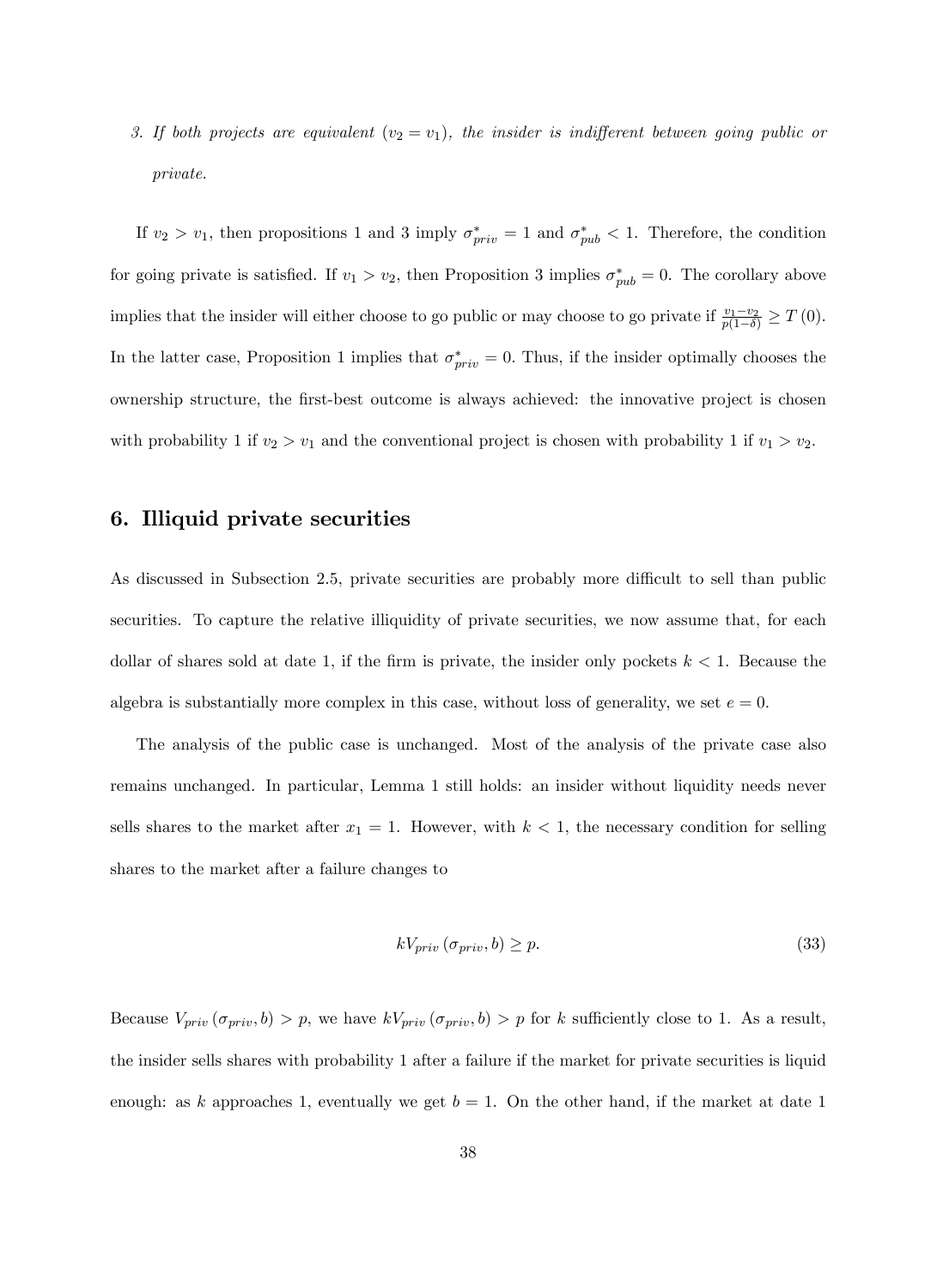3. *If both projects are equivalent ($v_2 = v_1$), the insider is indifferent between going public or private.*

If $v_2 > v_1$, then propositions 1 and 3 imply $\sigma^*_{priv} = 1$ and $\sigma^*_{pub} < 1$. Therefore, the condition for going private is satisfied. If $v_1 > v_2$, then Proposition 3 implies $\sigma^*_{pub} = 0$. The corollary above implies that the insider will either choose to go public or may choose to go private if $\frac{v_1 - v_2}{p(1-\delta)} \geq T(0)$. In the latter case, Proposition 1 implies that $\sigma^*_{priv} = 0$. Thus, if the insider optimally chooses the ownership structure, the first-best outcome is always achieved: the innovative project is chosen with probability 1 if $v_2 > v_1$ and the conventional project is chosen with probability 1 if $v_1 > v_2$.

## 6. Illiquid private securities

As discussed in Subsection 2.5, private securities are probably more difficult to sell than public securities. To capture the relative illiquidity of private securities, we now assume that, for each dollar of shares sold at date 1, if the firm is private, the insider only pockets $k < 1$. Because the algebra is substantially more complex in this case, without loss of generality, we set $e = 0$.

The analysis of the public case is unchanged. Most of the analysis of the private case also remains unchanged. In particular, Lemma 1 still holds: an insider without liquidity needs never sells shares to the market after $x_1 = 1$. However, with $k < 1$, the necessary condition for selling shares to the market after a failure changes to

$$kV_{priv}(\sigma_{priv}, b) \geq p. \tag{33}$$

Because $V_{priv}(\sigma_{priv}, b) > p$, we have $kV_{priv}(\sigma_{priv}, b) > p$ for $k$ sufficiently close to 1. As a result, the insider sells shares with probability 1 after a failure if the market for private securities is liquid enough: as $k$ approaches 1, eventually we get $b = 1$. On the other hand, if the market at date 1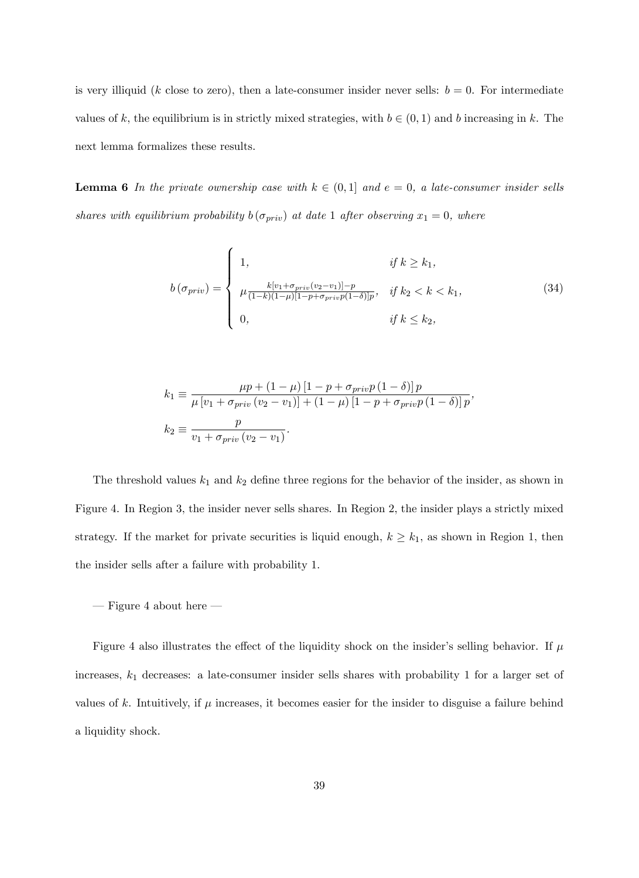is very illiquid ($k$ close to zero), then a late-consumer insider never sells: $b = 0$. For intermediate values of $k$, the equilibrium is in strictly mixed strategies, with $b \in (0,1)$ and $b$ increasing in $k$. The next lemma formalizes these results.

**Lemma 6** *In the private ownership case with $k \in (0,1]$ and $e = 0$, a late-consumer insider sells shares with equilibrium probability $b(\sigma_{priv})$ at date 1 after observing $x_1 = 0$, where*

$$b(\sigma_{priv}) = \begin{cases} 1, & \text{if } k \geq k_1, \\ \mu \frac{k[v_1 + \sigma_{priv}(v_2 - v_1)] - p}{(1-k)(1-\mu)[1 - p + \sigma_{priv} p(1-\delta)]p}, & \text{if } k_2 < k < k_1, \\ 0, & \text{if } k \leq k_2, \end{cases} \tag{34}$$

$$k_1 \equiv \frac{\mu p + (1-\mu)[1 - p + \sigma_{priv} p(1-\delta)]p}{\mu[v_1 + \sigma_{priv}(v_2 - v_1)] + (1-\mu)[1 - p + \sigma_{priv} p(1-\delta)]p},$$

$$k_2 \equiv \frac{p}{v_1 + \sigma_{priv}(v_2 - v_1)}.$$

The threshold values $k_1$ and $k_2$ define three regions for the behavior of the insider, as shown in Figure 4. In Region 3, the insider never sells shares. In Region 2, the insider plays a strictly mixed strategy. If the market for private securities is liquid enough, $k \geq k_1$, as shown in Region 1, then the insider sells after a failure with probability 1.

— Figure 4 about here —

Figure 4 also illustrates the effect of the liquidity shock on the insider's selling behavior. If $\mu$ increases, $k_1$ decreases: a late-consumer insider sells shares with probability 1 for a larger set of values of $k$. Intuitively, if $\mu$ increases, it becomes easier for the insider to disguise a failure behind a liquidity shock.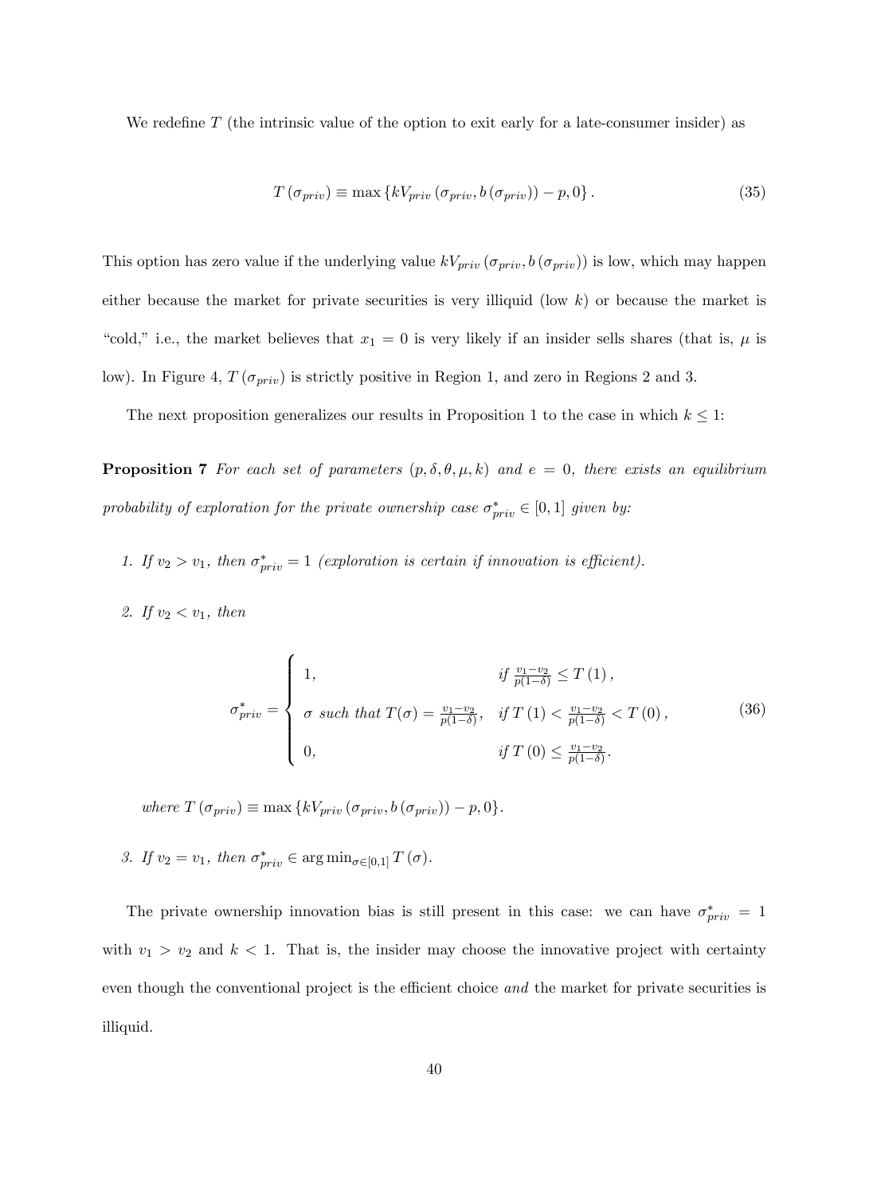We redefine $T$ (the intrinsic value of the option to exit early for a late-consumer insider) as

$$T(\sigma_{priv}) \equiv \max\{kV_{priv}(\sigma_{priv}, b(\sigma_{priv})) - p, 0\}. \tag{35}$$

This option has zero value if the underlying value $kV_{priv}(\sigma_{priv}, b(\sigma_{priv}))$ is low, which may happen either because the market for private securities is very illiquid (low $k$) or because the market is "cold," i.e., the market believes that $x_1 = 0$ is very likely if an insider sells shares (that is, $\mu$ is low). In Figure 4, $T(\sigma_{priv})$ is strictly positive in Region 1, and zero in Regions 2 and 3.

The next proposition generalizes our results in Proposition 1 to the case in which $k \leq 1$:

**Proposition 7** *For each set of parameters $(p, \delta, \theta, \mu, k)$ and $e = 0$, there exists an equilibrium probability of exploration for the private ownership case $\sigma^*_{priv} \in [0, 1]$ given by:*

1. *If $v_2 > v_1$, then $\sigma^*_{priv} = 1$ (exploration is certain if innovation is efficient).*

2. *If $v_2 < v_1$, then*

$$\sigma^*_{priv} = \begin{cases} 1, & \text{if } \frac{v_1 - v_2}{p(1-\delta)} \leq T(1), \\ \sigma \text{ such that } T(\sigma) = \frac{v_1 - v_2}{p(1-\delta)}, & \text{if } T(1) < \frac{v_1 - v_2}{p(1-\delta)} < T(0), \\ 0, & \text{if } T(0) \leq \frac{v_1 - v_2}{p(1-\delta)}. \end{cases} \tag{36}$$

   *where $T(\sigma_{priv}) \equiv \max\{kV_{priv}(\sigma_{priv}, b(\sigma_{priv})) - p, 0\}$.*

3. *If $v_2 = v_1$, then $\sigma^*_{priv} \in \arg\min_{\sigma \in [0,1]} T(\sigma)$.*

The private ownership innovation bias is still present in this case: we can have $\sigma^*_{priv} = 1$ with $v_1 > v_2$ and $k < 1$. That is, the insider may choose the innovative project with certainty even though the conventional project is the efficient choice *and* the market for private securities is illiquid.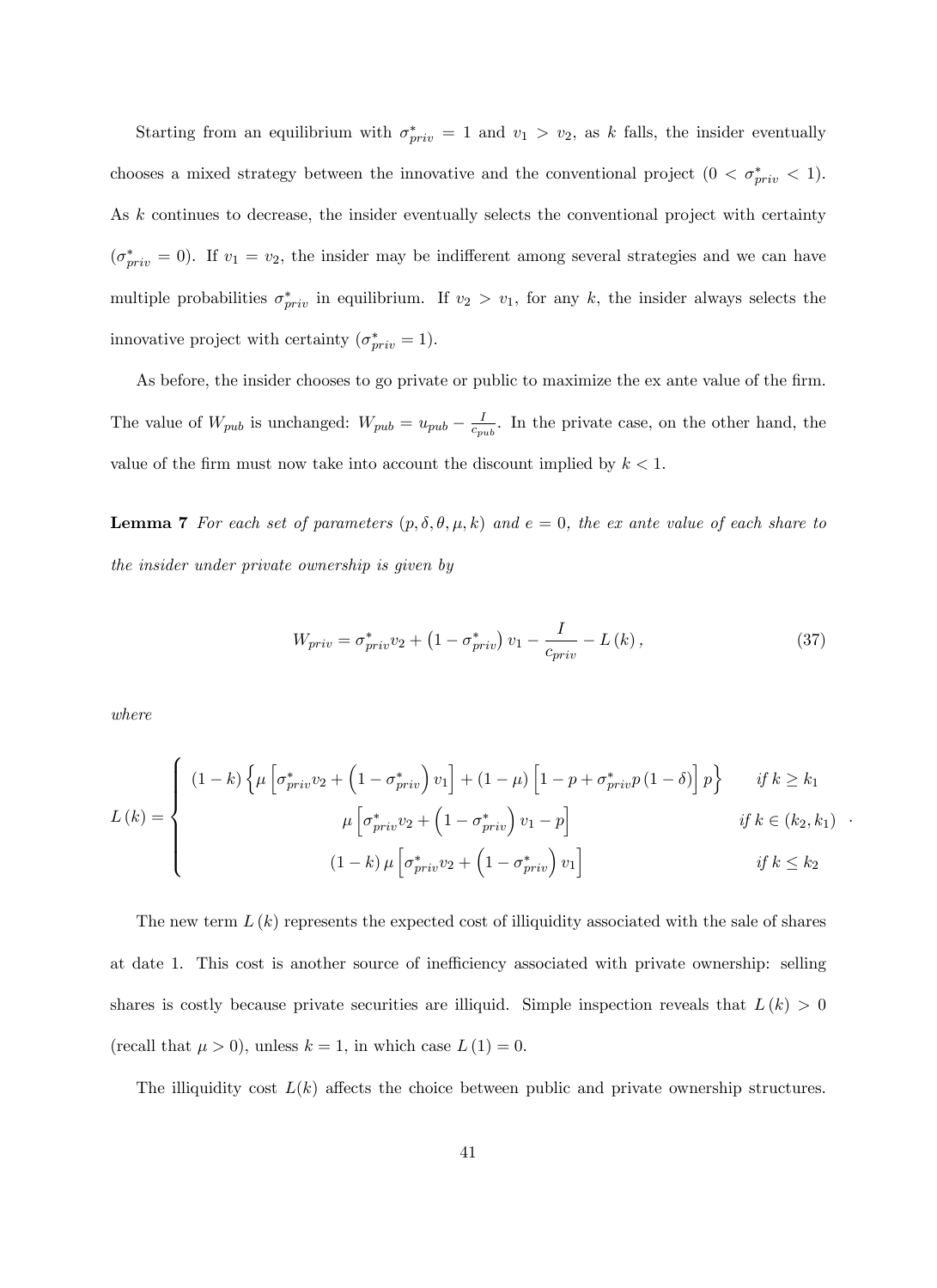Starting from an equilibrium with $\sigma^*_{priv} = 1$ and $v_1 > v_2$, as $k$ falls, the insider eventually chooses a mixed strategy between the innovative and the conventional project ($0 < \sigma^*_{priv} < 1$). As $k$ continues to decrease, the insider eventually selects the conventional project with certainty ($\sigma^*_{priv} = 0$). If $v_1 = v_2$, the insider may be indifferent among several strategies and we can have multiple probabilities $\sigma^*_{priv}$ in equilibrium. If $v_2 > v_1$, for any $k$, the insider always selects the innovative project with certainty ($\sigma^*_{priv} = 1$).

As before, the insider chooses to go private or public to maximize the ex ante value of the firm. The value of $W_{pub}$ is unchanged: $W_{pub} = u_{pub} - \frac{I}{c_{pub}}$. In the private case, on the other hand, the value of the firm must now take into account the discount implied by $k < 1$.

**Lemma 7** *For each set of parameters $(p, \delta, \theta, \mu, k)$ and $e = 0$, the ex ante value of each share to the insider under private ownership is given by*

$$W_{priv} = \sigma^*_{priv} v_2 + \left(1 - \sigma^*_{priv}\right) v_1 - \frac{I}{c_{priv}} - L(k), \tag{37}$$

*where*

$$L(k) = \begin{cases} (1-k)\left\{\mu\left[\sigma^*_{priv} v_2 + \left(1 - \sigma^*_{priv}\right) v_1\right] + (1-\mu)\left[1 - p + \sigma^*_{priv} p (1-\delta)\right] p\right\} & \text{if } k \geq k_1 \\ \mu\left[\sigma^*_{priv} v_2 + \left(1 - \sigma^*_{priv}\right) v_1 - p\right] & \text{if } k \in (k_2, k_1) \\ (1-k)\,\mu\left[\sigma^*_{priv} v_2 + \left(1 - \sigma^*_{priv}\right) v_1\right] & \text{if } k \leq k_2 \end{cases}.$$

The new term $L(k)$ represents the expected cost of illiquidity associated with the sale of shares at date 1. This cost is another source of inefficiency associated with private ownership: selling shares is costly because private securities are illiquid. Simple inspection reveals that $L(k) > 0$ (recall that $\mu > 0$), unless $k = 1$, in which case $L(1) = 0$.

The illiquidity cost $L(k)$ affects the choice between public and private ownership structures.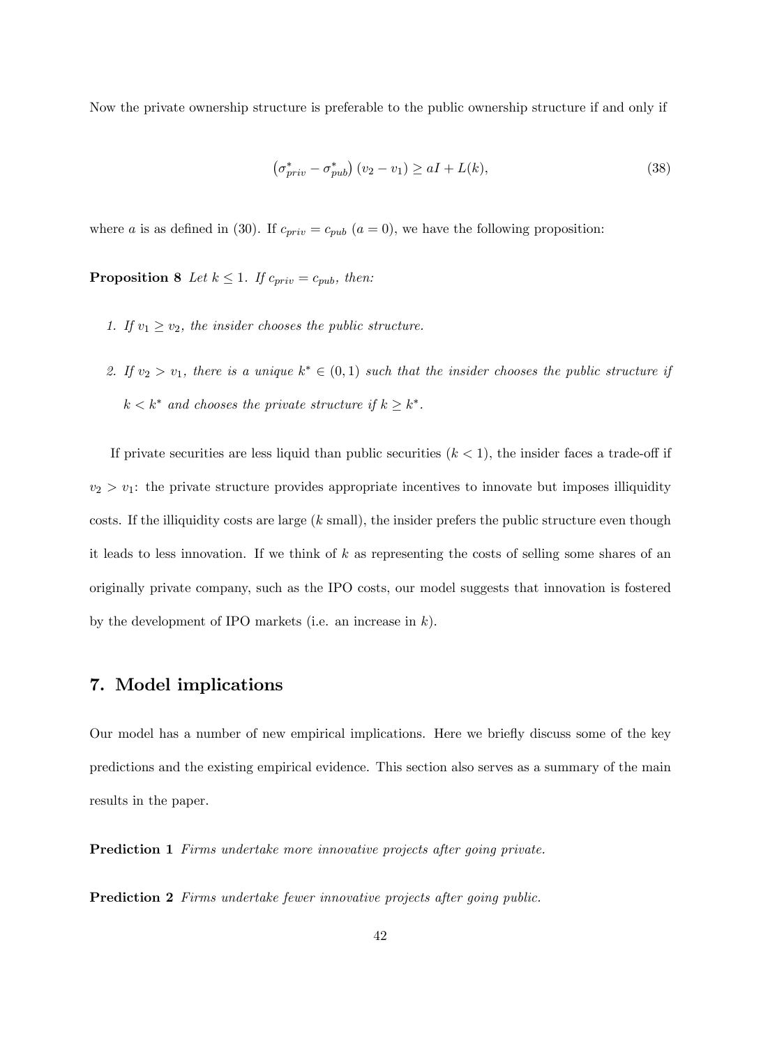Now the private ownership structure is preferable to the public ownership structure if and only if

$$\left(\sigma_{priv}^{*} - \sigma_{pub}^{*}\right)(v_2 - v_1) \geq aI + L(k), \tag{38}$$

where $a$ is as defined in (30). If $c_{priv} = c_{pub}$ ($a = 0$), we have the following proposition:

**Proposition 8** *Let $k \leq 1$. If $c_{priv} = c_{pub}$, then:*

1. *If $v_1 \geq v_2$, the insider chooses the public structure.*

2. *If $v_2 > v_1$, there is a unique $k^* \in (0, 1)$ such that the insider chooses the public structure if $k < k^*$ and chooses the private structure if $k \geq k^*$.*

If private securities are less liquid than public securities ($k < 1$), the insider faces a trade-off if $v_2 > v_1$: the private structure provides appropriate incentives to innovate but imposes illiquidity costs. If the illiquidity costs are large ($k$ small), the insider prefers the public structure even though it leads to less innovation. If we think of $k$ as representing the costs of selling some shares of an originally private company, such as the IPO costs, our model suggests that innovation is fostered by the development of IPO markets (i.e. an increase in $k$).

## 7. Model implications

Our model has a number of new empirical implications. Here we briefly discuss some of the key predictions and the existing empirical evidence. This section also serves as a summary of the main results in the paper.

**Prediction 1** *Firms undertake more innovative projects after going private.*

**Prediction 2** *Firms undertake fewer innovative projects after going public.*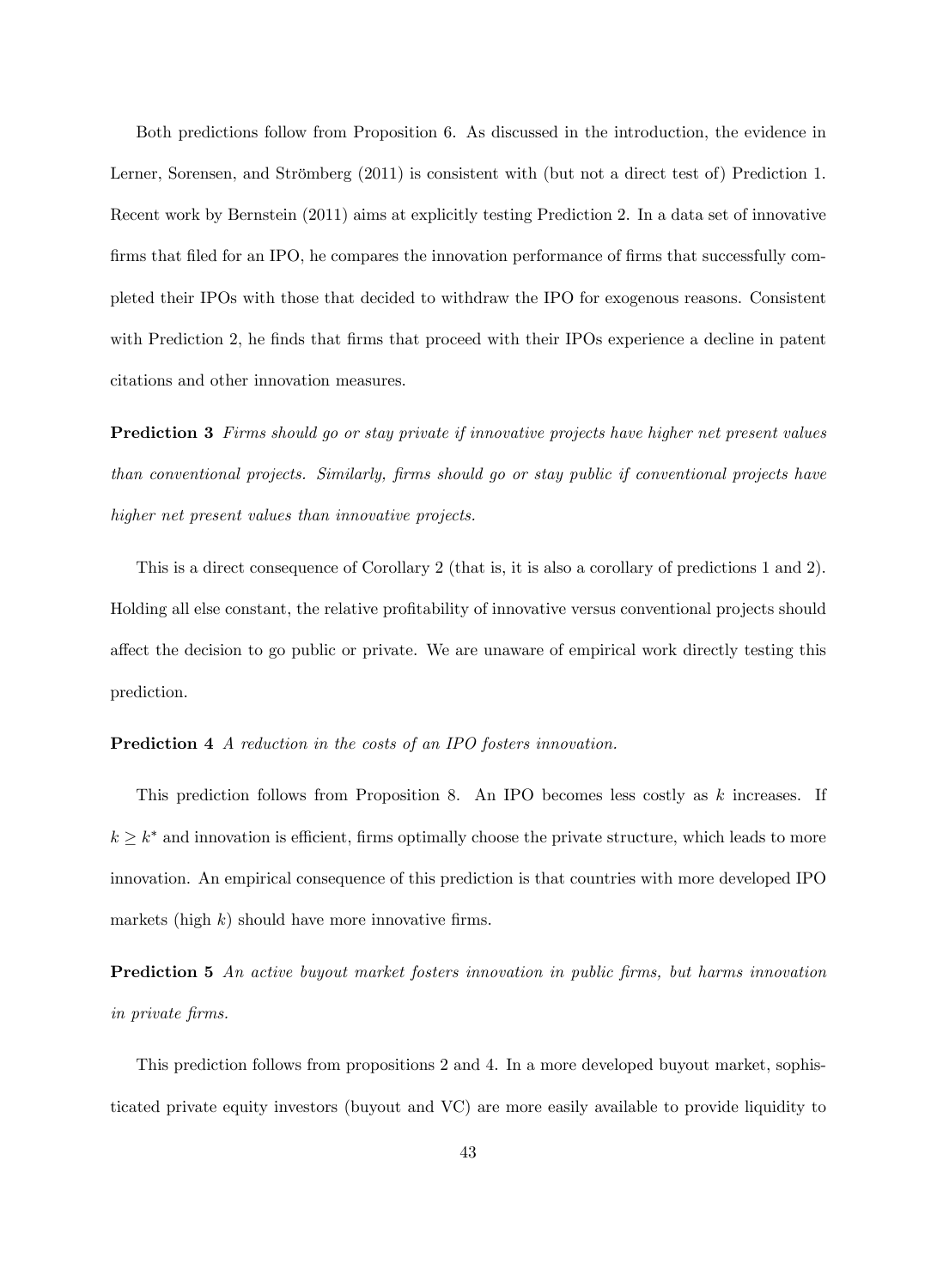Both predictions follow from Proposition 6. As discussed in the introduction, the evidence in Lerner, Sorensen, and Strömberg (2011) is consistent with (but not a direct test of) Prediction 1. Recent work by Bernstein (2011) aims at explicitly testing Prediction 2. In a data set of innovative firms that filed for an IPO, he compares the innovation performance of firms that successfully completed their IPOs with those that decided to withdraw the IPO for exogenous reasons. Consistent with Prediction 2, he finds that firms that proceed with their IPOs experience a decline in patent citations and other innovation measures.

**Prediction 3** *Firms should go or stay private if innovative projects have higher net present values than conventional projects. Similarly, firms should go or stay public if conventional projects have higher net present values than innovative projects.*

This is a direct consequence of Corollary 2 (that is, it is also a corollary of predictions 1 and 2). Holding all else constant, the relative profitability of innovative versus conventional projects should affect the decision to go public or private. We are unaware of empirical work directly testing this prediction.

**Prediction 4** *A reduction in the costs of an IPO fosters innovation.*

This prediction follows from Proposition 8. An IPO becomes less costly as $k$ increases. If $k \geq k^*$ and innovation is efficient, firms optimally choose the private structure, which leads to more innovation. An empirical consequence of this prediction is that countries with more developed IPO markets (high $k$) should have more innovative firms.

**Prediction 5** *An active buyout market fosters innovation in public firms, but harms innovation in private firms.*

This prediction follows from propositions 2 and 4. In a more developed buyout market, sophisticated private equity investors (buyout and VC) are more easily available to provide liquidity to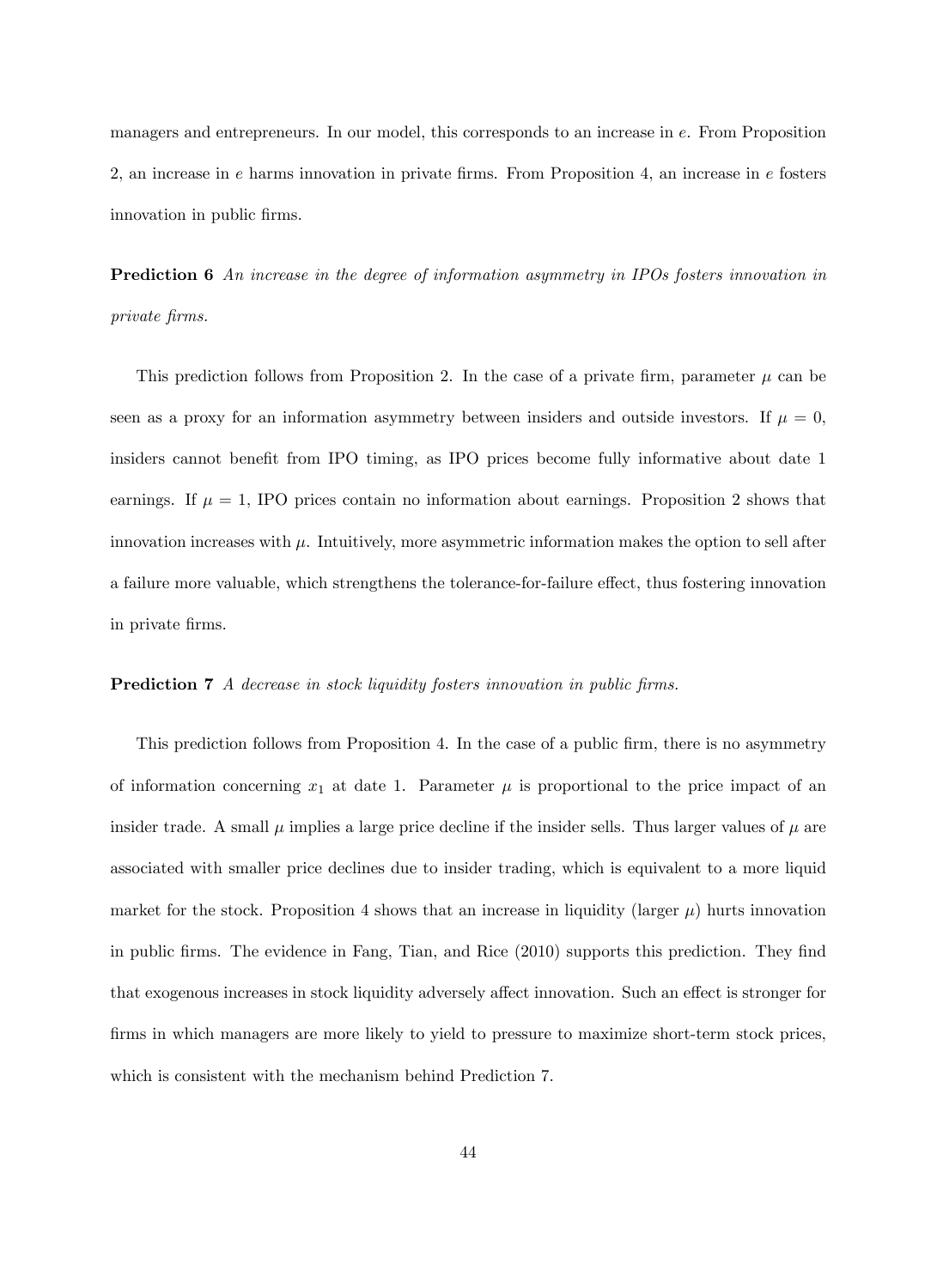managers and entrepreneurs. In our model, this corresponds to an increase in $e$. From Proposition 2, an increase in $e$ harms innovation in private firms. From Proposition 4, an increase in $e$ fosters innovation in public firms.

**Prediction 6** *An increase in the degree of information asymmetry in IPOs fosters innovation in private firms.*

This prediction follows from Proposition 2. In the case of a private firm, parameter $\mu$ can be seen as a proxy for an information asymmetry between insiders and outside investors. If $\mu = 0$, insiders cannot benefit from IPO timing, as IPO prices become fully informative about date 1 earnings. If $\mu = 1$, IPO prices contain no information about earnings. Proposition 2 shows that innovation increases with $\mu$. Intuitively, more asymmetric information makes the option to sell after a failure more valuable, which strengthens the tolerance-for-failure effect, thus fostering innovation in private firms.

**Prediction 7** *A decrease in stock liquidity fosters innovation in public firms.*

This prediction follows from Proposition 4. In the case of a public firm, there is no asymmetry of information concerning $x_1$ at date 1. Parameter $\mu$ is proportional to the price impact of an insider trade. A small $\mu$ implies a large price decline if the insider sells. Thus larger values of $\mu$ are associated with smaller price declines due to insider trading, which is equivalent to a more liquid market for the stock. Proposition 4 shows that an increase in liquidity (larger $\mu$) hurts innovation in public firms. The evidence in Fang, Tian, and Rice (2010) supports this prediction. They find that exogenous increases in stock liquidity adversely affect innovation. Such an effect is stronger for firms in which managers are more likely to yield to pressure to maximize short-term stock prices, which is consistent with the mechanism behind Prediction 7.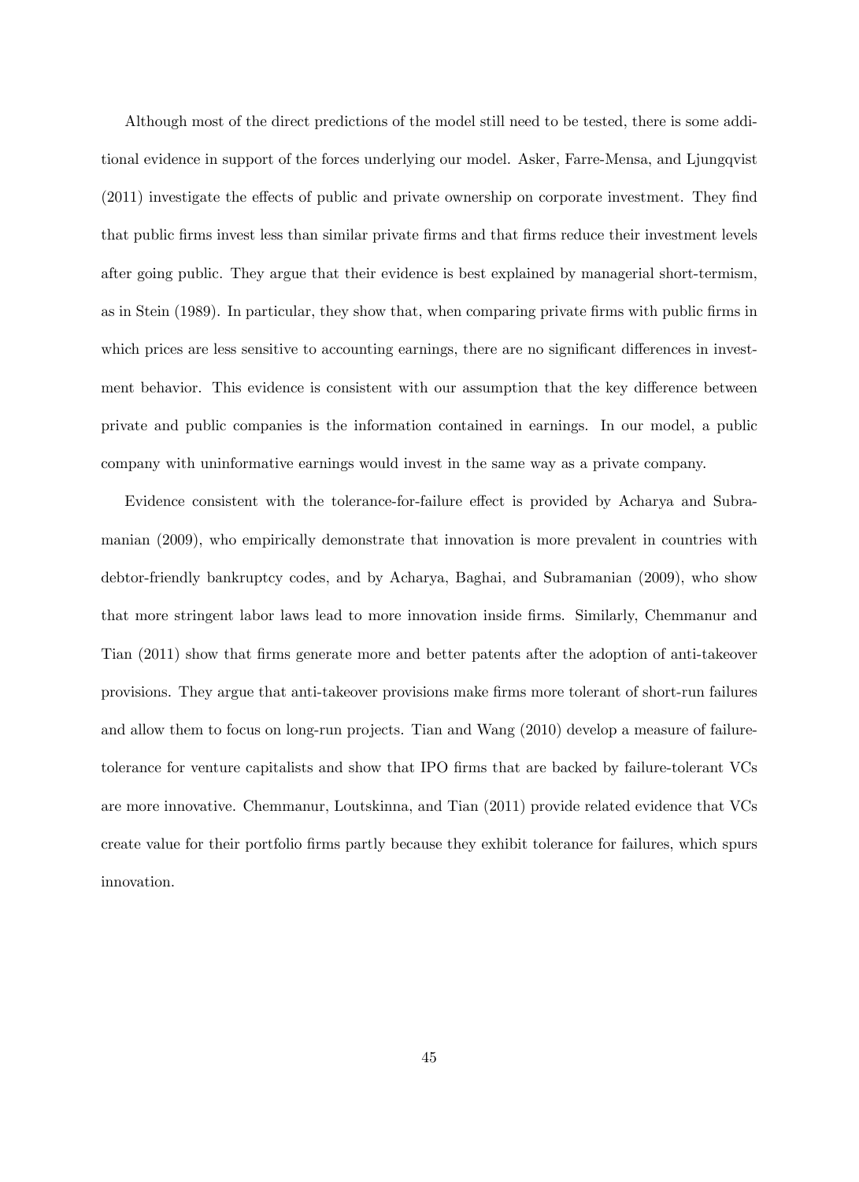Although most of the direct predictions of the model still need to be tested, there is some additional evidence in support of the forces underlying our model. Asker, Farre-Mensa, and Ljungqvist (2011) investigate the effects of public and private ownership on corporate investment. They find that public firms invest less than similar private firms and that firms reduce their investment levels after going public. They argue that their evidence is best explained by managerial short-termism, as in Stein (1989). In particular, they show that, when comparing private firms with public firms in which prices are less sensitive to accounting earnings, there are no significant differences in investment behavior. This evidence is consistent with our assumption that the key difference between private and public companies is the information contained in earnings. In our model, a public company with uninformative earnings would invest in the same way as a private company.

Evidence consistent with the tolerance-for-failure effect is provided by Acharya and Subramanian (2009), who empirically demonstrate that innovation is more prevalent in countries with debtor-friendly bankruptcy codes, and by Acharya, Baghai, and Subramanian (2009), who show that more stringent labor laws lead to more innovation inside firms. Similarly, Chemmanur and Tian (2011) show that firms generate more and better patents after the adoption of anti-takeover provisions. They argue that anti-takeover provisions make firms more tolerant of short-run failures and allow them to focus on long-run projects. Tian and Wang (2010) develop a measure of failure-tolerance for venture capitalists and show that IPO firms that are backed by failure-tolerant VCs are more innovative. Chemmanur, Loutskinna, and Tian (2011) provide related evidence that VCs create value for their portfolio firms partly because they exhibit tolerance for failures, which spurs innovation.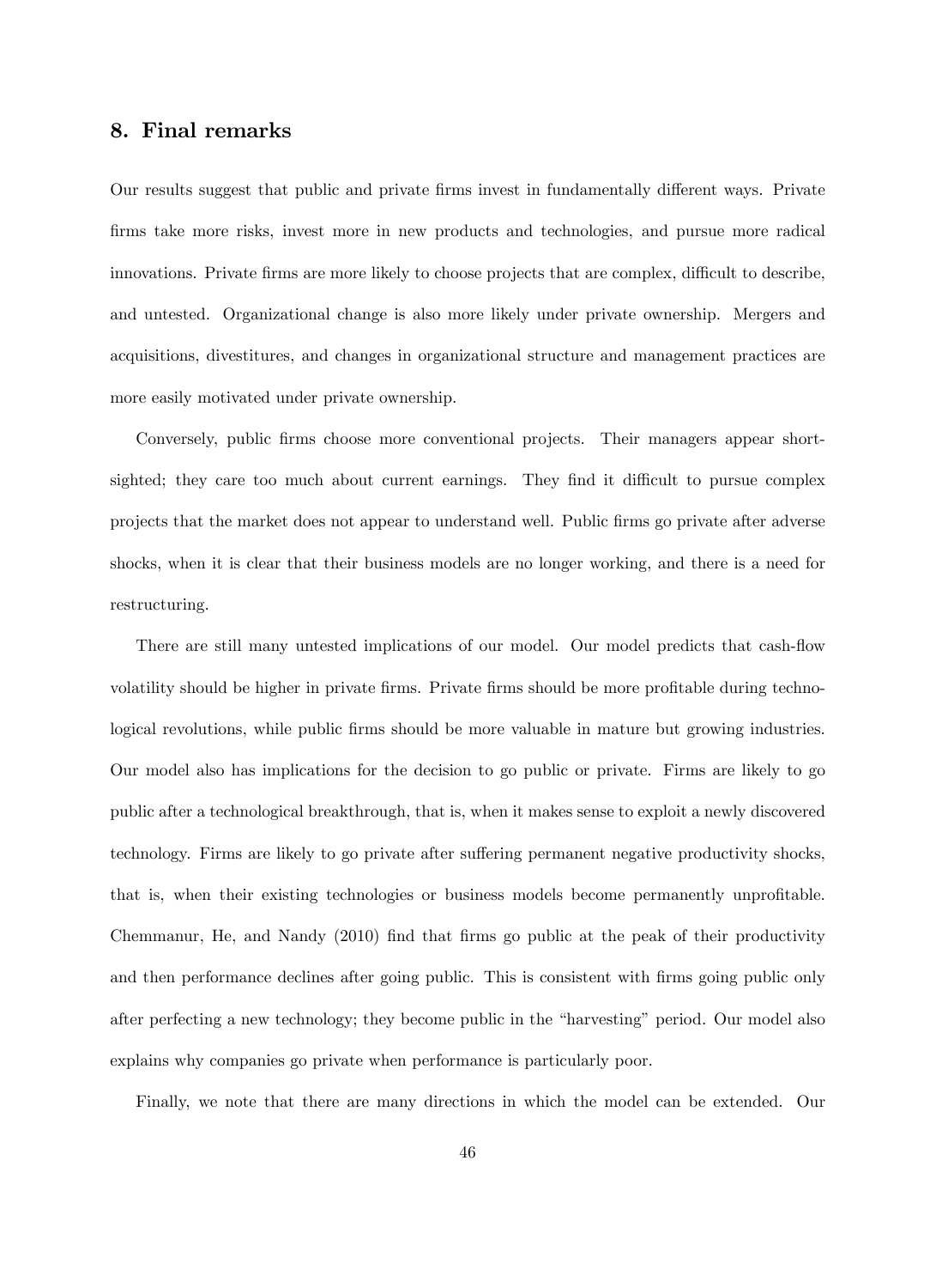## 8. Final remarks

Our results suggest that public and private firms invest in fundamentally different ways. Private firms take more risks, invest more in new products and technologies, and pursue more radical innovations. Private firms are more likely to choose projects that are complex, difficult to describe, and untested. Organizational change is also more likely under private ownership. Mergers and acquisitions, divestitures, and changes in organizational structure and management practices are more easily motivated under private ownership.

Conversely, public firms choose more conventional projects. Their managers appear short-sighted; they care too much about current earnings. They find it difficult to pursue complex projects that the market does not appear to understand well. Public firms go private after adverse shocks, when it is clear that their business models are no longer working, and there is a need for restructuring.

There are still many untested implications of our model. Our model predicts that cash-flow volatility should be higher in private firms. Private firms should be more profitable during technological revolutions, while public firms should be more valuable in mature but growing industries. Our model also has implications for the decision to go public or private. Firms are likely to go public after a technological breakthrough, that is, when it makes sense to exploit a newly discovered technology. Firms are likely to go private after suffering permanent negative productivity shocks, that is, when their existing technologies or business models become permanently unprofitable. Chemmanur, He, and Nandy (2010) find that firms go public at the peak of their productivity and then performance declines after going public. This is consistent with firms going public only after perfecting a new technology; they become public in the "harvesting" period. Our model also explains why companies go private when performance is particularly poor.

Finally, we note that there are many directions in which the model can be extended. Our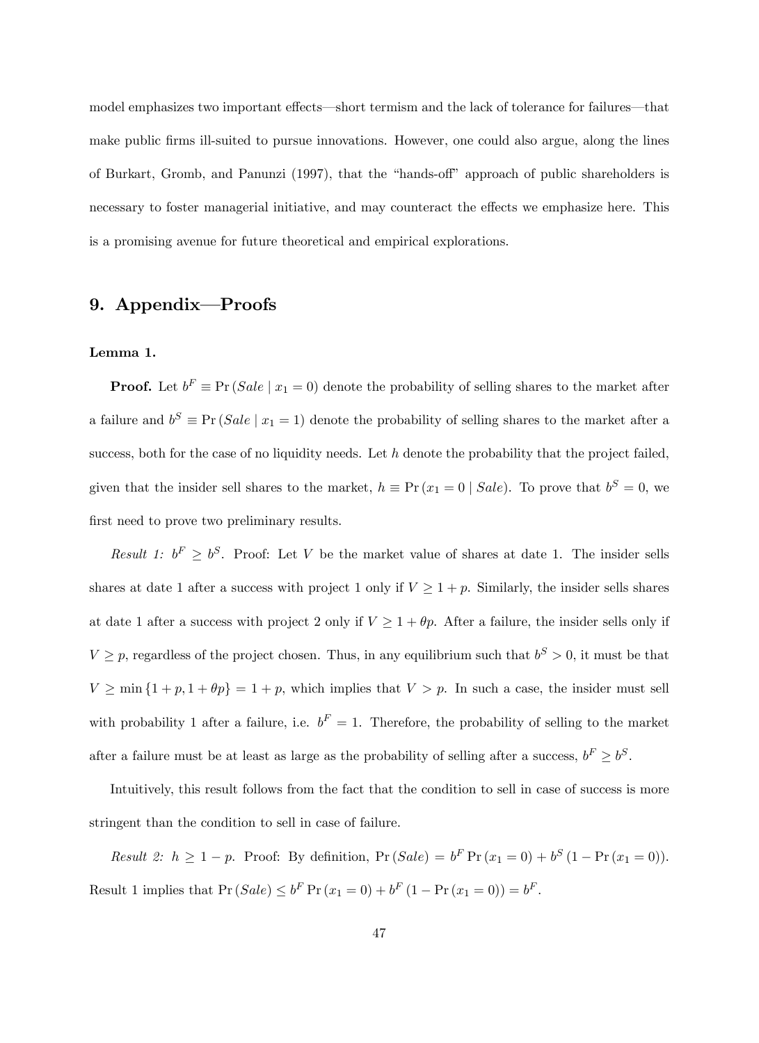model emphasizes two important effects—short termism and the lack of tolerance for failures—that make public firms ill-suited to pursue innovations. However, one could also argue, along the lines of Burkart, Gromb, and Panunzi (1997), that the "hands-off" approach of public shareholders is necessary to foster managerial initiative, and may counteract the effects we emphasize here. This is a promising avenue for future theoretical and empirical explorations.

## 9. Appendix—Proofs

**Lemma 1.**

**Proof.** Let $b^F \equiv \Pr(Sale \mid x_1 = 0)$ denote the probability of selling shares to the market after a failure and $b^S \equiv \Pr(Sale \mid x_1 = 1)$ denote the probability of selling shares to the market after a success, both for the case of no liquidity needs. Let $h$ denote the probability that the project failed, given that the insider sell shares to the market, $h \equiv \Pr(x_1 = 0 \mid Sale)$. To prove that $b^S = 0$, we first need to prove two preliminary results.

*Result 1:* $b^F \geq b^S$. Proof: Let $V$ be the market value of shares at date 1. The insider sells shares at date 1 after a success with project 1 only if $V \geq 1 + p$. Similarly, the insider sells shares at date 1 after a success with project 2 only if $V \geq 1 + \theta p$. After a failure, the insider sells only if $V \geq p$, regardless of the project chosen. Thus, in any equilibrium such that $b^S > 0$, it must be that $V \geq \min\{1 + p, 1 + \theta p\} = 1 + p$, which implies that $V > p$. In such a case, the insider must sell with probability 1 after a failure, i.e. $b^F = 1$. Therefore, the probability of selling to the market after a failure must be at least as large as the probability of selling after a success, $b^F \geq b^S$.

Intuitively, this result follows from the fact that the condition to sell in case of success is more stringent than the condition to sell in case of failure.

*Result 2:* $h \geq 1 - p$. Proof: By definition, $\Pr(Sale) = b^F \Pr(x_1 = 0) + b^S (1 - \Pr(x_1 = 0))$. Result 1 implies that $\Pr(Sale) \leq b^F \Pr(x_1 = 0) + b^F (1 - \Pr(x_1 = 0)) = b^F$.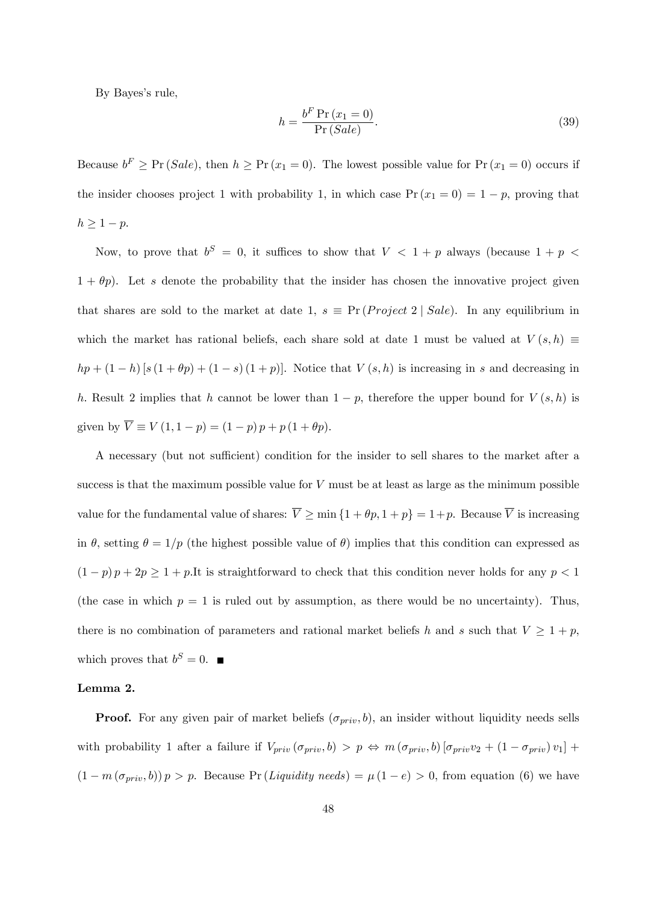By Bayes's rule,

$$h = \frac{b^F \Pr(x_1 = 0)}{\Pr(Sale)}. \tag{39}$$

Because $b^F \geq \Pr(Sale)$, then $h \geq \Pr(x_1 = 0)$. The lowest possible value for $\Pr(x_1 = 0)$ occurs if the insider chooses project 1 with probability 1, in which case $\Pr(x_1 = 0) = 1 - p$, proving that $h \geq 1 - p$.

Now, to prove that $b^S = 0$, it suffices to show that $V < 1 + p$ always (because $1 + p < 1 + \theta p$). Let $s$ denote the probability that the insider has chosen the innovative project given that shares are sold to the market at date 1, $s \equiv \Pr(Project\ 2 \mid Sale)$. In any equilibrium in which the market has rational beliefs, each share sold at date 1 must be valued at $V(s, h) \equiv hp + (1 - h)[s(1 + \theta p) + (1 - s)(1 + p)]$. Notice that $V(s, h)$ is increasing in $s$ and decreasing in $h$. Result 2 implies that $h$ cannot be lower than $1 - p$, therefore the upper bound for $V(s, h)$ is given by $\overline{V} \equiv V(1, 1 - p) = (1 - p)p + p(1 + \theta p)$.

A necessary (but not sufficient) condition for the insider to sell shares to the market after a success is that the maximum possible value for $V$ must be at least as large as the minimum possible value for the fundamental value of shares: $\overline{V} \geq \min\{1 + \theta p, 1 + p\} = 1 + p$. Because $\overline{V}$ is increasing in $\theta$, setting $\theta = 1/p$ (the highest possible value of $\theta$) implies that this condition can expressed as $(1 - p)p + 2p \geq 1 + p$.It is straightforward to check that this condition never holds for any $p < 1$ (the case in which $p = 1$ is ruled out by assumption, as there would be no uncertainty). Thus, there is no combination of parameters and rational market beliefs $h$ and $s$ such that $V \geq 1 + p$, which proves that $b^S = 0$. ■

**Lemma 2.**

**Proof.** For any given pair of market beliefs $(\sigma_{priv}, b)$, an insider without liquidity needs sells with probability 1 after a failure if $V_{priv}(\sigma_{priv}, b) > p \Leftrightarrow m(\sigma_{priv}, b)[\sigma_{priv} v_2 + (1 - \sigma_{priv}) v_1] + (1 - m(\sigma_{priv}, b))p > p$. Because $\Pr(Liquidity\ needs) = \mu(1 - e) > 0$, from equation (6) we have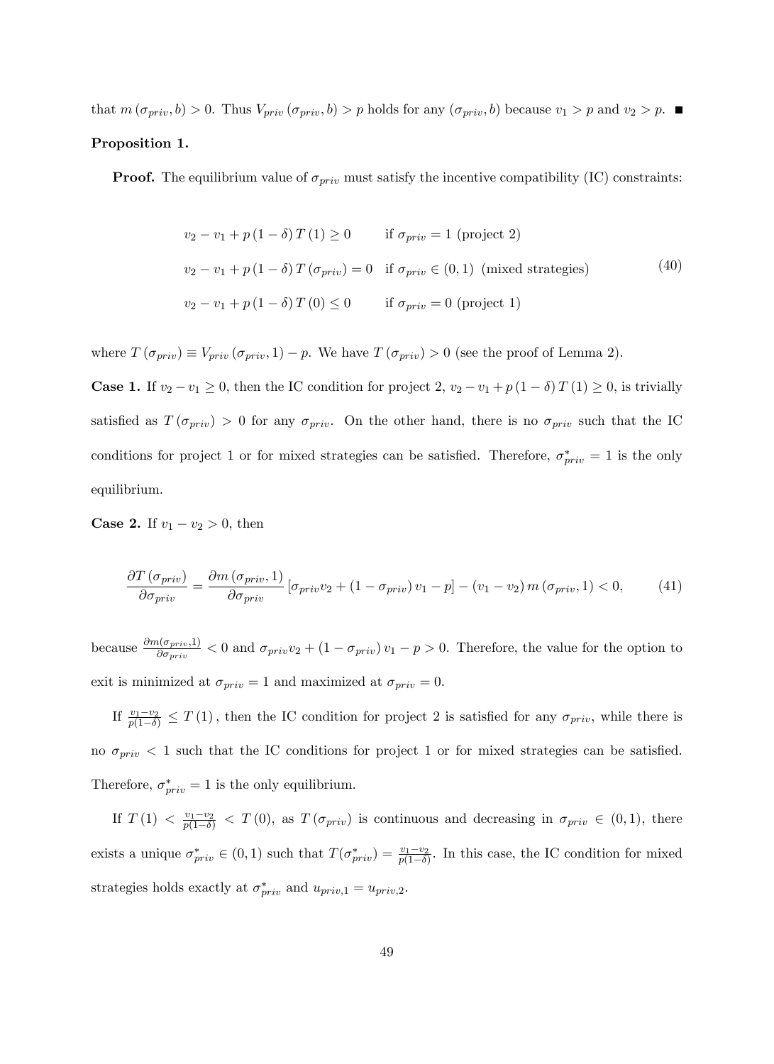that $m(\sigma_{priv}, b) > 0$. Thus $V_{priv}(\sigma_{priv}, b) > p$ holds for any $(\sigma_{priv}, b)$ because $v_1 > p$ and $v_2 > p$. ■

**Proposition 1.**

**Proof.** The equilibrium value of $\sigma_{priv}$ must satisfy the incentive compatibility (IC) constraints:

$$
\begin{aligned}
& v_2 - v_1 + p(1-\delta) T(1) \geq 0 && \text{if } \sigma_{priv} = 1 \text{ (project 2)} \\
& v_2 - v_1 + p(1-\delta) T(\sigma_{priv}) = 0 && \text{if } \sigma_{priv} \in (0,1) \text{ (mixed strategies)} \\
& v_2 - v_1 + p(1-\delta) T(0) \leq 0 && \text{if } \sigma_{priv} = 0 \text{ (project 1)}
\end{aligned}
\tag{40}
$$

where $T(\sigma_{priv}) \equiv V_{priv}(\sigma_{priv}, 1) - p$. We have $T(\sigma_{priv}) > 0$ (see the proof of Lemma 2).

**Case 1.** If $v_2 - v_1 \geq 0$, then the IC condition for project 2, $v_2 - v_1 + p(1-\delta) T(1) \geq 0$, is trivially satisfied as $T(\sigma_{priv}) > 0$ for any $\sigma_{priv}$. On the other hand, there is no $\sigma_{priv}$ such that the IC conditions for project 1 or for mixed strategies can be satisfied. Therefore, $\sigma^*_{priv} = 1$ is the only equilibrium.

**Case 2.** If $v_1 - v_2 > 0$, then

$$
\frac{\partial T(\sigma_{priv})}{\partial \sigma_{priv}} = \frac{\partial m(\sigma_{priv}, 1)}{\partial \sigma_{priv}} \left[\sigma_{priv} v_2 + (1-\sigma_{priv}) v_1 - p\right] - (v_1 - v_2)\, m(\sigma_{priv}, 1) < 0, \tag{41}
$$

because $\frac{\partial m(\sigma_{priv},1)}{\partial \sigma_{priv}} < 0$ and $\sigma_{priv} v_2 + (1-\sigma_{priv}) v_1 - p > 0$. Therefore, the value for the option to exit is minimized at $\sigma_{priv} = 1$ and maximized at $\sigma_{priv} = 0$.

If $\frac{v_1 - v_2}{p(1-\delta)} \leq T(1)$, then the IC condition for project 2 is satisfied for any $\sigma_{priv}$, while there is no $\sigma_{priv} < 1$ such that the IC conditions for project 1 or for mixed strategies can be satisfied. Therefore, $\sigma^*_{priv} = 1$ is the only equilibrium.

If $T(1) < \frac{v_1 - v_2}{p(1-\delta)} < T(0)$, as $T(\sigma_{priv})$ is continuous and decreasing in $\sigma_{priv} \in (0,1)$, there exists a unique $\sigma^*_{priv} \in (0,1)$ such that $T(\sigma^*_{priv}) = \frac{v_1 - v_2}{p(1-\delta)}$. In this case, the IC condition for mixed strategies holds exactly at $\sigma^*_{priv}$ and $u_{priv,1} = u_{priv,2}$.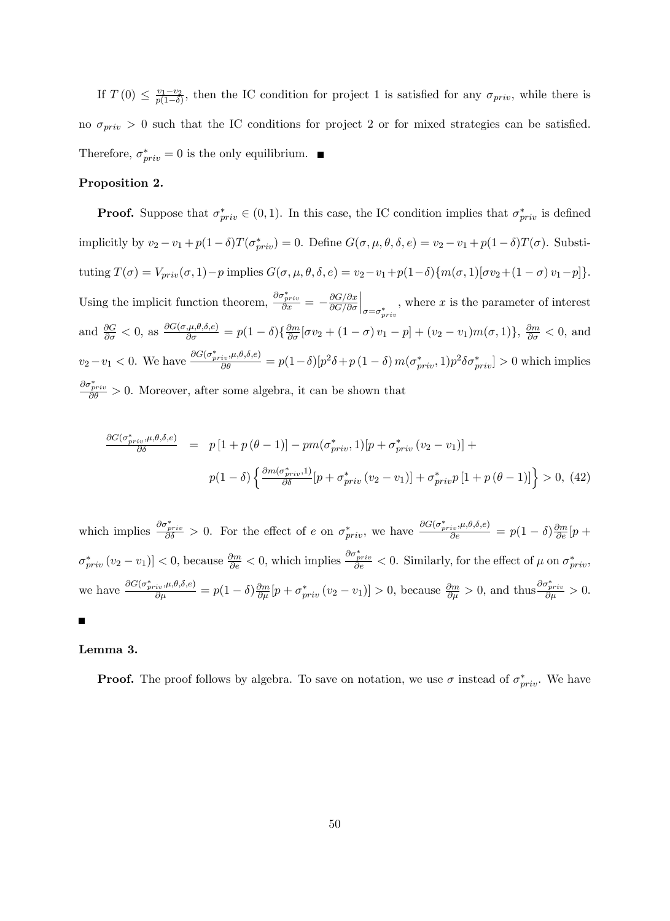If $T(0) \leq \frac{v_1 - v_2}{p(1-\delta)}$, then the IC condition for project 1 is satisfied for any $\sigma_{priv}$, while there is no $\sigma_{priv} > 0$ such that the IC conditions for project 2 or for mixed strategies can be satisfied. Therefore, $\sigma^*_{priv} = 0$ is the only equilibrium. ■

**Proposition 2.**

**Proof.** Suppose that $\sigma^*_{priv} \in (0,1)$. In this case, the IC condition implies that $\sigma^*_{priv}$ is defined implicitly by $v_2 - v_1 + p(1-\delta)T(\sigma^*_{priv}) = 0$. Define $G(\sigma, \mu, \theta, \delta, e) = v_2 - v_1 + p(1-\delta)T(\sigma)$. Substituting $T(\sigma) = V_{priv}(\sigma, 1) - p$ implies $G(\sigma, \mu, \theta, \delta, e) = v_2 - v_1 + p(1-\delta)\{m(\sigma, 1)[\sigma v_2 + (1-\sigma) v_1 - p]\}$. Using the implicit function theorem, $\frac{\partial \sigma^*_{priv}}{\partial x} = -\left.\frac{\partial G/\partial x}{\partial G/\partial \sigma}\right|_{\sigma = \sigma^*_{priv}}$, where $x$ is the parameter of interest and $\frac{\partial G}{\partial \sigma} < 0$, as $\frac{\partial G(\sigma,\mu,\theta,\delta,e)}{\partial \sigma} = p(1-\delta)\{\frac{\partial m}{\partial \sigma}[\sigma v_2 + (1-\sigma) v_1 - p] + (v_2 - v_1) m(\sigma, 1)\}$, $\frac{\partial m}{\partial \sigma} < 0$, and $v_2 - v_1 < 0$. We have $\frac{\partial G(\sigma^*_{priv},\mu,\theta,\delta,e)}{\partial \theta} = p(1-\delta)[p^2\delta + p(1-\delta) m(\sigma^*_{priv}, 1) p^2 \delta \sigma^*_{priv}] > 0$ which implies $\frac{\partial \sigma^*_{priv}}{\partial \theta} > 0$. Moreover, after some algebra, it can be shown that

$$
\begin{aligned}
\frac{\partial G(\sigma^*_{priv},\mu,\theta,\delta,e)}{\partial \delta} &= p\left[1 + p(\theta - 1)\right] - pm(\sigma^*_{priv}, 1)[p + \sigma^*_{priv}(v_2 - v_1)] + \\
&\quad p(1-\delta)\left\{\frac{\partial m(\sigma^*_{priv}, 1)}{\partial \delta}[p + \sigma^*_{priv}(v_2 - v_1)] + \sigma^*_{priv} p\left[1 + p(\theta - 1)\right]\right\} > 0, \quad (42)
\end{aligned}
$$

which implies $\frac{\partial \sigma^*_{priv}}{\partial \delta} > 0$. For the effect of $e$ on $\sigma^*_{priv}$, we have $\frac{\partial G(\sigma^*_{priv},\mu,\theta,\delta,e)}{\partial e} = p(1-\delta)\frac{\partial m}{\partial e}[p + \sigma^*_{priv}(v_2 - v_1)] < 0$, because $\frac{\partial m}{\partial e} < 0$, which implies $\frac{\partial \sigma^*_{priv}}{\partial e} < 0$. Similarly, for the effect of $\mu$ on $\sigma^*_{priv}$, we have $\frac{\partial G(\sigma^*_{priv},\mu,\theta,\delta,e)}{\partial \mu} = p(1-\delta)\frac{\partial m}{\partial \mu}[p + \sigma^*_{priv}(v_2 - v_1)] > 0$, because $\frac{\partial m}{\partial \mu} > 0$, and thus $\frac{\partial \sigma^*_{priv}}{\partial \mu} > 0$.

■

**Lemma 3.**

**Proof.** The proof follows by algebra. To save on notation, we use $\sigma$ instead of $\sigma^*_{priv}$. We have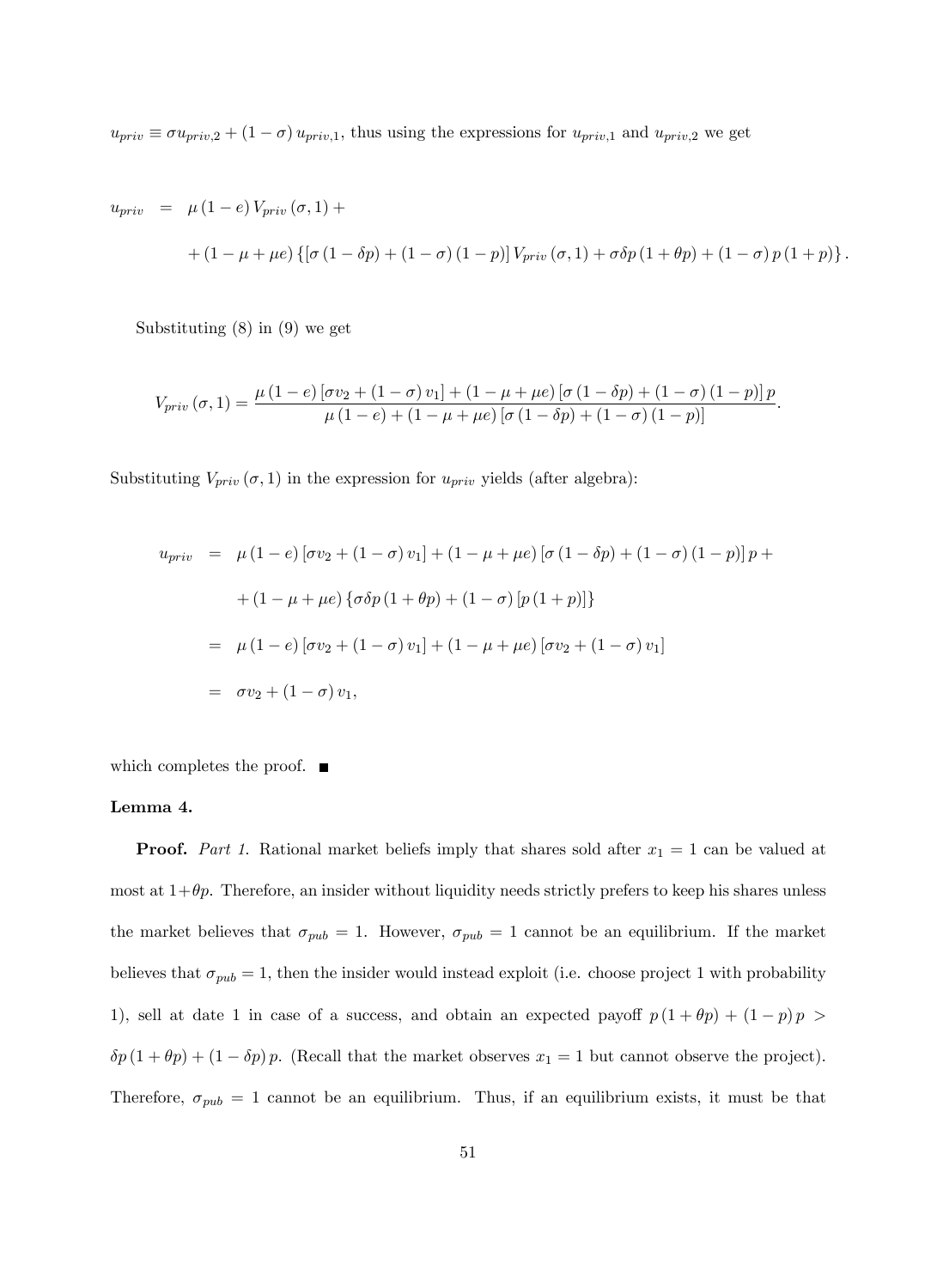$u_{priv} \equiv \sigma u_{priv,2} + (1-\sigma) u_{priv,1}$, thus using the expressions for $u_{priv,1}$ and $u_{priv,2}$ we get

$$
\begin{aligned}
u_{priv} &= \mu(1-e) V_{priv}(\sigma,1) + \\
&\quad + (1-\mu+\mu e)\left\{\left[\sigma(1-\delta p) + (1-\sigma)(1-p)\right] V_{priv}(\sigma,1) + \sigma\delta p(1+\theta p) + (1-\sigma) p(1+p)\right\}.
\end{aligned}
$$

Substituting (8) in (9) we get

$$
V_{priv}(\sigma,1) = \frac{\mu(1-e)\left[\sigma v_2 + (1-\sigma) v_1\right] + (1-\mu+\mu e)\left[\sigma(1-\delta p) + (1-\sigma)(1-p)\right] p}{\mu(1-e) + (1-\mu+\mu e)\left[\sigma(1-\delta p) + (1-\sigma)(1-p)\right]}.
$$

Substituting $V_{priv}(\sigma,1)$ in the expression for $u_{priv}$ yields (after algebra):

$$
\begin{aligned}
u_{priv} &= \mu(1-e)\left[\sigma v_2 + (1-\sigma) v_1\right] + (1-\mu+\mu e)\left[\sigma(1-\delta p) + (1-\sigma)(1-p)\right] p + \\
&\quad + (1-\mu+\mu e)\left\{\sigma\delta p(1+\theta p) + (1-\sigma)\left[p(1+p)\right]\right\} \\
&= \mu(1-e)\left[\sigma v_2 + (1-\sigma) v_1\right] + (1-\mu+\mu e)\left[\sigma v_2 + (1-\sigma) v_1\right] \\
&= \sigma v_2 + (1-\sigma) v_1,
\end{aligned}
$$

which completes the proof. ■

**Lemma 4.**

**Proof.** *Part 1.* Rational market beliefs imply that shares sold after $x_1 = 1$ can be valued at most at $1+\theta p$. Therefore, an insider without liquidity needs strictly prefers to keep his shares unless the market believes that $\sigma_{pub} = 1$. However, $\sigma_{pub} = 1$ cannot be an equilibrium. If the market believes that $\sigma_{pub} = 1$, then the insider would instead exploit (i.e. choose project 1 with probability 1), sell at date 1 in case of a success, and obtain an expected payoff $p(1+\theta p) + (1-p)p > \delta p(1+\theta p) + (1-\delta p)p$. (Recall that the market observes $x_1 = 1$ but cannot observe the project). Therefore, $\sigma_{pub} = 1$ cannot be an equilibrium. Thus, if an equilibrium exists, it must be that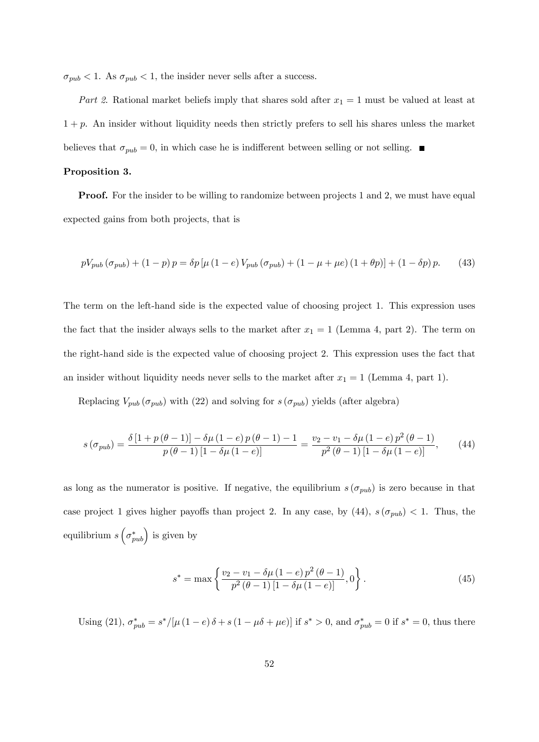$\sigma_{pub} < 1$. As $\sigma_{pub} < 1$, the insider never sells after a success.

*Part 2.* Rational market beliefs imply that shares sold after $x_1 = 1$ must be valued at least at $1 + p$. An insider without liquidity needs then strictly prefers to sell his shares unless the market believes that $\sigma_{pub} = 0$, in which case he is indifferent between selling or not selling. ■

**Proposition 3.**

**Proof.** For the insider to be willing to randomize between projects 1 and 2, we must have equal expected gains from both projects, that is

$$pV_{pub}(\sigma_{pub}) + (1-p)\,p = \delta p\left[\mu(1-e)\,V_{pub}(\sigma_{pub}) + (1-\mu+\mu e)(1+\theta p)\right] + (1-\delta p)\,p. \tag{43}$$

The term on the left-hand side is the expected value of choosing project 1. This expression uses the fact that the insider always sells to the market after $x_1 = 1$ (Lemma 4, part 2). The term on the right-hand side is the expected value of choosing project 2. This expression uses the fact that an insider without liquidity needs never sells to the market after $x_1 = 1$ (Lemma 4, part 1).

Replacing $V_{pub}(\sigma_{pub})$ with (22) and solving for $s(\sigma_{pub})$ yields (after algebra)

$$s(\sigma_{pub}) = \frac{\delta\left[1+p(\theta-1)\right] - \delta\mu(1-e)\,p(\theta-1) - 1}{p(\theta-1)\left[1-\delta\mu(1-e)\right]} = \frac{v_2 - v_1 - \delta\mu(1-e)\,p^2(\theta-1)}{p^2(\theta-1)\left[1-\delta\mu(1-e)\right]}, \tag{44}$$

as long as the numerator is positive. If negative, the equilibrium $s(\sigma_{pub})$ is zero because in that case project 1 gives higher payoffs than project 2. In any case, by (44), $s(\sigma_{pub}) < 1$. Thus, the equilibrium $s\left(\sigma^*_{pub}\right)$ is given by

$$s^* = \max\left\{\frac{v_2 - v_1 - \delta\mu(1-e)\,p^2(\theta-1)}{p^2(\theta-1)\left[1-\delta\mu(1-e)\right]}, 0\right\}. \tag{45}$$

Using (21), $\sigma^*_{pub} = s^*/[\mu(1-e)\,\delta + s(1-\mu\delta+\mu e)]$ if $s^* > 0$, and $\sigma^*_{pub} = 0$ if $s^* = 0$, thus there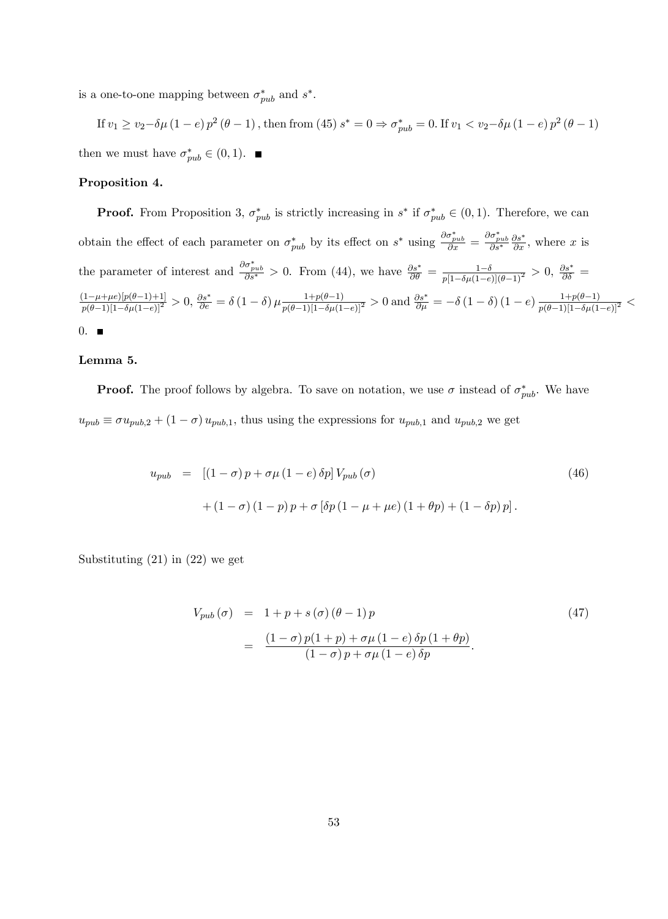is a one-to-one mapping between $\sigma^*_{pub}$ and $s^*$.

If $v_1 \geq v_2 - \delta\mu(1-e)p^2(\theta-1)$, then from (45) $s^* = 0 \Rightarrow \sigma^*_{pub} = 0$. If $v_1 < v_2 - \delta\mu(1-e)p^2(\theta-1)$ then we must have $\sigma^*_{pub} \in (0,1)$. ■

**Proposition 4.**

**Proof.** From Proposition 3, $\sigma^*_{pub}$ is strictly increasing in $s^*$ if $\sigma^*_{pub} \in (0,1)$. Therefore, we can obtain the effect of each parameter on $\sigma^*_{pub}$ by its effect on $s^*$ using $\frac{\partial \sigma^*_{pub}}{\partial x} = \frac{\partial \sigma^*_{pub}}{\partial s^*}\frac{\partial s^*}{\partial x}$, where $x$ is the parameter of interest and $\frac{\partial \sigma^*_{pub}}{\partial s^*} > 0$. From (44), we have $\frac{\partial s^*}{\partial \theta} = \frac{1-\delta}{p[1-\delta\mu(1-e)](\theta-1)^2} > 0$, $\frac{\partial s^*}{\partial \delta} = \frac{(1-\mu+\mu e)[p(\theta-1)+1]}{p(\theta-1)[1-\delta\mu(1-e)]^2} > 0$, $\frac{\partial s^*}{\partial e} = \delta(1-\delta)\mu\frac{1+p(\theta-1)}{p(\theta-1)[1-\delta\mu(1-e)]^2} > 0$ and $\frac{\partial s^*}{\partial \mu} = -\delta(1-\delta)(1-e)\frac{1+p(\theta-1)}{p(\theta-1)[1-\delta\mu(1-e)]^2} < 0$. ■

**Lemma 5.**

**Proof.** The proof follows by algebra. To save on notation, we use $\sigma$ instead of $\sigma^*_{pub}$. We have $u_{pub} \equiv \sigma u_{pub,2} + (1-\sigma)u_{pub,1}$, thus using the expressions for $u_{pub,1}$ and $u_{pub,2}$ we get

$$
\begin{aligned}
u_{pub} &= [(1-\sigma)p + \sigma\mu(1-e)\delta p]V_{pub}(\sigma) \\
&\quad + (1-\sigma)(1-p)p + \sigma[\delta p(1-\mu+\mu e)(1+\theta p) + (1-\delta p)p].
\end{aligned}
\tag{46}
$$

Substituting (21) in (22) we get

$$
\begin{aligned}
V_{pub}(\sigma) &= 1 + p + s(\sigma)(\theta-1)p \\
&= \frac{(1-\sigma)p(1+p) + \sigma\mu(1-e)\delta p(1+\theta p)}{(1-\sigma)p + \sigma\mu(1-e)\delta p}.
\end{aligned}
\tag{47}
$$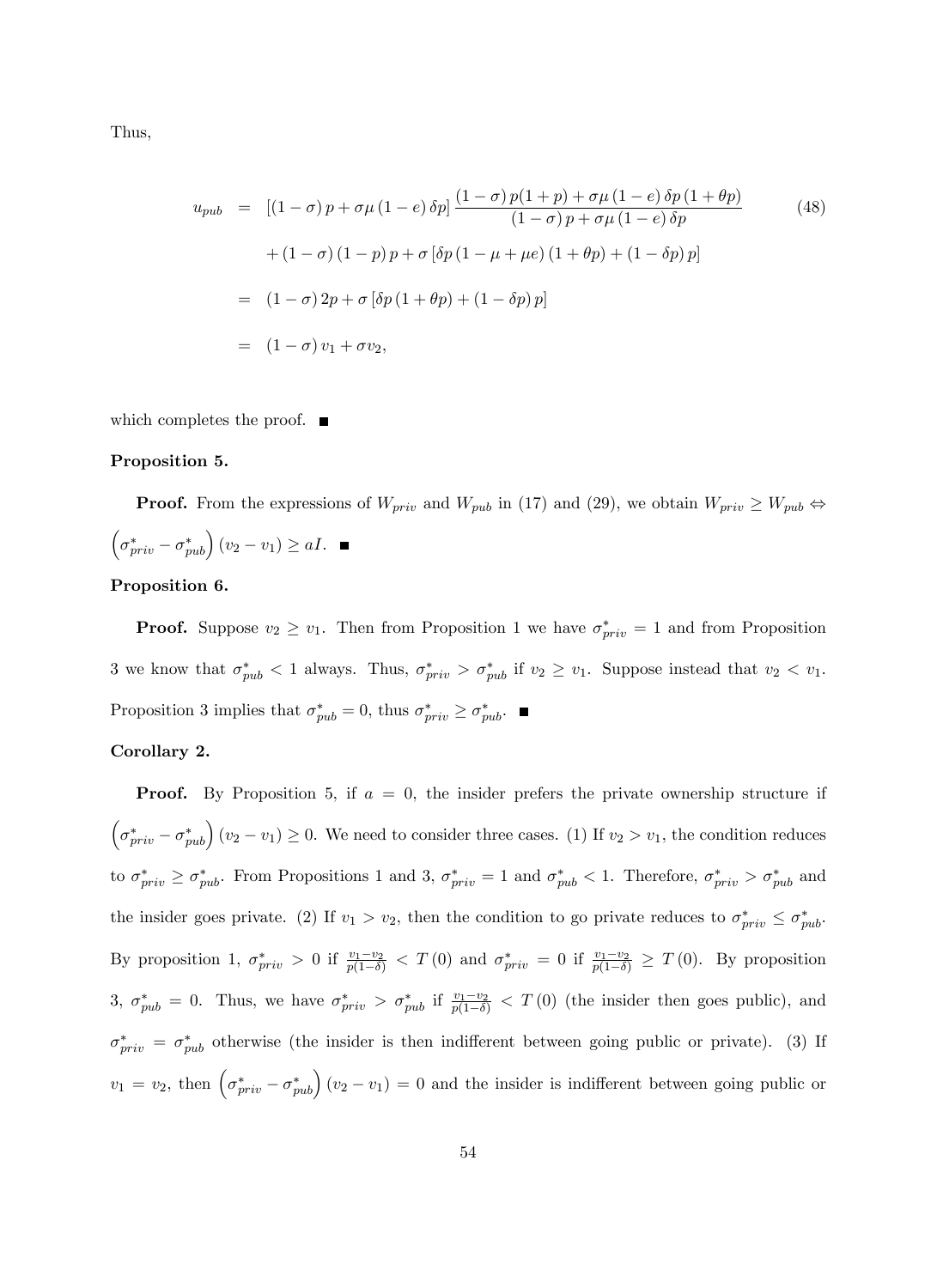Thus,

$$
\begin{aligned}
u_{pub} &= [(1-\sigma)p + \sigma\mu(1-e)\delta p] \frac{(1-\sigma)p(1+p) + \sigma\mu(1-e)\delta p(1+\theta p)}{(1-\sigma)p + \sigma\mu(1-e)\delta p} \\
&\quad + (1-\sigma)(1-p)p + \sigma[\delta p(1-\mu+\mu e)(1+\theta p) + (1-\delta p)p] \\
&= (1-\sigma)2p + \sigma[\delta p(1+\theta p) + (1-\delta p)p] \\
&= (1-\sigma)v_1 + \sigma v_2,
\end{aligned} \tag{48}
$$

which completes the proof. ■

**Proposition 5.**

**Proof.** From the expressions of $W_{priv}$ and $W_{pub}$ in (17) and (29), we obtain $W_{priv} \geq W_{pub} \Leftrightarrow \left(\sigma^*_{priv} - \sigma^*_{pub}\right)(v_2 - v_1) \geq aI$. ■

**Proposition 6.**

**Proof.** Suppose $v_2 \geq v_1$. Then from Proposition 1 we have $\sigma^*_{priv} = 1$ and from Proposition 3 we know that $\sigma^*_{pub} < 1$ always. Thus, $\sigma^*_{priv} > \sigma^*_{pub}$ if $v_2 \geq v_1$. Suppose instead that $v_2 < v_1$. Proposition 3 implies that $\sigma^*_{pub} = 0$, thus $\sigma^*_{priv} \geq \sigma^*_{pub}$. ■

**Corollary 2.**

**Proof.** By Proposition 5, if $a = 0$, the insider prefers the private ownership structure if $\left(\sigma^*_{priv} - \sigma^*_{pub}\right)(v_2 - v_1) \geq 0$. We need to consider three cases. (1) If $v_2 > v_1$, the condition reduces to $\sigma^*_{priv} \geq \sigma^*_{pub}$. From Propositions 1 and 3, $\sigma^*_{priv} = 1$ and $\sigma^*_{pub} < 1$. Therefore, $\sigma^*_{priv} > \sigma^*_{pub}$ and the insider goes private. (2) If $v_1 > v_2$, then the condition to go private reduces to $\sigma^*_{priv} \leq \sigma^*_{pub}$. By proposition 1, $\sigma^*_{priv} > 0$ if $\frac{v_1 - v_2}{p(1-\delta)} < T(0)$ and $\sigma^*_{priv} = 0$ if $\frac{v_1 - v_2}{p(1-\delta)} \geq T(0)$. By proposition 3, $\sigma^*_{pub} = 0$. Thus, we have $\sigma^*_{priv} > \sigma^*_{pub}$ if $\frac{v_1 - v_2}{p(1-\delta)} < T(0)$ (the insider then goes public), and $\sigma^*_{priv} = \sigma^*_{pub}$ otherwise (the insider is then indifferent between going public or private). (3) If $v_1 = v_2$, then $\left(\sigma^*_{priv} - \sigma^*_{pub}\right)(v_2 - v_1) = 0$ and the insider is indifferent between going public or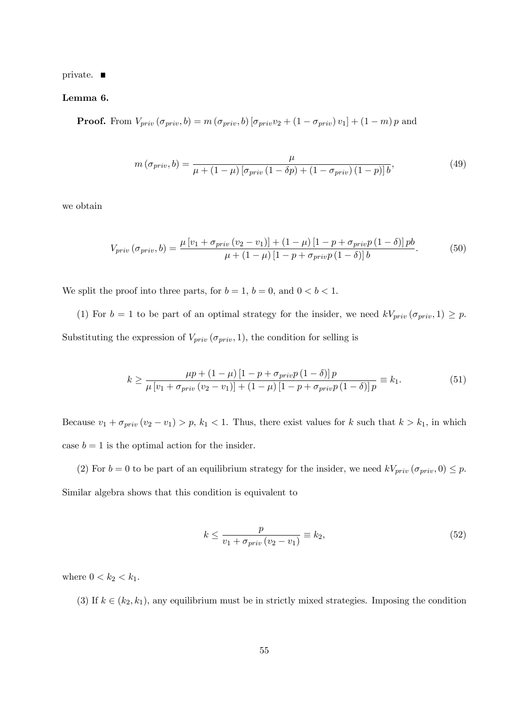private. ■

**Lemma 6.**

**Proof.** From $V_{priv}(\sigma_{priv}, b) = m(\sigma_{priv}, b)[\sigma_{priv} v_2 + (1 - \sigma_{priv}) v_1] + (1 - m) p$ and

$$m(\sigma_{priv}, b) = \frac{\mu}{\mu + (1 - \mu)[\sigma_{priv}(1 - \delta p) + (1 - \sigma_{priv})(1 - p)] b}, \tag{49}$$

we obtain

$$V_{priv}(\sigma_{priv}, b) = \frac{\mu[v_1 + \sigma_{priv}(v_2 - v_1)] + (1 - \mu)[1 - p + \sigma_{priv} p(1 - \delta)] pb}{\mu + (1 - \mu)[1 - p + \sigma_{priv} p(1 - \delta)] b}. \tag{50}$$

We split the proof into three parts, for $b = 1$, $b = 0$, and $0 < b < 1$.

(1) For $b = 1$ to be part of an optimal strategy for the insider, we need $kV_{priv}(\sigma_{priv}, 1) \geq p$. Substituting the expression of $V_{priv}(\sigma_{priv}, 1)$, the condition for selling is

$$k \geq \frac{\mu p + (1 - \mu)[1 - p + \sigma_{priv} p(1 - \delta)] p}{\mu[v_1 + \sigma_{priv}(v_2 - v_1)] + (1 - \mu)[1 - p + \sigma_{priv} p(1 - \delta)] p} \equiv k_1. \tag{51}$$

Because $v_1 + \sigma_{priv}(v_2 - v_1) > p$, $k_1 < 1$. Thus, there exist values for $k$ such that $k > k_1$, in which case $b = 1$ is the optimal action for the insider.

(2) For $b = 0$ to be part of an equilibrium strategy for the insider, we need $kV_{priv}(\sigma_{priv}, 0) \leq p$. Similar algebra shows that this condition is equivalent to

$$k \leq \frac{p}{v_1 + \sigma_{priv}(v_2 - v_1)} \equiv k_2, \tag{52}$$

where $0 < k_2 < k_1$.

(3) If $k \in (k_2, k_1)$, any equilibrium must be in strictly mixed strategies. Imposing the condition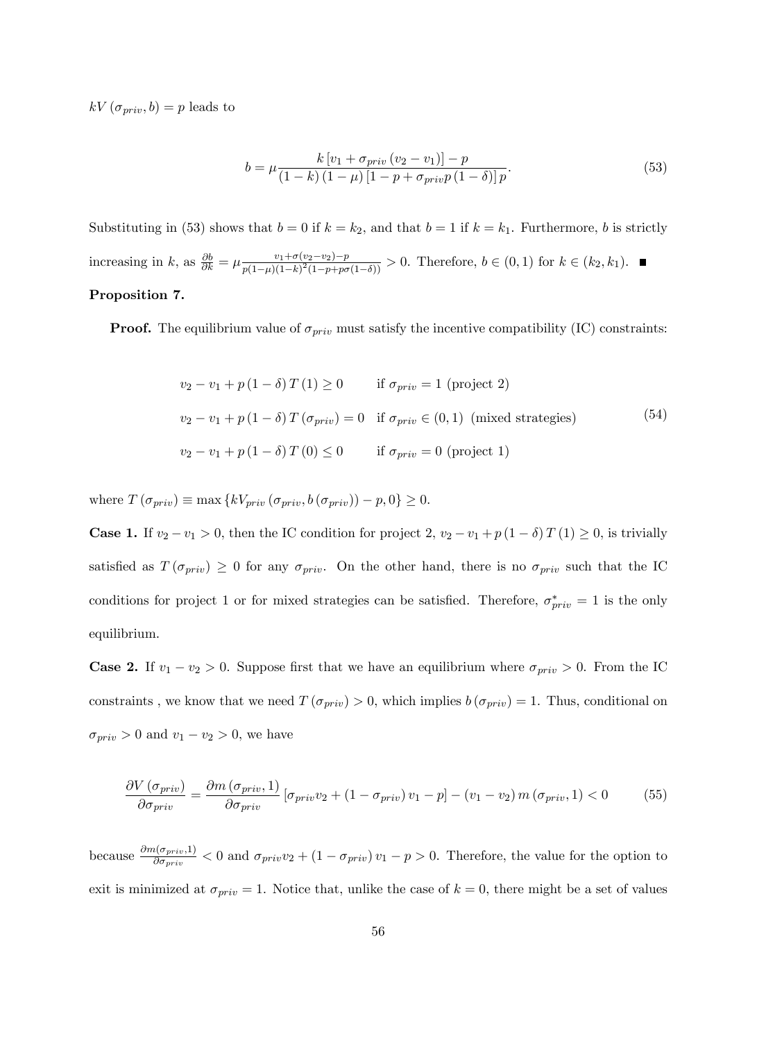$kV(\sigma_{priv}, b) = p$ leads to

$$b = \mu \frac{k\left[v_1 + \sigma_{priv}(v_2 - v_1)\right] - p}{(1-k)(1-\mu)\left[1 - p + \sigma_{priv} p (1-\delta)\right] p}. \tag{53}$$

Substituting in (53) shows that $b = 0$ if $k = k_2$, and that $b = 1$ if $k = k_1$. Furthermore, $b$ is strictly increasing in $k$, as $\frac{\partial b}{\partial k} = \mu \frac{v_1 + \sigma(v_2 - v_2) - p}{p(1-\mu)(1-k)^2(1-p+p\sigma(1-\delta))} > 0$. Therefore, $b \in (0,1)$ for $k \in (k_2, k_1)$. ■

**Proposition 7.**

**Proof.** The equilibrium value of $\sigma_{priv}$ must satisfy the incentive compatibility (IC) constraints:

$$\begin{aligned}
&v_2 - v_1 + p(1-\delta)T(1) \geq 0 && \text{if } \sigma_{priv} = 1 \text{ (project 2)} \\
&v_2 - v_1 + p(1-\delta)T(\sigma_{priv}) = 0 && \text{if } \sigma_{priv} \in (0,1) \text{ (mixed strategies)} \\
&v_2 - v_1 + p(1-\delta)T(0) \leq 0 && \text{if } \sigma_{priv} = 0 \text{ (project 1)}
\end{aligned} \tag{54}$$

where $T(\sigma_{priv}) \equiv \max\{kV_{priv}(\sigma_{priv}, b(\sigma_{priv})) - p, 0\} \geq 0$.

**Case 1.** If $v_2 - v_1 > 0$, then the IC condition for project 2, $v_2 - v_1 + p(1-\delta)T(1) \geq 0$, is trivially satisfied as $T(\sigma_{priv}) \geq 0$ for any $\sigma_{priv}$. On the other hand, there is no $\sigma_{priv}$ such that the IC conditions for project 1 or for mixed strategies can be satisfied. Therefore, $\sigma^*_{priv} = 1$ is the only equilibrium.

**Case 2.** If $v_1 - v_2 > 0$. Suppose first that we have an equilibrium where $\sigma_{priv} > 0$. From the IC constraints , we know that we need $T(\sigma_{priv}) > 0$, which implies $b(\sigma_{priv}) = 1$. Thus, conditional on $\sigma_{priv} > 0$ and $v_1 - v_2 > 0$, we have

$$\frac{\partial V(\sigma_{priv})}{\partial \sigma_{priv}} = \frac{\partial m(\sigma_{priv}, 1)}{\partial \sigma_{priv}}\left[\sigma_{priv} v_2 + (1-\sigma_{priv}) v_1 - p\right] - (v_1 - v_2)\, m(\sigma_{priv}, 1) < 0 \tag{55}$$

because $\frac{\partial m(\sigma_{priv},1)}{\partial \sigma_{priv}} < 0$ and $\sigma_{priv} v_2 + (1-\sigma_{priv}) v_1 - p > 0$. Therefore, the value for the option to exit is minimized at $\sigma_{priv} = 1$. Notice that, unlike the case of $k = 0$, there might be a set of values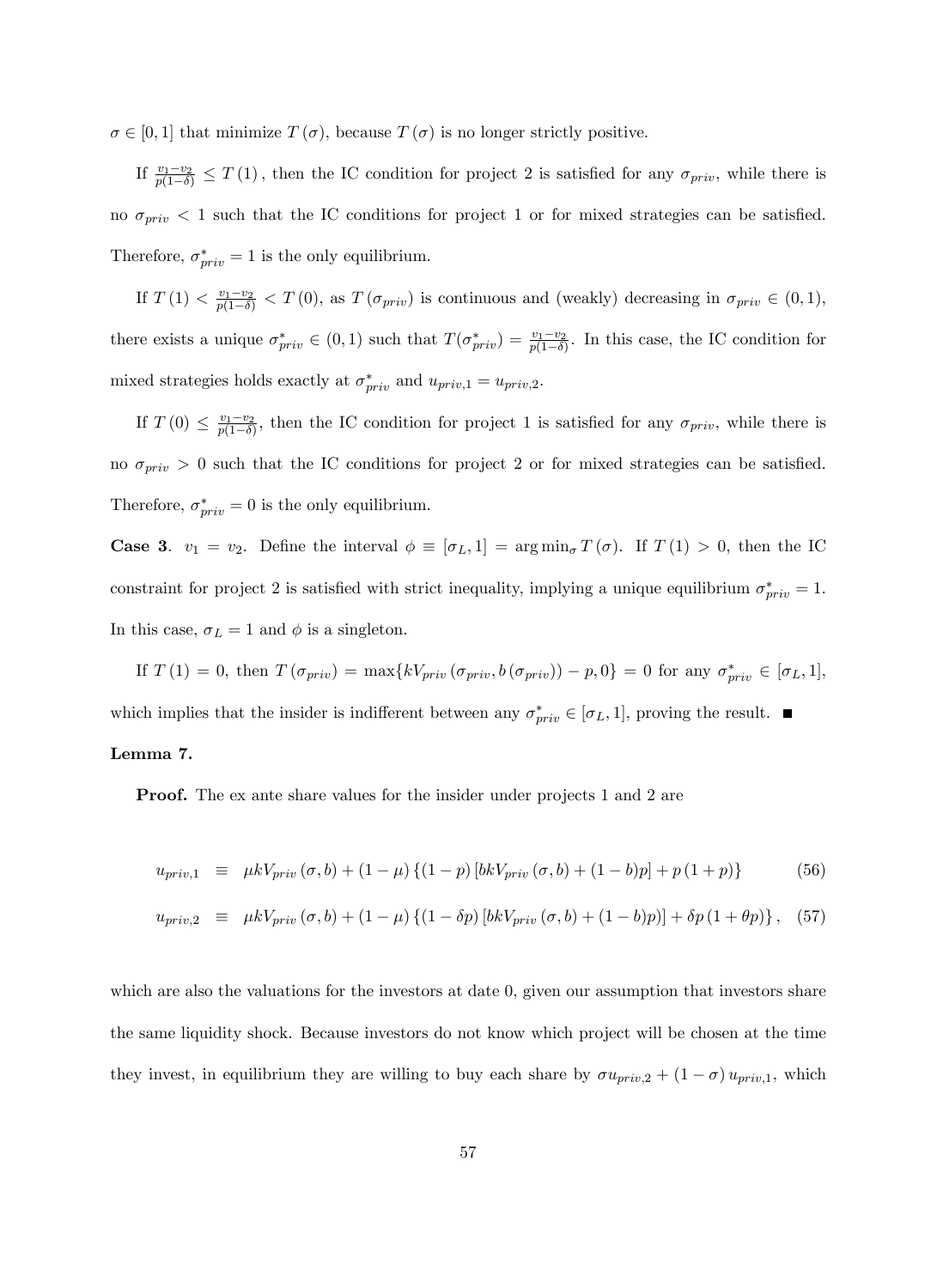$\sigma \in [0,1]$ that minimize $T(\sigma)$, because $T(\sigma)$ is no longer strictly positive.

If $\frac{v_1 - v_2}{p(1-\delta)} \leq T(1)$, then the IC condition for project 2 is satisfied for any $\sigma_{priv}$, while there is no $\sigma_{priv} < 1$ such that the IC conditions for project 1 or for mixed strategies can be satisfied. Therefore, $\sigma^*_{priv} = 1$ is the only equilibrium.

If $T(1) < \frac{v_1 - v_2}{p(1-\delta)} < T(0)$, as $T(\sigma_{priv})$ is continuous and (weakly) decreasing in $\sigma_{priv} \in (0,1)$, there exists a unique $\sigma^*_{priv} \in (0,1)$ such that $T(\sigma^*_{priv}) = \frac{v_1 - v_2}{p(1-\delta)}$. In this case, the IC condition for mixed strategies holds exactly at $\sigma^*_{priv}$ and $u_{priv,1} = u_{priv,2}$.

If $T(0) \leq \frac{v_1 - v_2}{p(1-\delta)}$, then the IC condition for project 1 is satisfied for any $\sigma_{priv}$, while there is no $\sigma_{priv} > 0$ such that the IC conditions for project 2 or for mixed strategies can be satisfied. Therefore, $\sigma^*_{priv} = 0$ is the only equilibrium.

**Case 3**. $v_1 = v_2$. Define the interval $\phi \equiv [\sigma_L, 1] = \arg\min_\sigma T(\sigma)$. If $T(1) > 0$, then the IC constraint for project 2 is satisfied with strict inequality, implying a unique equilibrium $\sigma^*_{priv} = 1$. In this case, $\sigma_L = 1$ and $\phi$ is a singleton.

If $T(1) = 0$, then $T(\sigma_{priv}) = \max\{kV_{priv}(\sigma_{priv}, b(\sigma_{priv})) - p, 0\} = 0$ for any $\sigma^*_{priv} \in [\sigma_L, 1]$, which implies that the insider is indifferent between any $\sigma^*_{priv} \in [\sigma_L, 1]$, proving the result. ■

**Lemma 7.**

**Proof.** The ex ante share values for the insider under projects 1 and 2 are

$$u_{priv,1} \equiv \mu kV_{priv}(\sigma, b) + (1-\mu)\{(1-p)[bkV_{priv}(\sigma, b) + (1-b)p] + p(1+p)\} \quad (56)$$

$$u_{priv,2} \equiv \mu kV_{priv}(\sigma, b) + (1-\mu)\{(1-\delta p)[bkV_{priv}(\sigma, b) + (1-b)p)] + \delta p(1+\theta p)\}, \quad (57)$$

which are also the valuations for the investors at date 0, given our assumption that investors share the same liquidity shock. Because investors do not know which project will be chosen at the time they invest, in equilibrium they are willing to buy each share by $\sigma u_{priv,2} + (1-\sigma)u_{priv,1}$, which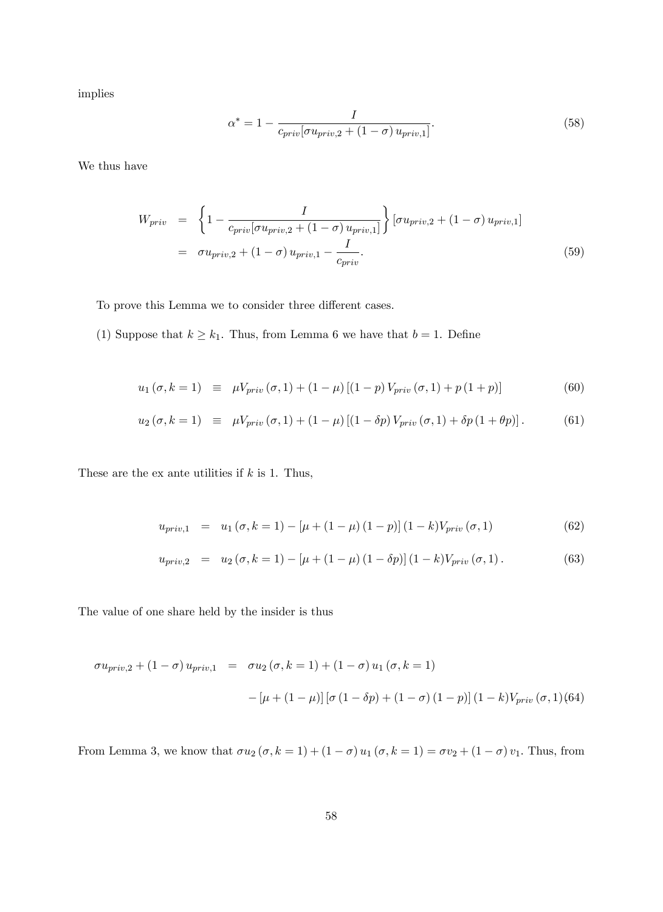implies

$$\alpha^* = 1 - \frac{I}{c_{priv}[\sigma u_{priv,2} + (1-\sigma)\, u_{priv,1}]}. \tag{58}$$

We thus have

$$\begin{aligned} W_{priv} &= \left\{1 - \frac{I}{c_{priv}[\sigma u_{priv,2} + (1-\sigma)\, u_{priv,1}]}\right\}[\sigma u_{priv,2} + (1-\sigma)\, u_{priv,1}] \\ &= \sigma u_{priv,2} + (1-\sigma)\, u_{priv,1} - \frac{I}{c_{priv}}. \end{aligned} \tag{59}$$

To prove this Lemma we to consider three different cases.

(1) Suppose that $k \geq k_1$. Thus, from Lemma 6 we have that $b = 1$. Define

$$u_1(\sigma, k=1) \equiv \mu V_{priv}(\sigma, 1) + (1-\mu)\left[(1-p)\, V_{priv}(\sigma, 1) + p\,(1+p)\right] \tag{60}$$

$$u_2(\sigma, k=1) \equiv \mu V_{priv}(\sigma, 1) + (1-\mu)\left[(1-\delta p)\, V_{priv}(\sigma, 1) + \delta p\,(1+\theta p)\right]. \tag{61}$$

These are the ex ante utilities if $k$ is 1. Thus,

$$u_{priv,1} = u_1(\sigma, k=1) - \left[\mu + (1-\mu)(1-p)\right](1-k) V_{priv}(\sigma, 1) \tag{62}$$

$$u_{priv,2} = u_2(\sigma, k=1) - \left[\mu + (1-\mu)(1-\delta p)\right](1-k) V_{priv}(\sigma, 1). \tag{63}$$

The value of one share held by the insider is thus

$$\begin{aligned} \sigma u_{priv,2} + (1-\sigma)\, u_{priv,1} &= \sigma u_2(\sigma, k=1) + (1-\sigma)\, u_1(\sigma, k=1) \\ &\quad - \left[\mu + (1-\mu)\right]\left[\sigma(1-\delta p) + (1-\sigma)(1-p)\right](1-k) V_{priv}(\sigma, 1) \end{aligned} \tag{64}$$

From Lemma 3, we know that $\sigma u_2(\sigma, k=1) + (1-\sigma)\, u_1(\sigma, k=1) = \sigma v_2 + (1-\sigma)\, v_1$. Thus, from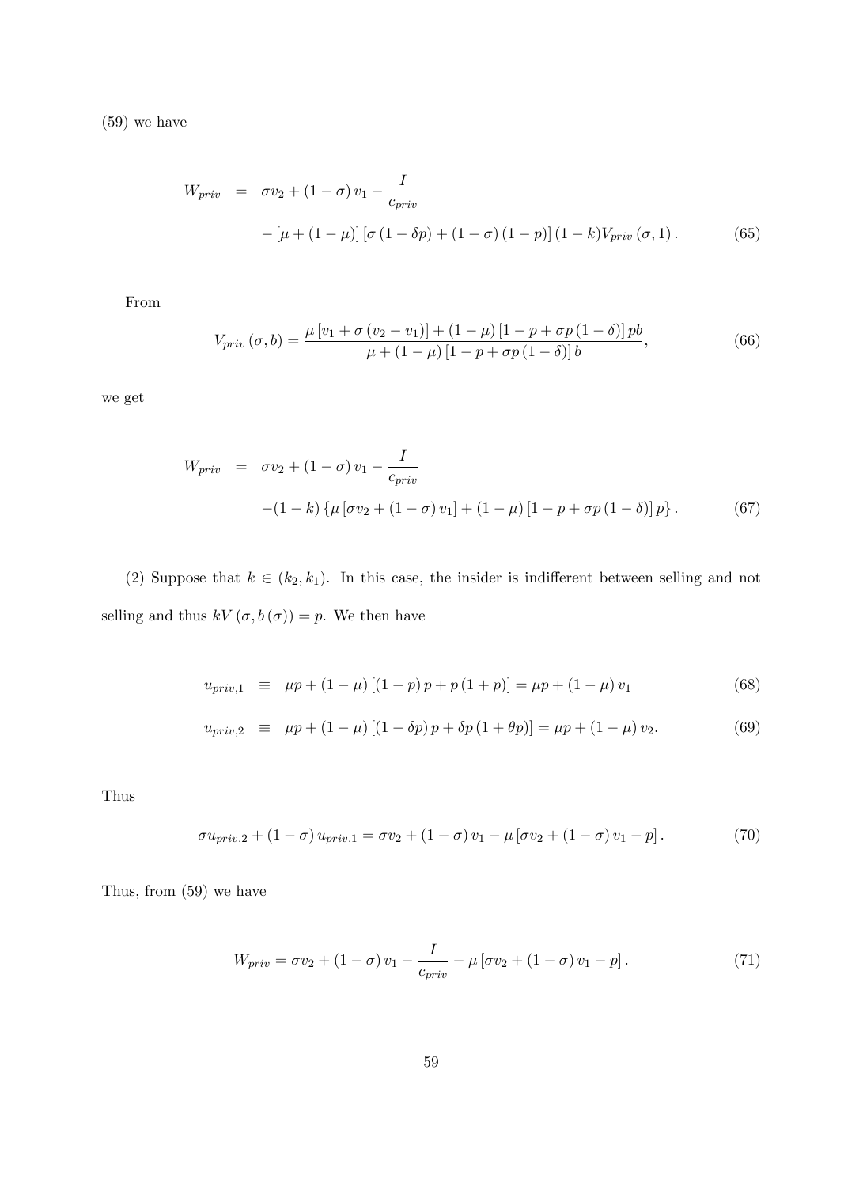(59) we have

$$
\begin{aligned}
W_{priv} &= \sigma v_2 + (1-\sigma) v_1 - \frac{I}{c_{priv}} \\
&\quad - [\mu + (1-\mu)] [\sigma (1-\delta p) + (1-\sigma)(1-p)] (1-k) V_{priv}(\sigma, 1). \qquad (65)
\end{aligned}
$$

From

$$
V_{priv}(\sigma, b) = \frac{\mu [v_1 + \sigma (v_2 - v_1)] + (1-\mu) [1 - p + \sigma p (1-\delta)] pb}{\mu + (1-\mu) [1 - p + \sigma p (1-\delta)] b}, \qquad (66)
$$

we get

$$
\begin{aligned}
W_{priv} &= \sigma v_2 + (1-\sigma) v_1 - \frac{I}{c_{priv}} \\
&\quad -(1-k) \{\mu [\sigma v_2 + (1-\sigma) v_1] + (1-\mu) [1 - p + \sigma p (1-\delta)] p\}. \qquad (67)
\end{aligned}
$$

(2) Suppose that $k \in (k_2, k_1)$. In this case, the insider is indifferent between selling and not selling and thus $kV(\sigma, b(\sigma)) = p$. We then have

$$
u_{priv,1} \equiv \mu p + (1-\mu) [(1-p) p + p (1+p)] = \mu p + (1-\mu) v_1 \qquad (68)
$$

$$
u_{priv,2} \equiv \mu p + (1-\mu) [(1-\delta p) p + \delta p (1+\theta p)] = \mu p + (1-\mu) v_2. \qquad (69)
$$

Thus

$$
\sigma u_{priv,2} + (1-\sigma) u_{priv,1} = \sigma v_2 + (1-\sigma) v_1 - \mu [\sigma v_2 + (1-\sigma) v_1 - p]. \qquad (70)
$$

Thus, from (59) we have

$$
W_{priv} = \sigma v_2 + (1-\sigma) v_1 - \frac{I}{c_{priv}} - \mu [\sigma v_2 + (1-\sigma) v_1 - p]. \qquad (71)
$$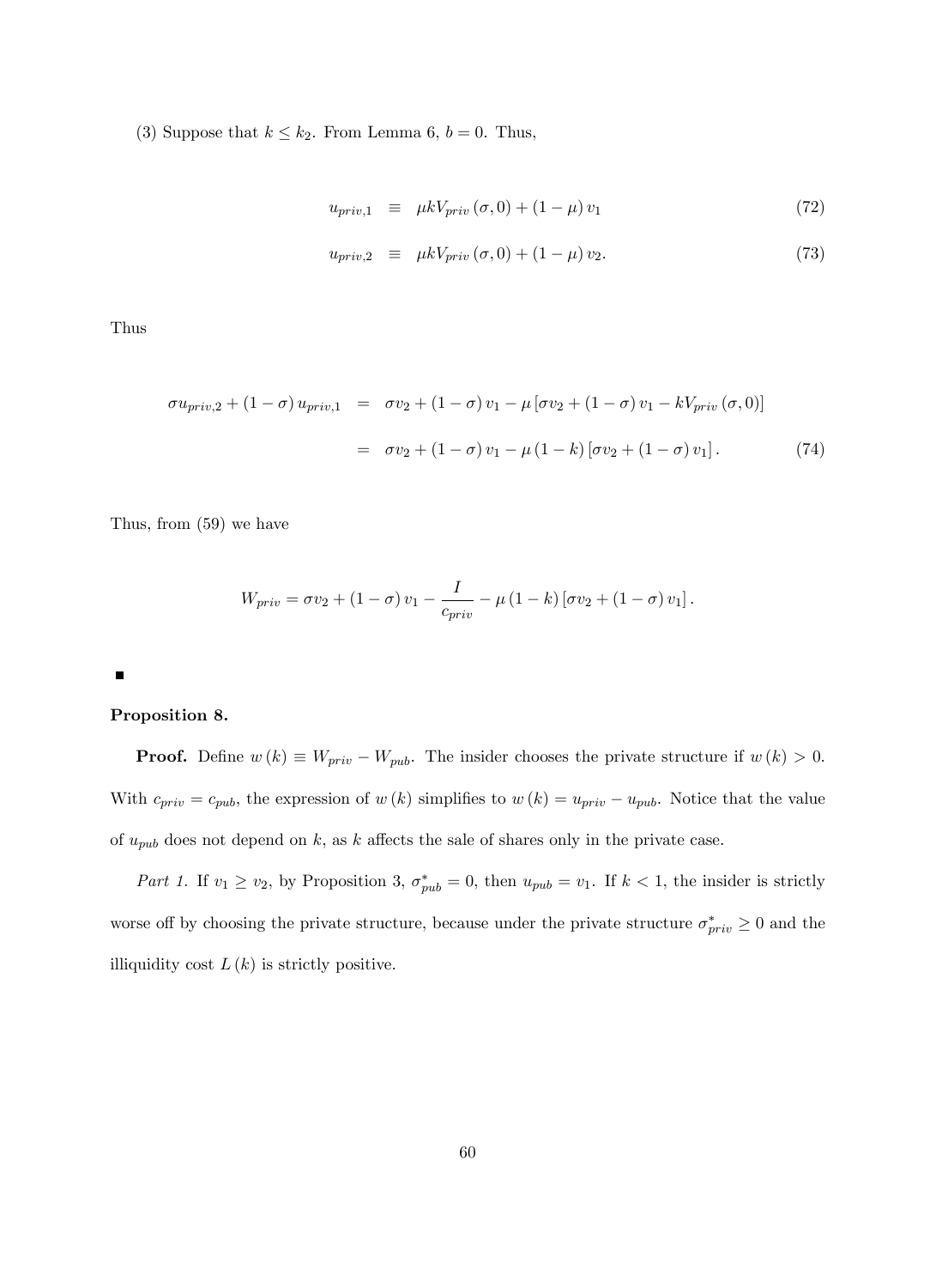(3) Suppose that $k \leq k_2$. From Lemma 6, $b = 0$. Thus,

$$u_{priv,1} \equiv \mu k V_{priv}(\sigma, 0) + (1-\mu) v_1 \tag{72}$$

$$u_{priv,2} \equiv \mu k V_{priv}(\sigma, 0) + (1-\mu) v_2. \tag{73}$$

Thus

$$\begin{aligned} \sigma u_{priv,2} + (1-\sigma) u_{priv,1} &= \sigma v_2 + (1-\sigma) v_1 - \mu \left[\sigma v_2 + (1-\sigma) v_1 - k V_{priv}(\sigma, 0)\right] \\ &= \sigma v_2 + (1-\sigma) v_1 - \mu (1-k) \left[\sigma v_2 + (1-\sigma) v_1\right]. \end{aligned} \tag{74}$$

Thus, from (59) we have

$$W_{priv} = \sigma v_2 + (1-\sigma) v_1 - \frac{I}{c_{priv}} - \mu (1-k) \left[\sigma v_2 + (1-\sigma) v_1\right].$$

■

**Proposition 8.**

**Proof.** Define $w(k) \equiv W_{priv} - W_{pub}$. The insider chooses the private structure if $w(k) > 0$. With $c_{priv} = c_{pub}$, the expression of $w(k)$ simplifies to $w(k) = u_{priv} - u_{pub}$. Notice that the value of $u_{pub}$ does not depend on $k$, as $k$ affects the sale of shares only in the private case.

*Part 1.* If $v_1 \geq v_2$, by Proposition 3, $\sigma^*_{pub} = 0$, then $u_{pub} = v_1$. If $k < 1$, the insider is strictly worse off by choosing the private structure, because under the private structure $\sigma^*_{priv} \geq 0$ and the illiquidity cost $L(k)$ is strictly positive.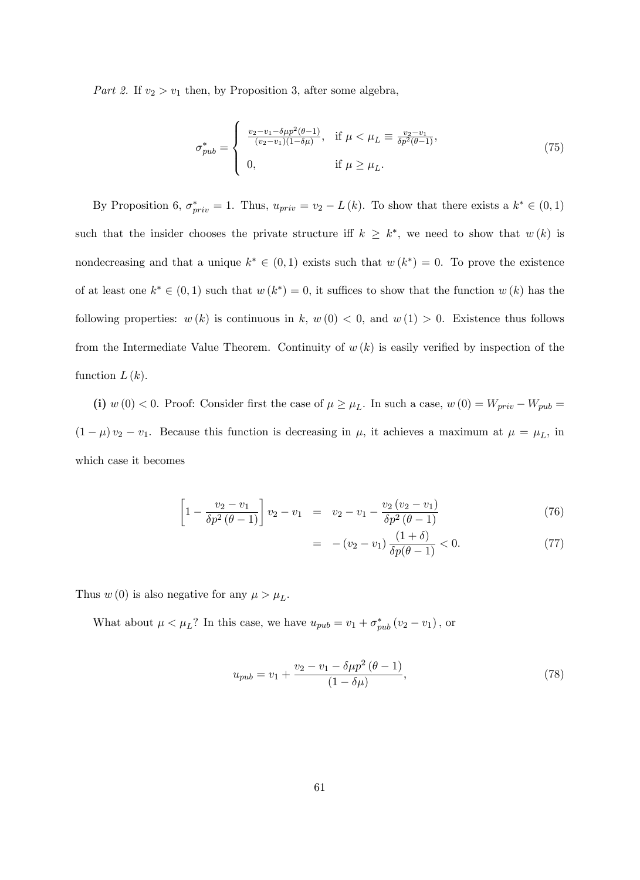*Part 2.* If $v_2 > v_1$ then, by Proposition 3, after some algebra,

$$\sigma^*_{pub} = \begin{cases} \frac{v_2 - v_1 - \delta\mu p^2(\theta-1)}{(v_2-v_1)(1-\delta\mu)}, & \text{if } \mu < \mu_L \equiv \frac{v_2-v_1}{\delta p^2(\theta-1)}, \\ 0, & \text{if } \mu \geq \mu_L. \end{cases} \tag{75}$$

By Proposition 6, $\sigma^*_{priv} = 1$. Thus, $u_{priv} = v_2 - L(k)$. To show that there exists a $k^* \in (0,1)$ such that the insider chooses the private structure iff $k \geq k^*$, we need to show that $w(k)$ is nondecreasing and that a unique $k^* \in (0,1)$ exists such that $w(k^*) = 0$. To prove the existence of at least one $k^* \in (0,1)$ such that $w(k^*) = 0$, it suffices to show that the function $w(k)$ has the following properties: $w(k)$ is continuous in $k$, $w(0) < 0$, and $w(1) > 0$. Existence thus follows from the Intermediate Value Theorem. Continuity of $w(k)$ is easily verified by inspection of the function $L(k)$.

**(i)** $w(0) < 0$. Proof: Consider first the case of $\mu \geq \mu_L$. In such a case, $w(0) = W_{priv} - W_{pub} = (1-\mu)v_2 - v_1$. Because this function is decreasing in $\mu$, it achieves a maximum at $\mu = \mu_L$, in which case it becomes

$$\left[1 - \frac{v_2 - v_1}{\delta p^2(\theta-1)}\right] v_2 - v_1 = v_2 - v_1 - \frac{v_2(v_2-v_1)}{\delta p^2(\theta-1)} \tag{76}$$

$$= -(v_2 - v_1)\frac{(1+\delta)}{\delta p(\theta-1)} < 0. \tag{77}$$

Thus $w(0)$ is also negative for any $\mu > \mu_L$.

What about $\mu < \mu_L$? In this case, we have $u_{pub} = v_1 + \sigma^*_{pub}(v_2 - v_1)$, or

$$u_{pub} = v_1 + \frac{v_2 - v_1 - \delta\mu p^2(\theta-1)}{(1-\delta\mu)}, \tag{78}$$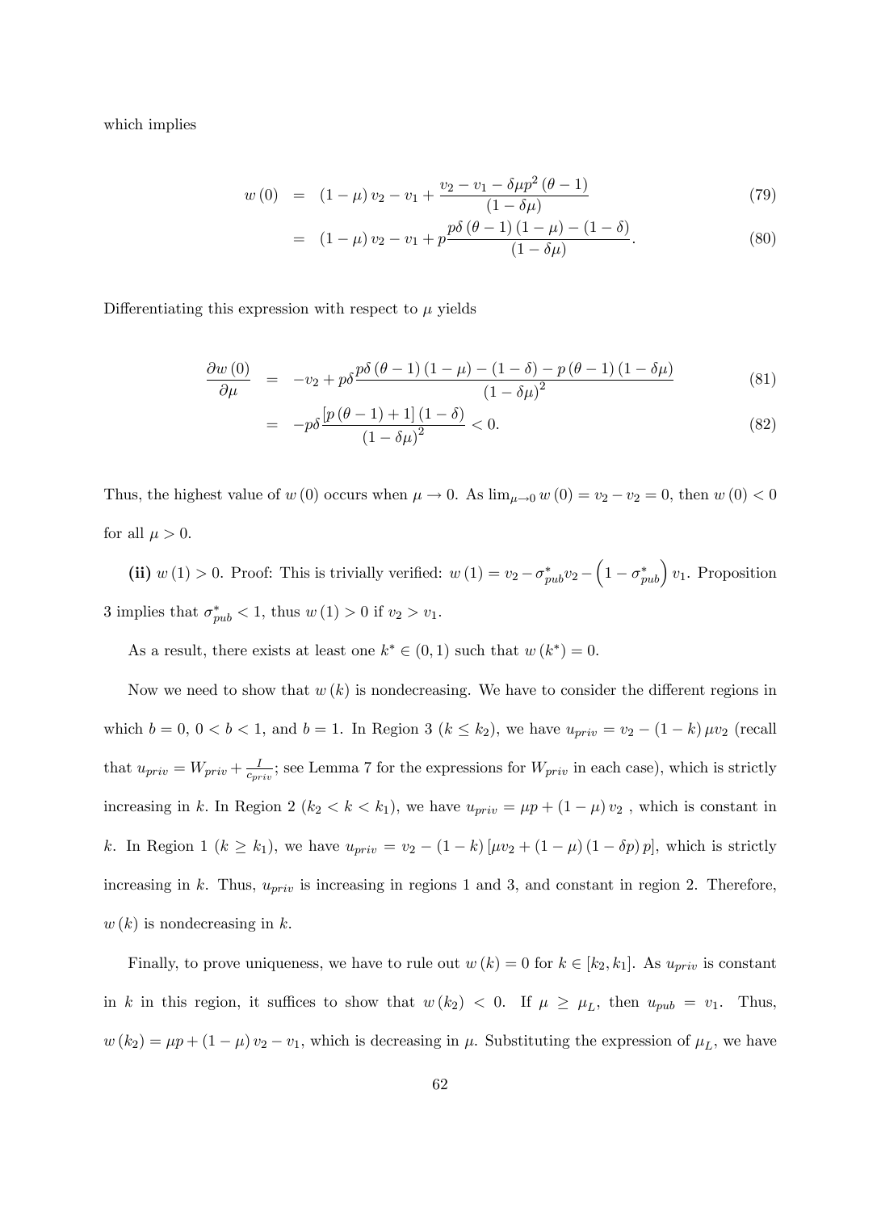which implies

$$w(0) = (1-\mu)v_2 - v_1 + \frac{v_2 - v_1 - \delta\mu p^2(\theta-1)}{(1-\delta\mu)} \tag{79}$$

$$= (1-\mu)v_2 - v_1 + p\frac{p\delta(\theta-1)(1-\mu)-(1-\delta)}{(1-\delta\mu)}. \tag{80}$$

Differentiating this expression with respect to $\mu$ yields

$$\frac{\partial w(0)}{\partial \mu} = -v_2 + p\delta\frac{p\delta(\theta-1)(1-\mu)-(1-\delta)-p(\theta-1)(1-\delta\mu)}{(1-\delta\mu)^2} \tag{81}$$

$$= -p\delta\frac{[p(\theta-1)+1](1-\delta)}{(1-\delta\mu)^2} < 0. \tag{82}$$

Thus, the highest value of $w(0)$ occurs when $\mu \to 0$. As $\lim_{\mu\to 0} w(0) = v_2 - v_2 = 0$, then $w(0) < 0$ for all $\mu > 0$.

**(ii)** $w(1) > 0$. Proof: This is trivially verified: $w(1) = v_2 - \sigma^*_{pub}v_2 - \left(1-\sigma^*_{pub}\right)v_1$. Proposition 3 implies that $\sigma^*_{pub} < 1$, thus $w(1) > 0$ if $v_2 > v_1$.

As a result, there exists at least one $k^* \in (0,1)$ such that $w(k^*) = 0$.

Now we need to show that $w(k)$ is nondecreasing. We have to consider the different regions in which $b = 0$, $0 < b < 1$, and $b = 1$. In Region 3 ($k \le k_2$), we have $u_{priv} = v_2 - (1-k)\mu v_2$ (recall that $u_{priv} = W_{priv} + \frac{I}{c_{priv}}$; see Lemma 7 for the expressions for $W_{priv}$ in each case), which is strictly increasing in $k$. In Region 2 ($k_2 < k < k_1$), we have $u_{priv} = \mu p + (1-\mu)v_2$ , which is constant in $k$. In Region 1 ($k \ge k_1$), we have $u_{priv} = v_2 - (1-k)[\mu v_2 + (1-\mu)(1-\delta p)p]$, which is strictly increasing in $k$. Thus, $u_{priv}$ is increasing in regions 1 and 3, and constant in region 2. Therefore, $w(k)$ is nondecreasing in $k$.

Finally, to prove uniqueness, we have to rule out $w(k) = 0$ for $k \in [k_2, k_1]$. As $u_{priv}$ is constant in $k$ in this region, it suffices to show that $w(k_2) < 0$. If $\mu \ge \mu_L$, then $u_{pub} = v_1$. Thus, $w(k_2) = \mu p + (1-\mu)v_2 - v_1$, which is decreasing in $\mu$. Substituting the expression of $\mu_L$, we have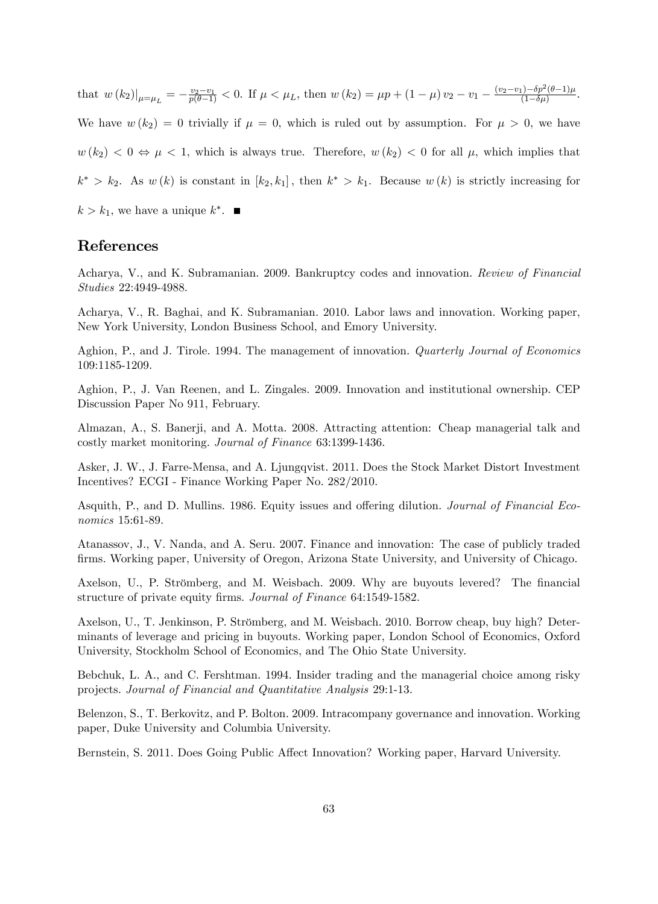that $w(k_2)|_{\mu=\mu_L} = -\frac{v_2-v_1}{p(\theta-1)} < 0$. If $\mu < \mu_L$, then $w(k_2) = \mu p + (1-\mu) v_2 - v_1 - \frac{(v_2-v_1)-\delta p^2(\theta-1)\mu}{(1-\delta\mu)}$. We have $w(k_2) = 0$ trivially if $\mu = 0$, which is ruled out by assumption. For $\mu > 0$, we have $w(k_2) < 0 \Leftrightarrow \mu < 1$, which is always true. Therefore, $w(k_2) < 0$ for all $\mu$, which implies that $k^* > k_2$. As $w(k)$ is constant in $[k_2, k_1]$, then $k^* > k_1$. Because $w(k)$ is strictly increasing for $k > k_1$, we have a unique $k^*$. ■

## References

Acharya, V., and K. Subramanian. 2009. Bankruptcy codes and innovation. *Review of Financial Studies* 22:4949-4988.

Acharya, V., R. Baghai, and K. Subramanian. 2010. Labor laws and innovation. Working paper, New York University, London Business School, and Emory University.

Aghion, P., and J. Tirole. 1994. The management of innovation. *Quarterly Journal of Economics* 109:1185-1209.

Aghion, P., J. Van Reenen, and L. Zingales. 2009. Innovation and institutional ownership. CEP Discussion Paper No 911, February.

Almazan, A., S. Banerji, and A. Motta. 2008. Attracting attention: Cheap managerial talk and costly market monitoring. *Journal of Finance* 63:1399-1436.

Asker, J. W., J. Farre-Mensa, and A. Ljungqvist. 2011. Does the Stock Market Distort Investment Incentives? ECGI - Finance Working Paper No. 282/2010.

Asquith, P., and D. Mullins. 1986. Equity issues and offering dilution. *Journal of Financial Economics* 15:61-89.

Atanassov, J., V. Nanda, and A. Seru. 2007. Finance and innovation: The case of publicly traded firms. Working paper, University of Oregon, Arizona State University, and University of Chicago.

Axelson, U., P. Strömberg, and M. Weisbach. 2009. Why are buyouts levered? The financial structure of private equity firms. *Journal of Finance* 64:1549-1582.

Axelson, U., T. Jenkinson, P. Strömberg, and M. Weisbach. 2010. Borrow cheap, buy high? Determinants of leverage and pricing in buyouts. Working paper, London School of Economics, Oxford University, Stockholm School of Economics, and The Ohio State University.

Bebchuk, L. A., and C. Fershtman. 1994. Insider trading and the managerial choice among risky projects. *Journal of Financial and Quantitative Analysis* 29:1-13.

Belenzon, S., T. Berkovitz, and P. Bolton. 2009. Intracompany governance and innovation. Working paper, Duke University and Columbia University.

Bernstein, S. 2011. Does Going Public Affect Innovation? Working paper, Harvard University.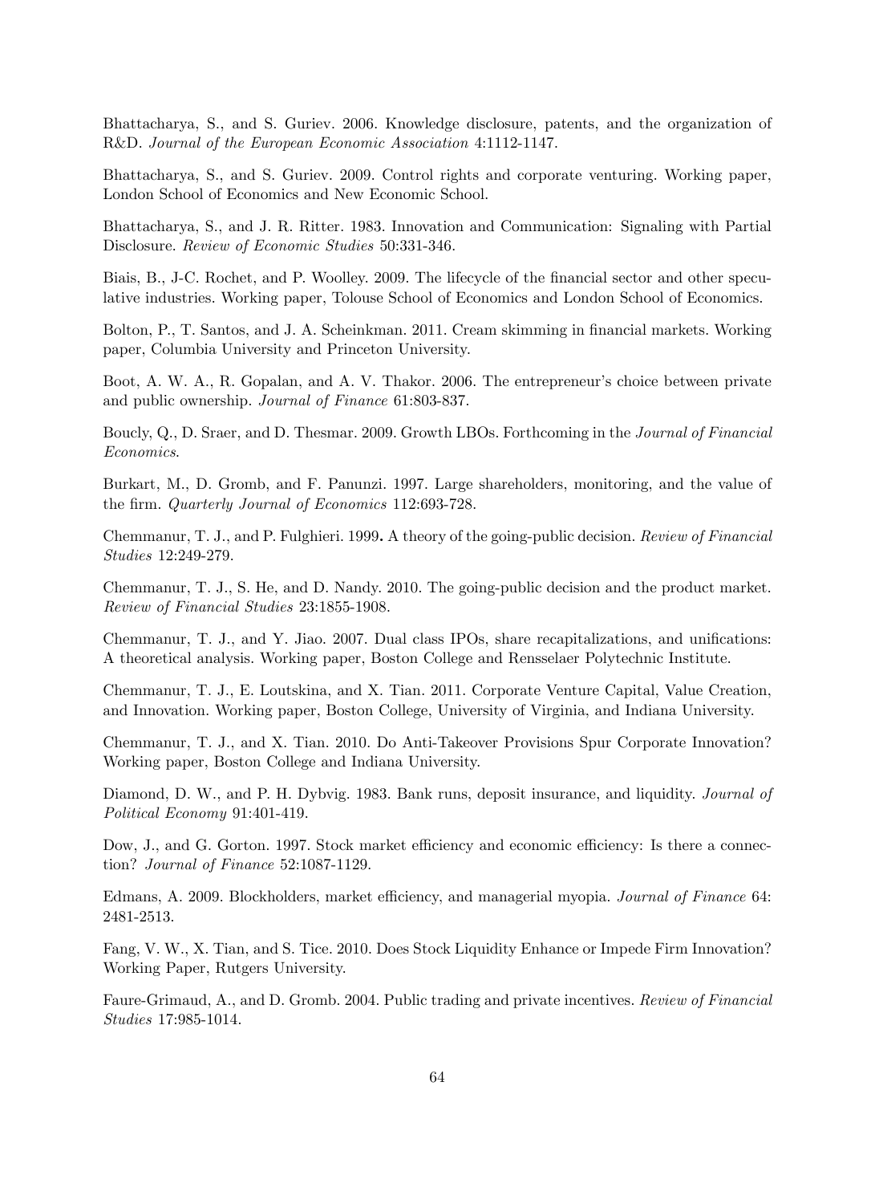Bhattacharya, S., and S. Guriev. 2006. Knowledge disclosure, patents, and the organization of R&D. *Journal of the European Economic Association* 4:1112-1147.

Bhattacharya, S., and S. Guriev. 2009. Control rights and corporate venturing. Working paper, London School of Economics and New Economic School.

Bhattacharya, S., and J. R. Ritter. 1983. Innovation and Communication: Signaling with Partial Disclosure. *Review of Economic Studies* 50:331-346.

Biais, B., J-C. Rochet, and P. Woolley. 2009. The lifecycle of the financial sector and other speculative industries. Working paper, Tolouse School of Economics and London School of Economics.

Bolton, P., T. Santos, and J. A. Scheinkman. 2011. Cream skimming in financial markets. Working paper, Columbia University and Princeton University.

Boot, A. W. A., R. Gopalan, and A. V. Thakor. 2006. The entrepreneur's choice between private and public ownership. *Journal of Finance* 61:803-837.

Boucly, Q., D. Sraer, and D. Thesmar. 2009. Growth LBOs. Forthcoming in the *Journal of Financial Economics*.

Burkart, M., D. Gromb, and F. Panunzi. 1997. Large shareholders, monitoring, and the value of the firm. *Quarterly Journal of Economics* 112:693-728.

Chemmanur, T. J., and P. Fulghieri. 1999**.** A theory of the going-public decision. *Review of Financial Studies* 12:249-279.

Chemmanur, T. J., S. He, and D. Nandy. 2010. The going-public decision and the product market. *Review of Financial Studies* 23:1855-1908.

Chemmanur, T. J., and Y. Jiao. 2007. Dual class IPOs, share recapitalizations, and unifications: A theoretical analysis. Working paper, Boston College and Rensselaer Polytechnic Institute.

Chemmanur, T. J., E. Loutskina, and X. Tian. 2011. Corporate Venture Capital, Value Creation, and Innovation. Working paper, Boston College, University of Virginia, and Indiana University.

Chemmanur, T. J., and X. Tian. 2010. Do Anti-Takeover Provisions Spur Corporate Innovation? Working paper, Boston College and Indiana University.

Diamond, D. W., and P. H. Dybvig. 1983. Bank runs, deposit insurance, and liquidity. *Journal of Political Economy* 91:401-419.

Dow, J., and G. Gorton. 1997. Stock market efficiency and economic efficiency: Is there a connection? *Journal of Finance* 52:1087-1129.

Edmans, A. 2009. Blockholders, market efficiency, and managerial myopia. *Journal of Finance* 64: 2481-2513.

Fang, V. W., X. Tian, and S. Tice. 2010. Does Stock Liquidity Enhance or Impede Firm Innovation? Working Paper, Rutgers University.

Faure-Grimaud, A., and D. Gromb. 2004. Public trading and private incentives. *Review of Financial Studies* 17:985-1014.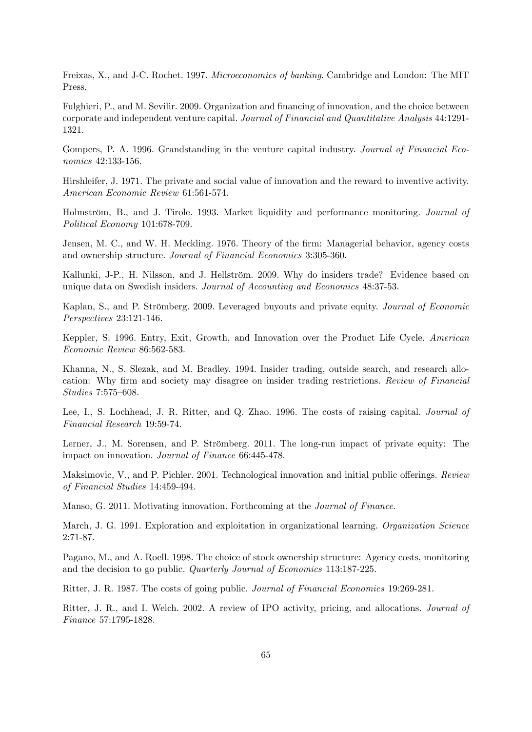Freixas, X., and J-C. Rochet. 1997. *Microeconomics of banking*. Cambridge and London: The MIT Press.

Fulghieri, P., and M. Sevilir. 2009. Organization and financing of innovation, and the choice between corporate and independent venture capital. *Journal of Financial and Quantitative Analysis* 44:1291-1321.

Gompers, P. A. 1996. Grandstanding in the venture capital industry. *Journal of Financial Economics* 42:133-156.

Hirshleifer, J. 1971. The private and social value of innovation and the reward to inventive activity. *American Economic Review* 61:561-574.

Holmström, B., and J. Tirole. 1993. Market liquidity and performance monitoring. *Journal of Political Economy* 101:678-709.

Jensen, M. C., and W. H. Meckling. 1976. Theory of the firm: Managerial behavior, agency costs and ownership structure. *Journal of Financial Economics* 3:305-360.

Kallunki, J-P., H. Nilsson, and J. Hellström. 2009. Why do insiders trade? Evidence based on unique data on Swedish insiders. *Journal of Accounting and Economics* 48:37-53.

Kaplan, S., and P. Strömberg. 2009. Leveraged buyouts and private equity. *Journal of Economic Perspectives* 23:121-146.

Keppler, S. 1996. Entry, Exit, Growth, and Innovation over the Product Life Cycle. *American Economic Review* 86:562-583.

Khanna, N., S. Slezak, and M. Bradley. 1994. Insider trading, outside search, and research allocation: Why firm and society may disagree on insider trading restrictions. *Review of Financial Studies* 7:575–608.

Lee, I., S. Lochhead, J. R. Ritter, and Q. Zhao. 1996. The costs of raising capital. *Journal of Financial Research* 19:59-74.

Lerner, J., M. Sorensen, and P. Strömberg. 2011. The long-run impact of private equity: The impact on innovation. *Journal of Finance* 66:445-478.

Maksimovic, V., and P. Pichler. 2001. Technological innovation and initial public offerings. *Review of Financial Studies* 14:459-494.

Manso, G. 2011. Motivating innovation. Forthcoming at the *Journal of Finance*.

March, J. G. 1991. Exploration and exploitation in organizational learning. *Organization Science* 2:71-87.

Pagano, M., and A. Roell. 1998. The choice of stock ownership structure: Agency costs, monitoring and the decision to go public. *Quarterly Journal of Economics* 113:187-225.

Ritter, J. R. 1987. The costs of going public. *Journal of Financial Economics* 19:269-281.

Ritter, J. R., and I. Welch. 2002. A review of IPO activity, pricing, and allocations. *Journal of Finance* 57:1795-1828.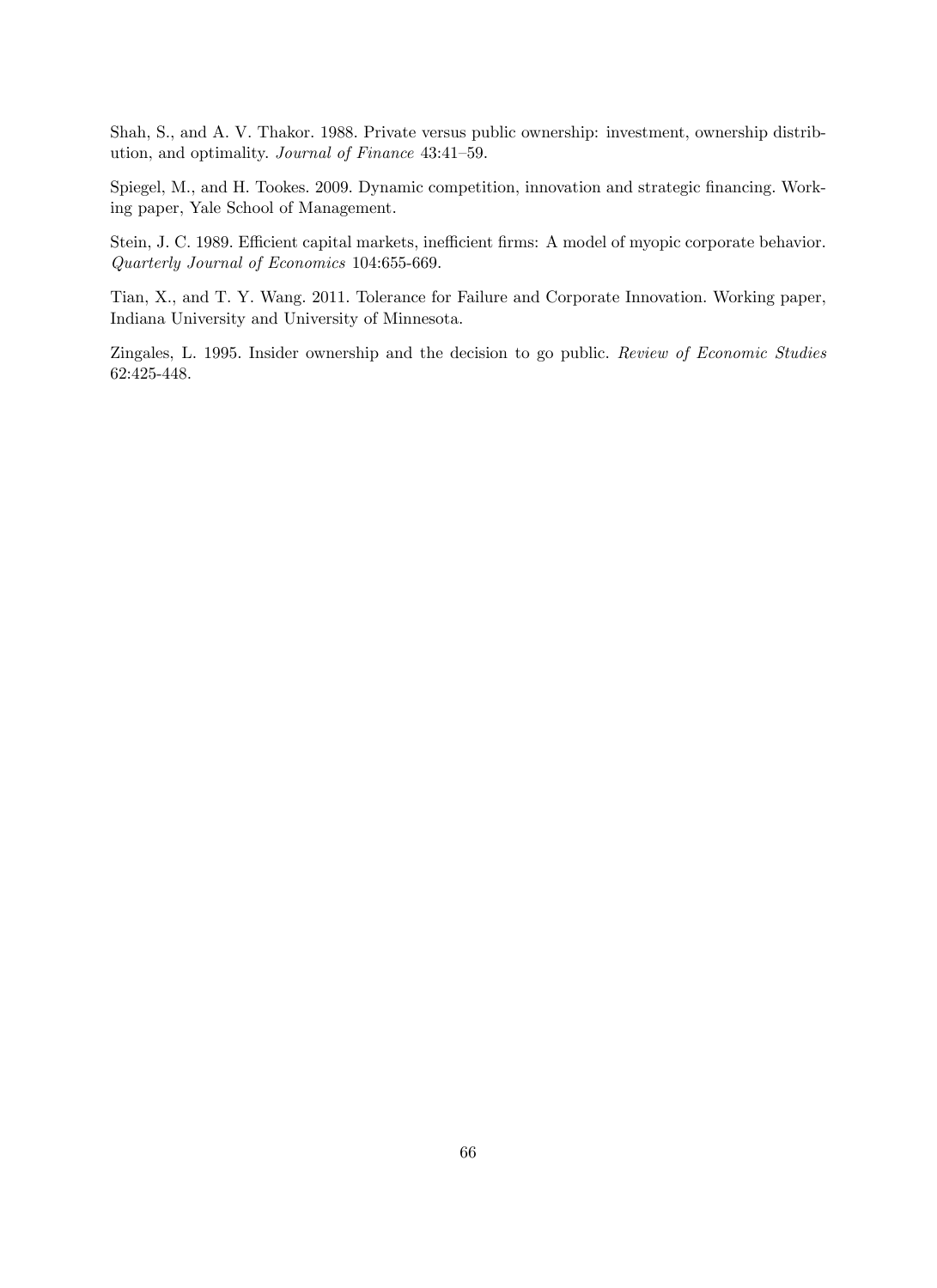Shah, S., and A. V. Thakor. 1988. Private versus public ownership: investment, ownership distribution, and optimality. *Journal of Finance* 43:41–59.

Spiegel, M., and H. Tookes. 2009. Dynamic competition, innovation and strategic financing. Working paper, Yale School of Management.

Stein, J. C. 1989. Efficient capital markets, inefficient firms: A model of myopic corporate behavior. *Quarterly Journal of Economics* 104:655-669.

Tian, X., and T. Y. Wang. 2011. Tolerance for Failure and Corporate Innovation. Working paper, Indiana University and University of Minnesota.

Zingales, L. 1995. Insider ownership and the decision to go public. *Review of Economic Studies* 62:425-448.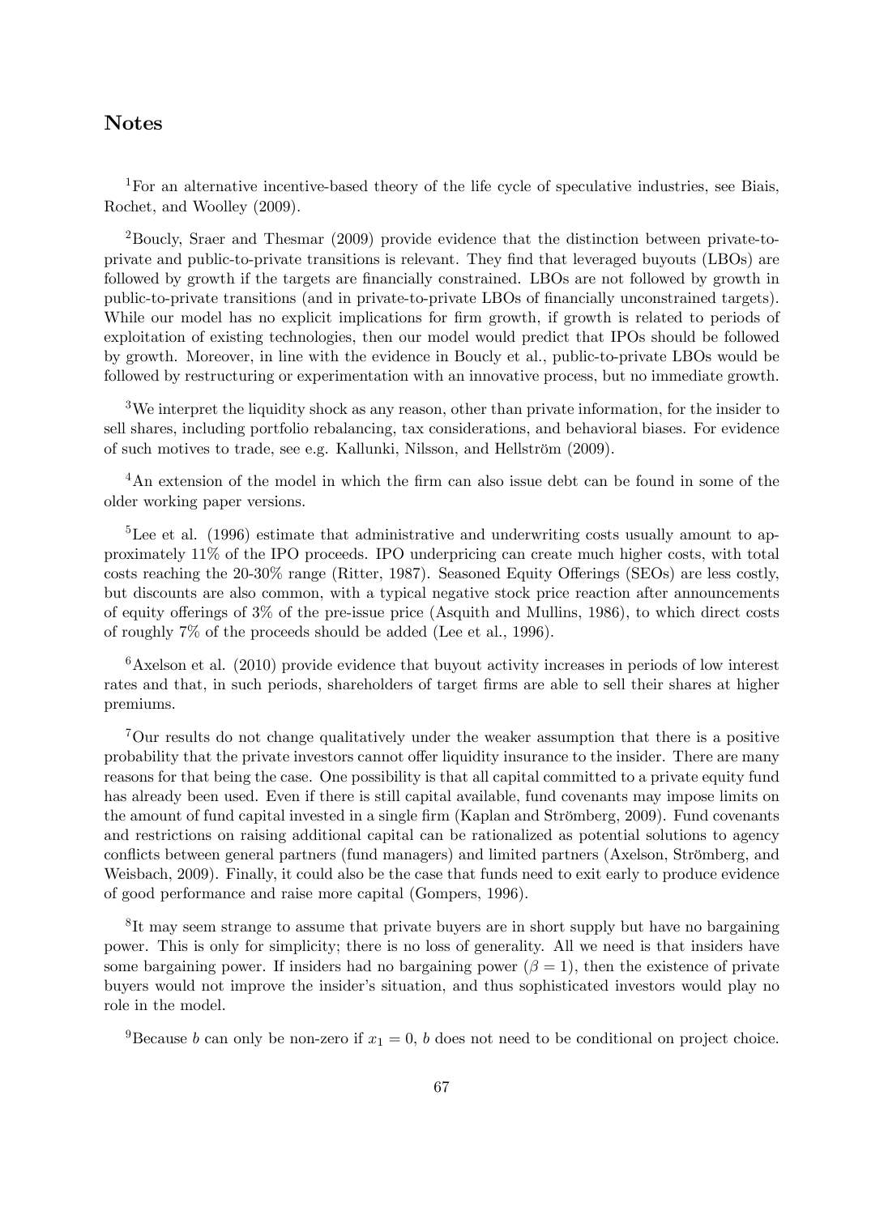## Notes

[1]For an alternative incentive-based theory of the life cycle of speculative industries, see Biais, Rochet, and Woolley (2009).

[2]Boucly, Sraer and Thesmar (2009) provide evidence that the distinction between private-to-private and public-to-private transitions is relevant. They find that leveraged buyouts (LBOs) are followed by growth if the targets are financially constrained. LBOs are not followed by growth in public-to-private transitions (and in private-to-private LBOs of financially unconstrained targets). While our model has no explicit implications for firm growth, if growth is related to periods of exploitation of existing technologies, then our model would predict that IPOs should be followed by growth. Moreover, in line with the evidence in Boucly et al., public-to-private LBOs would be followed by restructuring or experimentation with an innovative process, but no immediate growth.

[3]We interpret the liquidity shock as any reason, other than private information, for the insider to sell shares, including portfolio rebalancing, tax considerations, and behavioral biases. For evidence of such motives to trade, see e.g. Kallunki, Nilsson, and Hellström (2009).

[4]An extension of the model in which the firm can also issue debt can be found in some of the older working paper versions.

[5]Lee et al. (1996) estimate that administrative and underwriting costs usually amount to approximately 11% of the IPO proceeds. IPO underpricing can create much higher costs, with total costs reaching the 20-30% range (Ritter, 1987). Seasoned Equity Offerings (SEOs) are less costly, but discounts are also common, with a typical negative stock price reaction after announcements of equity offerings of 3% of the pre-issue price (Asquith and Mullins, 1986), to which direct costs of roughly 7% of the proceeds should be added (Lee et al., 1996).

[6]Axelson et al. (2010) provide evidence that buyout activity increases in periods of low interest rates and that, in such periods, shareholders of target firms are able to sell their shares at higher premiums.

[7]Our results do not change qualitatively under the weaker assumption that there is a positive probability that the private investors cannot offer liquidity insurance to the insider. There are many reasons for that being the case. One possibility is that all capital committed to a private equity fund has already been used. Even if there is still capital available, fund covenants may impose limits on the amount of fund capital invested in a single firm (Kaplan and Strömberg, 2009). Fund covenants and restrictions on raising additional capital can be rationalized as potential solutions to agency conflicts between general partners (fund managers) and limited partners (Axelson, Strömberg, and Weisbach, 2009). Finally, it could also be the case that funds need to exit early to produce evidence of good performance and raise more capital (Gompers, 1996).

[8]It may seem strange to assume that private buyers are in short supply but have no bargaining power. This is only for simplicity; there is no loss of generality. All we need is that insiders have some bargaining power. If insiders had no bargaining power ($\beta = 1$), then the existence of private buyers would not improve the insider's situation, and thus sophisticated investors would play no role in the model.

[9]Because $b$ can only be non-zero if $x_1 = 0$, $b$ does not need to be conditional on project choice.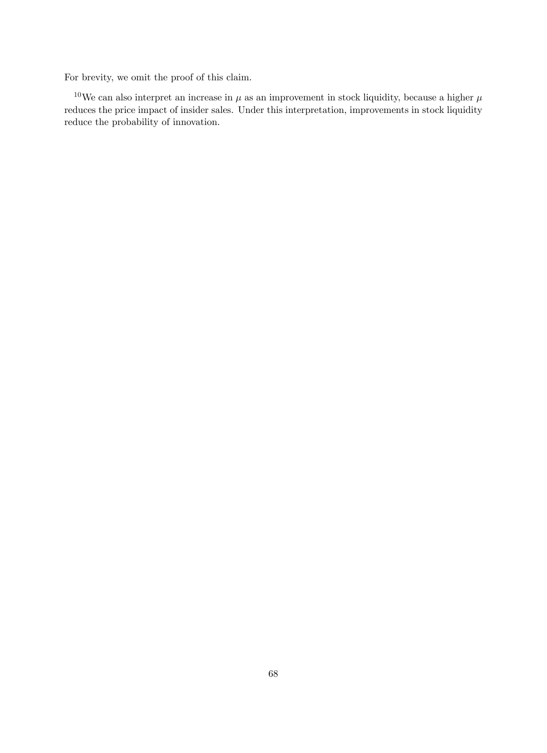For brevity, we omit the proof of this claim.

[10]We can also interpret an increase in $\mu$ as an improvement in stock liquidity, because a higher $\mu$ reduces the price impact of insider sales. Under this interpretation, improvements in stock liquidity reduce the probability of innovation.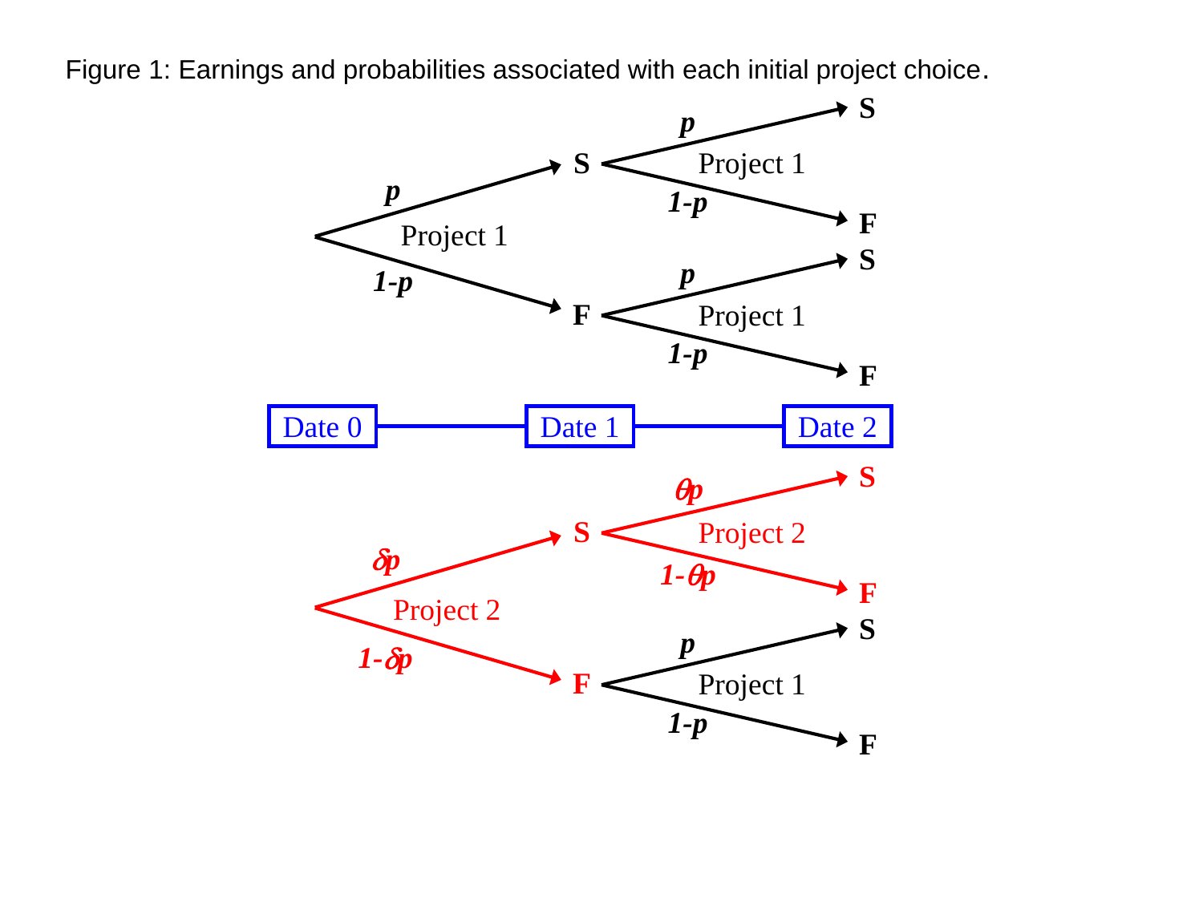Figure 1: Earnings and probabilities associated with each initial project choice.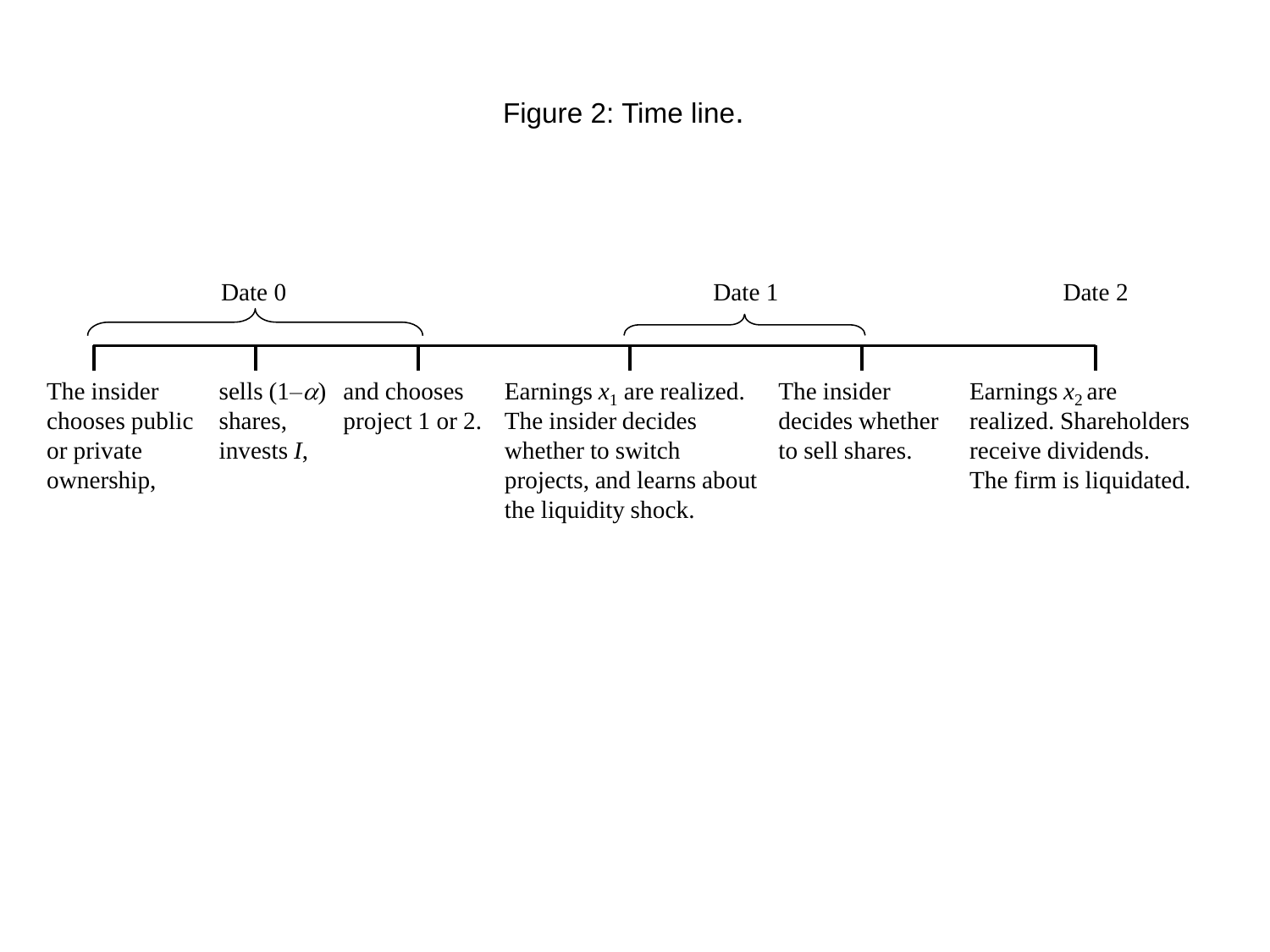Figure 2: Time line.

**Date 0**

- The insider chooses public or private ownership, sells $(1-\alpha)$ shares, invests $I$, and chooses project 1 or 2.

**Date 1**

- Earnings $x_1$ are realized. The insider decides whether to switch projects, and learns about the liquidity shock.
- The insider decides whether to sell shares.

**Date 2**

- Earnings $x_2$ are realized. Shareholders receive dividends. The firm is liquidated.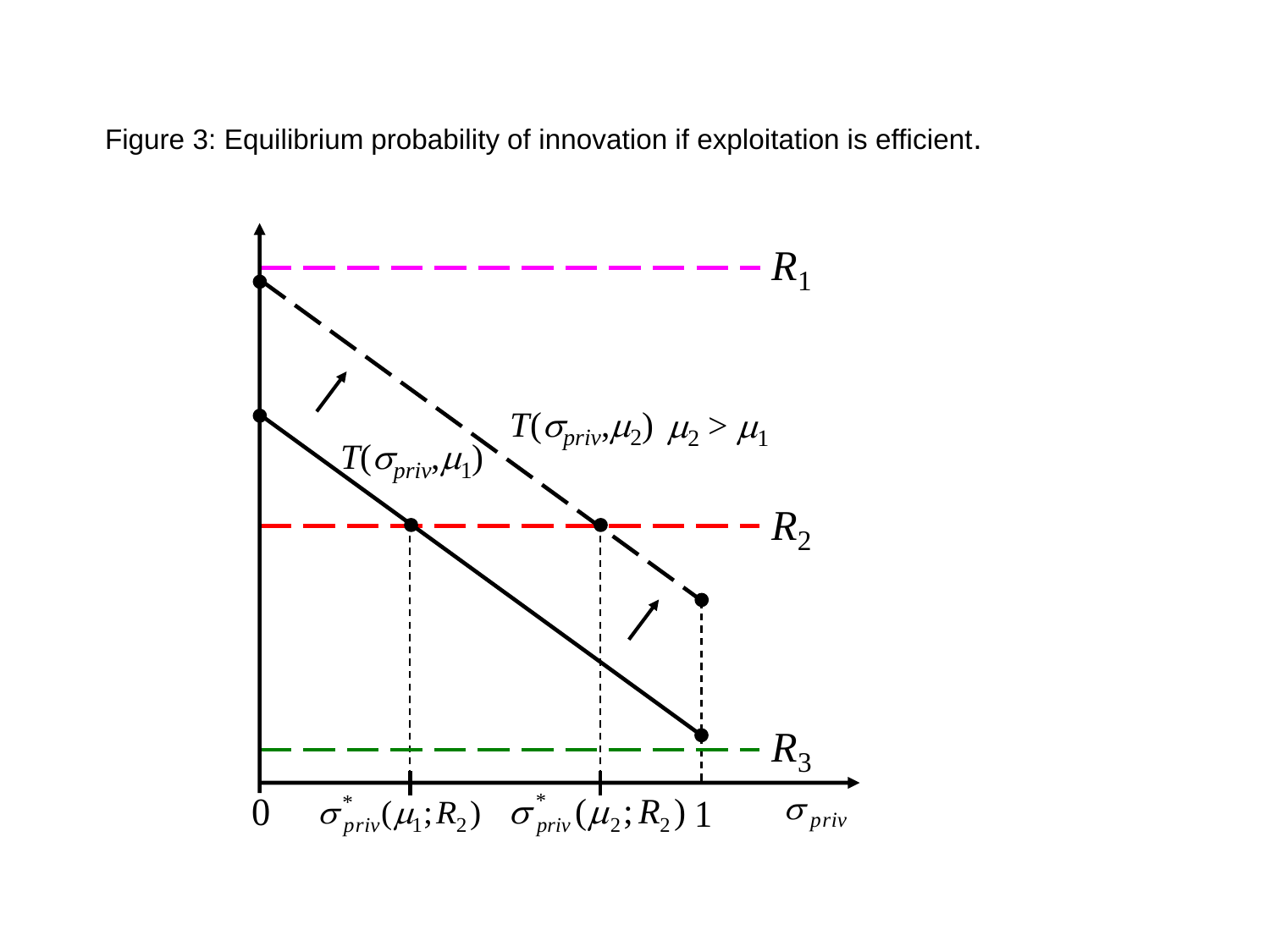Figure 3: Equilibrium probability of innovation if exploitation is efficient.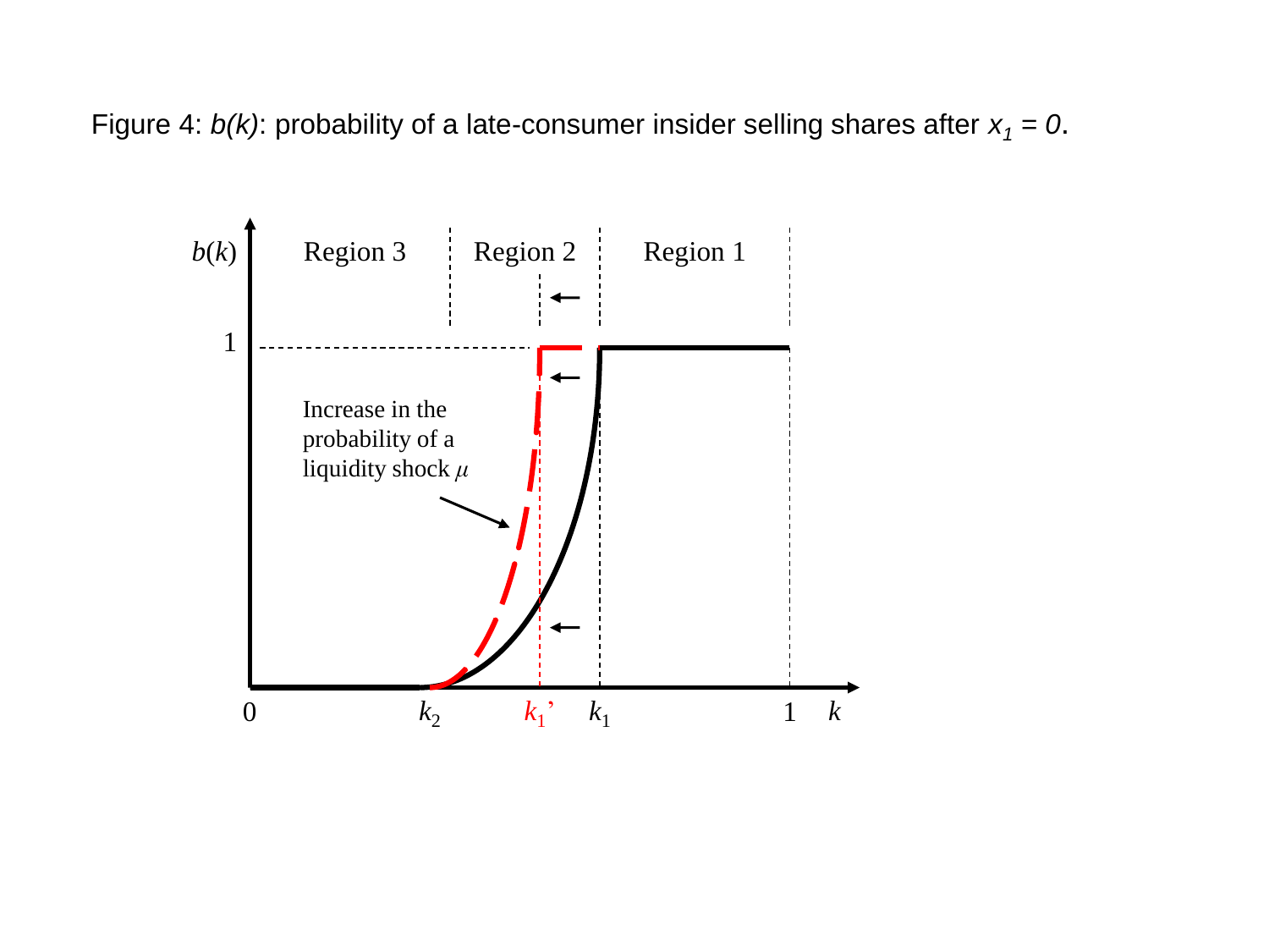Figure 4: $b(k)$: probability of a late-consumer insider selling shares after $x_1 = 0$.

$b(k)$

Region 3

Region 2

Region 1

1

Increase in the probability of a liquidity shock $\mu$

0

$k_2$

$k_1$'

$k_1$

1

$k$